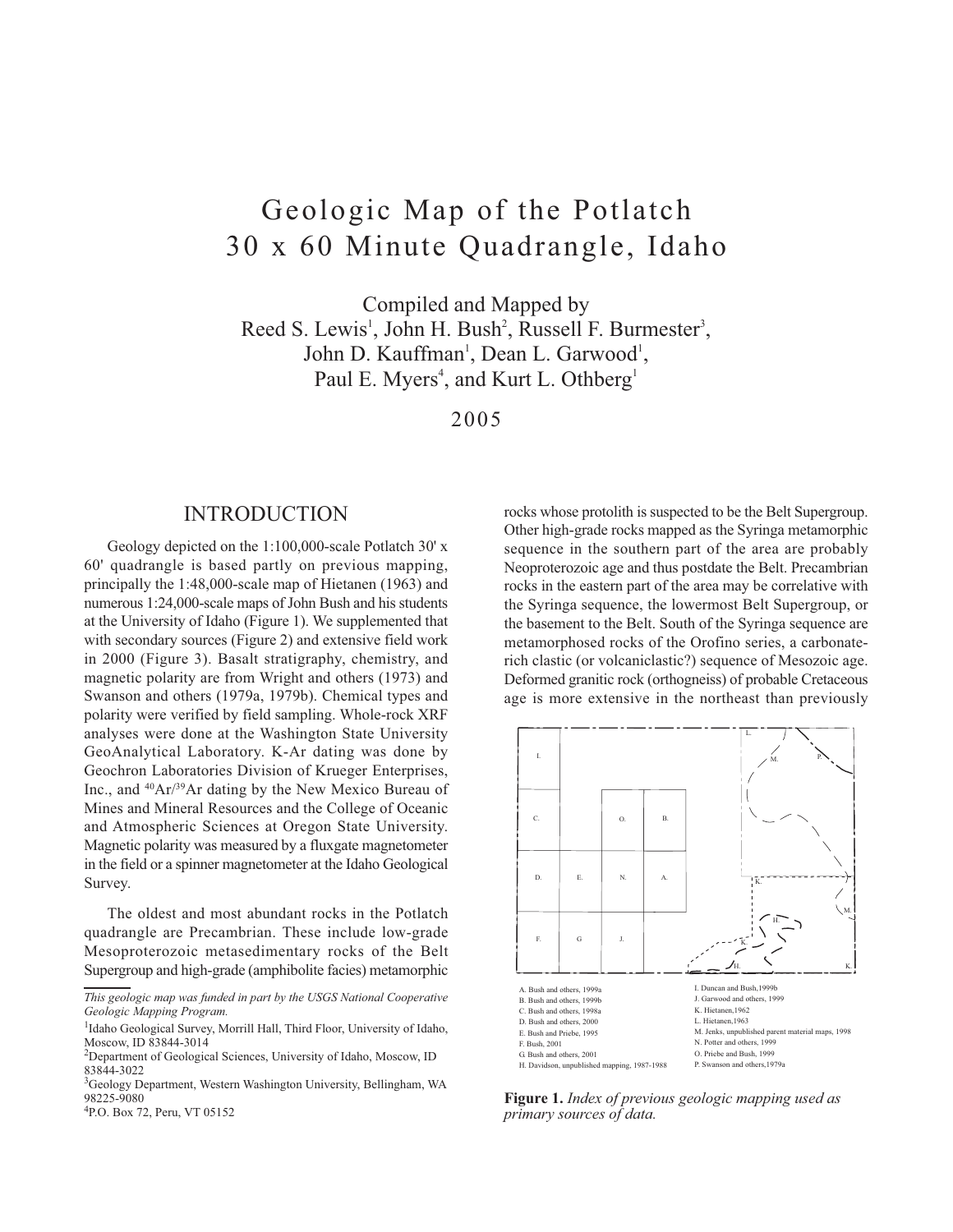# Geologic Map of the Potlatch 30 x 60 Minute Quadrangle, Idaho

Compiled and Mapped by
Reed S. Lewis[1], John H. Bush[2], Russell F. Burmester[3],
John D. Kauffman[1], Dean L. Garwood[1],
Paul E. Myers[4], and Kurt L. Othberg[1]

2005

## INTRODUCTION

Geology depicted on the 1:100,000-scale Potlatch 30' x 60' quadrangle is based partly on previous mapping, principally the 1:48,000-scale map of Hietanen (1963) and numerous 1:24,000-scale maps of John Bush and his students at the University of Idaho (Figure 1). We supplemented that with secondary sources (Figure 2) and extensive field work in 2000 (Figure 3). Basalt stratigraphy, chemistry, and magnetic polarity are from Wright and others (1973) and Swanson and others (1979a, 1979b). Chemical types and polarity were verified by field sampling. Whole-rock XRF analyses were done at the Washington State University GeoAnalytical Laboratory. K-Ar dating was done by Geochron Laboratories Division of Krueger Enterprises, Inc., and $^{40}Ar/^{39}Ar$ dating by the New Mexico Bureau of Mines and Mineral Resources and the College of Oceanic and Atmospheric Sciences at Oregon State University. Magnetic polarity was measured by a fluxgate magnetometer in the field or a spinner magnetometer at the Idaho Geological Survey.

The oldest and most abundant rocks in the Potlatch quadrangle are Precambrian. These include low-grade Mesoproterozoic metasedimentary rocks of the Belt Supergroup and high-grade (amphibolite facies) metamorphic rocks whose protolith is suspected to be the Belt Supergroup. Other high-grade rocks mapped as the Syringa metamorphic sequence in the southern part of the area are probably Neoproterozoic age and thus postdate the Belt. Precambrian rocks in the eastern part of the area may be correlative with the Syringa sequence, the lowermost Belt Supergroup, or the basement to the Belt. South of the Syringa sequence are metamorphosed rocks of the Orofino series, a carbonate-rich clastic (or volcaniclastic?) sequence of Mesozoic age. Deformed granitic rock (orthogneiss) of probable Cretaceous age is more extensive in the northeast than previously

| | | | | |
|---|---|---|---|---|
| I. | | | | |
| C. | | O. | B. | |
| D. | E. | N. | A. | |
| F. | G | J. | | |

A. Bush and others, 1999a
B. Bush and others, 1999b
C. Bush and others, 1998a
D. Bush and others, 2000
E. Bush and Priebe, 1995
F. Bush, 2001
G. Bush and others, 2001
H. Davidson, unpublished mapping, 1987-1988
I. Duncan and Bush,1999b
J. Garwood and others, 1999
K. Hietanen,1962
L. Hietanen,1963
M. Jenks, unpublished parent material maps, 1998
N. Potter and others, 1999
O. Priebe and Bush, 1999
P. Swanson and others,1979a

**Figure 1.** *Index of previous geologic mapping used as primary sources of data.*

---

*This geologic map was funded in part by the USGS National Cooperative Geologic Mapping Program.*

[1]Idaho Geological Survey, Morrill Hall, Third Floor, University of Idaho, Moscow, ID 83844-3014

[2]Department of Geological Sciences, University of Idaho, Moscow, ID 83844-3022

[3]Geology Department, Western Washington University, Bellingham, WA 98225-9080

[4]P.O. Box 72, Peru, VT 05152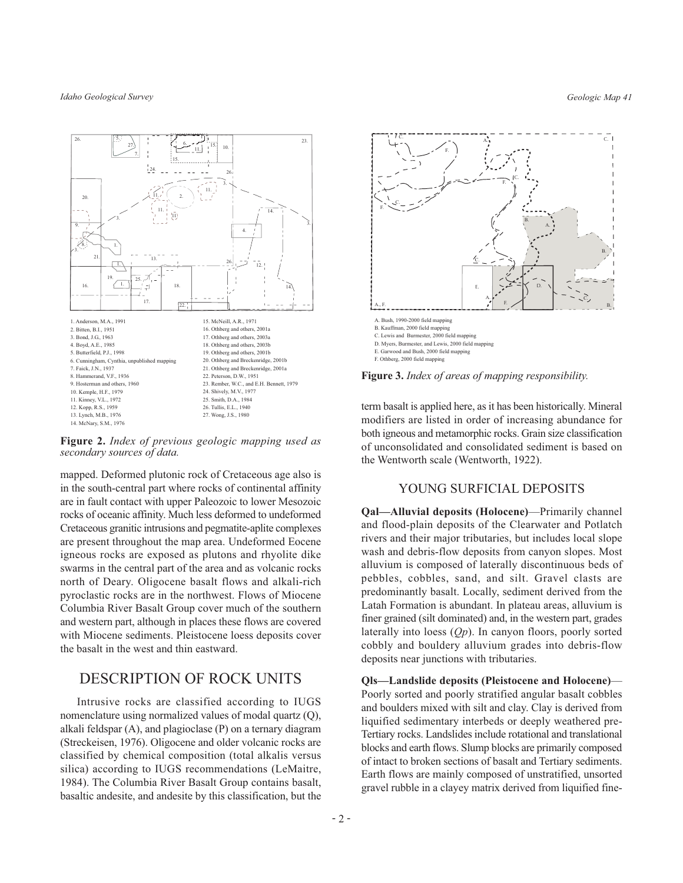1. Anderson, M.A., 1991
2. Bitten, B.I., 1951
3. Bond, J.G., 1963
4. Boyd, A.E., 1985
5. Butterfield, P.J., 1998
6. Cunningham, Cynthia, unpublished mapping
7. Faick, J.N., 1937
8. Hammerand, V.F., 1936
9. Hosterman and others, 1960
10. Kemple, H.F., 1979
11. Kinney, V.L., 1972
12. Kopp, R.S., 1959
13. Lynch, M.B., 1976
14. McNary, S.M., 1976
15. McNeill, A.R., 1971
16. Othberg and others, 2001a
17. Othberg and others, 2003a
18. Othberg and others, 2003b
19. Othberg and others, 2001b
20. Othberg and Breckenridge, 2001b
21. Othberg and Breckenridge, 2001a
22. Peterson, D.W., 1951
23. Rember, W.C., and E.H. Bennett, 1979
24. Shively, M.V., 1977
25. Smith, D.A., 1984
26. Tullis, E.L., 1940
27. Wong, J.S., 1980

**Figure 2.** *Index of previous geologic mapping used as secondary sources of data.*

mapped. Deformed plutonic rock of Cretaceous age also is in the south-central part where rocks of continental affinity are in fault contact with upper Paleozoic to lower Mesozoic rocks of oceanic affinity. Much less deformed to undeformed Cretaceous granitic intrusions and pegmatite-aplite complexes are present throughout the map area. Undeformed Eocene igneous rocks are exposed as plutons and rhyolite dike swarms in the central part of the area and as volcanic rocks north of Deary. Oligocene basalt flows and alkali-rich pyroclastic rocks are in the northwest. Flows of Miocene Columbia River Basalt Group cover much of the southern and western part, although in places these flows are covered with Miocene sediments. Pleistocene loess deposits cover the basalt in the west and thin eastward.

# DESCRIPTION OF ROCK UNITS

Intrusive rocks are classified according to IUGS nomenclature using normalized values of modal quartz (Q), alkali feldspar (A), and plagioclase (P) on a ternary diagram (Streckeisen, 1976). Oligocene and older volcanic rocks are classified by chemical composition (total alkalis versus silica) according to IUGS recommendations (LeMaitre, 1984). The Columbia River Basalt Group contains basalt, basaltic andesite, and andesite by this classification, but the term basalt is applied here, as it has been historically. Mineral modifiers are listed in order of increasing abundance for both igneous and metamorphic rocks. Grain size classification of unconsolidated and consolidated sediment is based on the Wentworth scale (Wentworth, 1922).

A. Bush, 1990-2000 field mapping
B. Kauffman, 2000 field mapping
C. Lewis and Burmester, 2000 field mapping
D. Myers, Burmester, and Lewis, 2000 field mapping
E. Garwood and Bush, 2000 field mapping
F. Othberg, 2000 field mapping

**Figure 3.** *Index of areas of mapping responsibility.*

## YOUNG SURFICIAL DEPOSITS

**Qal—Alluvial deposits (Holocene)**—Primarily channel and flood-plain deposits of the Clearwater and Potlatch rivers and their major tributaries, but includes local slope wash and debris-flow deposits from canyon slopes. Most alluvium is composed of laterally discontinuous beds of pebbles, cobbles, sand, and silt. Gravel clasts are predominantly basalt. Locally, sediment derived from the Latah Formation is abundant. In plateau areas, alluvium is finer grained (silt dominated) and, in the western part, grades laterally into loess (*Qp*). In canyon floors, poorly sorted cobbly and bouldery alluvium grades into debris-flow deposits near junctions with tributaries.

**Qls—Landslide deposits (Pleistocene and Holocene)**—Poorly sorted and poorly stratified angular basalt cobbles and boulders mixed with silt and clay. Clay is derived from liquified sedimentary interbeds or deeply weathered pre-Tertiary rocks. Landslides include rotational and translational blocks and earth flows. Slump blocks are primarily composed of intact to broken sections of basalt and Tertiary sediments. Earth flows are mainly composed of unstratified, unsorted gravel rubble in a clayey matrix derived from liquified fine-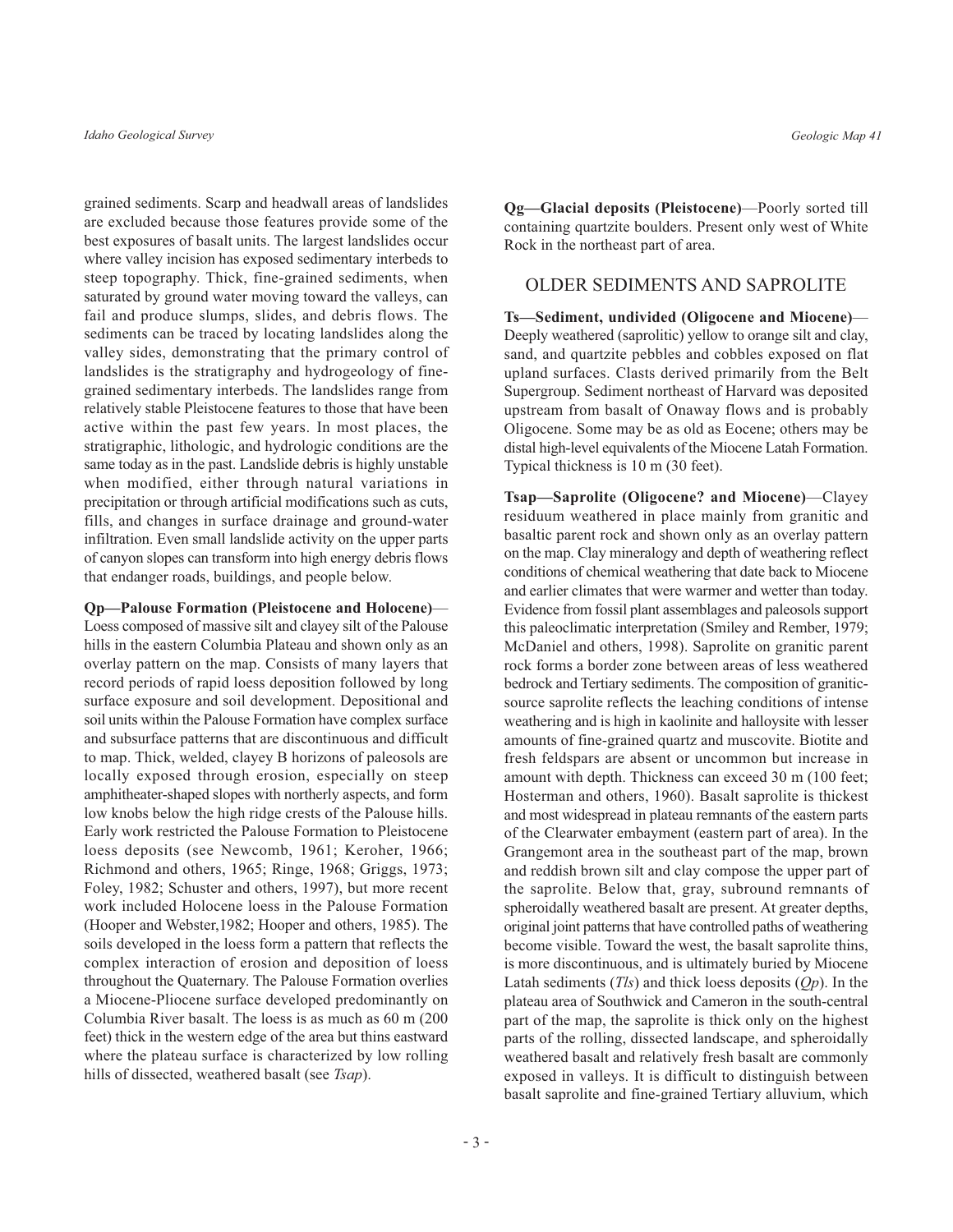grained sediments. Scarp and headwall areas of landslides are excluded because those features provide some of the best exposures of basalt units. The largest landslides occur where valley incision has exposed sedimentary interbeds to steep topography. Thick, fine-grained sediments, when saturated by ground water moving toward the valleys, can fail and produce slumps, slides, and debris flows. The sediments can be traced by locating landslides along the valley sides, demonstrating that the primary control of landslides is the stratigraphy and hydrogeology of fine-grained sedimentary interbeds. The landslides range from relatively stable Pleistocene features to those that have been active within the past few years. In most places, the stratigraphic, lithologic, and hydrologic conditions are the same today as in the past. Landslide debris is highly unstable when modified, either through natural variations in precipitation or through artificial modifications such as cuts, fills, and changes in surface drainage and ground-water infiltration. Even small landslide activity on the upper parts of canyon slopes can transform into high energy debris flows that endanger roads, buildings, and people below.

**Qp—Palouse Formation (Pleistocene and Holocene)**—Loess composed of massive silt and clayey silt of the Palouse hills in the eastern Columbia Plateau and shown only as an overlay pattern on the map. Consists of many layers that record periods of rapid loess deposition followed by long surface exposure and soil development. Depositional and soil units within the Palouse Formation have complex surface and subsurface patterns that are discontinuous and difficult to map. Thick, welded, clayey B horizons of paleosols are locally exposed through erosion, especially on steep amphitheater-shaped slopes with northerly aspects, and form low knobs below the high ridge crests of the Palouse hills. Early work restricted the Palouse Formation to Pleistocene loess deposits (see Newcomb, 1961; Keroher, 1966; Richmond and others, 1965; Ringe, 1968; Griggs, 1973; Foley, 1982; Schuster and others, 1997), but more recent work included Holocene loess in the Palouse Formation (Hooper and Webster,1982; Hooper and others, 1985). The soils developed in the loess form a pattern that reflects the complex interaction of erosion and deposition of loess throughout the Quaternary. The Palouse Formation overlies a Miocene-Pliocene surface developed predominantly on Columbia River basalt. The loess is as much as 60 m (200 feet) thick in the western edge of the area but thins eastward where the plateau surface is characterized by low rolling hills of dissected, weathered basalt (see *Tsap*).

**Qg—Glacial deposits (Pleistocene)**—Poorly sorted till containing quartzite boulders. Present only west of White Rock in the northeast part of area.

## OLDER SEDIMENTS AND SAPROLITE

**Ts—Sediment, undivided (Oligocene and Miocene)**—Deeply weathered (saprolitic) yellow to orange silt and clay, sand, and quartzite pebbles and cobbles exposed on flat upland surfaces. Clasts derived primarily from the Belt Supergroup. Sediment northeast of Harvard was deposited upstream from basalt of Onaway flows and is probably Oligocene. Some may be as old as Eocene; others may be distal high-level equivalents of the Miocene Latah Formation. Typical thickness is 10 m (30 feet).

**Tsap—Saprolite (Oligocene? and Miocene)**—Clayey residuum weathered in place mainly from granitic and basaltic parent rock and shown only as an overlay pattern on the map. Clay mineralogy and depth of weathering reflect conditions of chemical weathering that date back to Miocene and earlier climates that were warmer and wetter than today. Evidence from fossil plant assemblages and paleosols support this paleoclimatic interpretation (Smiley and Rember, 1979; McDaniel and others, 1998). Saprolite on granitic parent rock forms a border zone between areas of less weathered bedrock and Tertiary sediments. The composition of granitic-source saprolite reflects the leaching conditions of intense weathering and is high in kaolinite and halloysite with lesser amounts of fine-grained quartz and muscovite. Biotite and fresh feldspars are absent or uncommon but increase in amount with depth. Thickness can exceed 30 m (100 feet; Hosterman and others, 1960). Basalt saprolite is thickest and most widespread in plateau remnants of the eastern parts of the Clearwater embayment (eastern part of area). In the Grangemont area in the southeast part of the map, brown and reddish brown silt and clay compose the upper part of the saprolite. Below that, gray, subround remnants of spheroidally weathered basalt are present. At greater depths, original joint patterns that have controlled paths of weathering become visible. Toward the west, the basalt saprolite thins, is more discontinuous, and is ultimately buried by Miocene Latah sediments (*Tls*) and thick loess deposits (*Qp*). In the plateau area of Southwick and Cameron in the south-central part of the map, the saprolite is thick only on the highest parts of the rolling, dissected landscape, and spheroidally weathered basalt and relatively fresh basalt are commonly exposed in valleys. It is difficult to distinguish between basalt saprolite and fine-grained Tertiary alluvium, which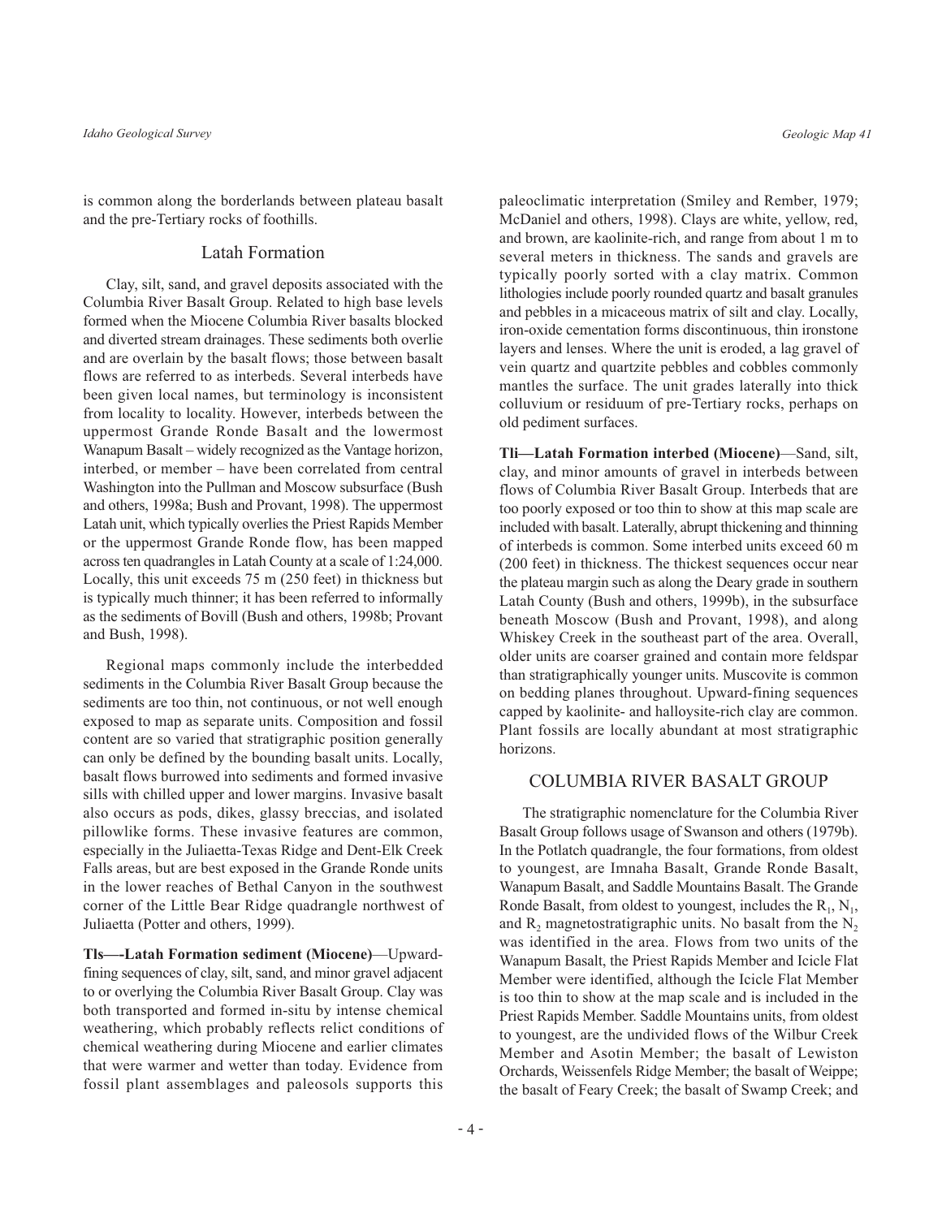is common along the borderlands between plateau basalt and the pre-Tertiary rocks of foothills.

## Latah Formation

Clay, silt, sand, and gravel deposits associated with the Columbia River Basalt Group. Related to high base levels formed when the Miocene Columbia River basalts blocked and diverted stream drainages. These sediments both overlie and are overlain by the basalt flows; those between basalt flows are referred to as interbeds. Several interbeds have been given local names, but terminology is inconsistent from locality to locality. However, interbeds between the uppermost Grande Ronde Basalt and the lowermost Wanapum Basalt – widely recognized as the Vantage horizon, interbed, or member – have been correlated from central Washington into the Pullman and Moscow subsurface (Bush and others, 1998a; Bush and Provant, 1998). The uppermost Latah unit, which typically overlies the Priest Rapids Member or the uppermost Grande Ronde flow, has been mapped across ten quadrangles in Latah County at a scale of 1:24,000. Locally, this unit exceeds 75 m (250 feet) in thickness but is typically much thinner; it has been referred to informally as the sediments of Bovill (Bush and others, 1998b; Provant and Bush, 1998).

Regional maps commonly include the interbedded sediments in the Columbia River Basalt Group because the sediments are too thin, not continuous, or not well enough exposed to map as separate units. Composition and fossil content are so varied that stratigraphic position generally can only be defined by the bounding basalt units. Locally, basalt flows burrowed into sediments and formed invasive sills with chilled upper and lower margins. Invasive basalt also occurs as pods, dikes, glassy breccias, and isolated pillowlike forms. These invasive features are common, especially in the Juliaetta-Texas Ridge and Dent-Elk Creek Falls areas, but are best exposed in the Grande Ronde units in the lower reaches of Bethal Canyon in the southwest corner of the Little Bear Ridge quadrangle northwest of Juliaetta (Potter and others, 1999).

**Tls—-Latah Formation sediment (Miocene)**—Upward-fining sequences of clay, silt, sand, and minor gravel adjacent to or overlying the Columbia River Basalt Group. Clay was both transported and formed in-situ by intense chemical weathering, which probably reflects relict conditions of chemical weathering during Miocene and earlier climates that were warmer and wetter than today. Evidence from fossil plant assemblages and paleosols supports this paleoclimatic interpretation (Smiley and Rember, 1979; McDaniel and others, 1998). Clays are white, yellow, red, and brown, are kaolinite-rich, and range from about 1 m to several meters in thickness. The sands and gravels are typically poorly sorted with a clay matrix. Common lithologies include poorly rounded quartz and basalt granules and pebbles in a micaceous matrix of silt and clay. Locally, iron-oxide cementation forms discontinuous, thin ironstone layers and lenses. Where the unit is eroded, a lag gravel of vein quartz and quartzite pebbles and cobbles commonly mantles the surface. The unit grades laterally into thick colluvium or residuum of pre-Tertiary rocks, perhaps on old pediment surfaces.

**Tli—Latah Formation interbed (Miocene)**—Sand, silt, clay, and minor amounts of gravel in interbeds between flows of Columbia River Basalt Group. Interbeds that are too poorly exposed or too thin to show at this map scale are included with basalt. Laterally, abrupt thickening and thinning of interbeds is common. Some interbed units exceed 60 m (200 feet) in thickness. The thickest sequences occur near the plateau margin such as along the Deary grade in southern Latah County (Bush and others, 1999b), in the subsurface beneath Moscow (Bush and Provant, 1998), and along Whiskey Creek in the southeast part of the area. Overall, older units are coarser grained and contain more feldspar than stratigraphically younger units. Muscovite is common on bedding planes throughout. Upward-fining sequences capped by kaolinite- and halloysite-rich clay are common. Plant fossils are locally abundant at most stratigraphic horizons.

## COLUMBIA RIVER BASALT GROUP

The stratigraphic nomenclature for the Columbia River Basalt Group follows usage of Swanson and others (1979b). In the Potlatch quadrangle, the four formations, from oldest to youngest, are Imnaha Basalt, Grande Ronde Basalt, Wanapum Basalt, and Saddle Mountains Basalt. The Grande Ronde Basalt, from oldest to youngest, includes the $R_1$, $N_1$, and $R_2$ magnetostratigraphic units. No basalt from the $N_2$ was identified in the area. Flows from two units of the Wanapum Basalt, the Priest Rapids Member and Icicle Flat Member were identified, although the Icicle Flat Member is too thin to show at the map scale and is included in the Priest Rapids Member. Saddle Mountains units, from oldest to youngest, are the undivided flows of the Wilbur Creek Member and Asotin Member; the basalt of Lewiston Orchards, Weissenfels Ridge Member; the basalt of Weippe; the basalt of Feary Creek; the basalt of Swamp Creek; and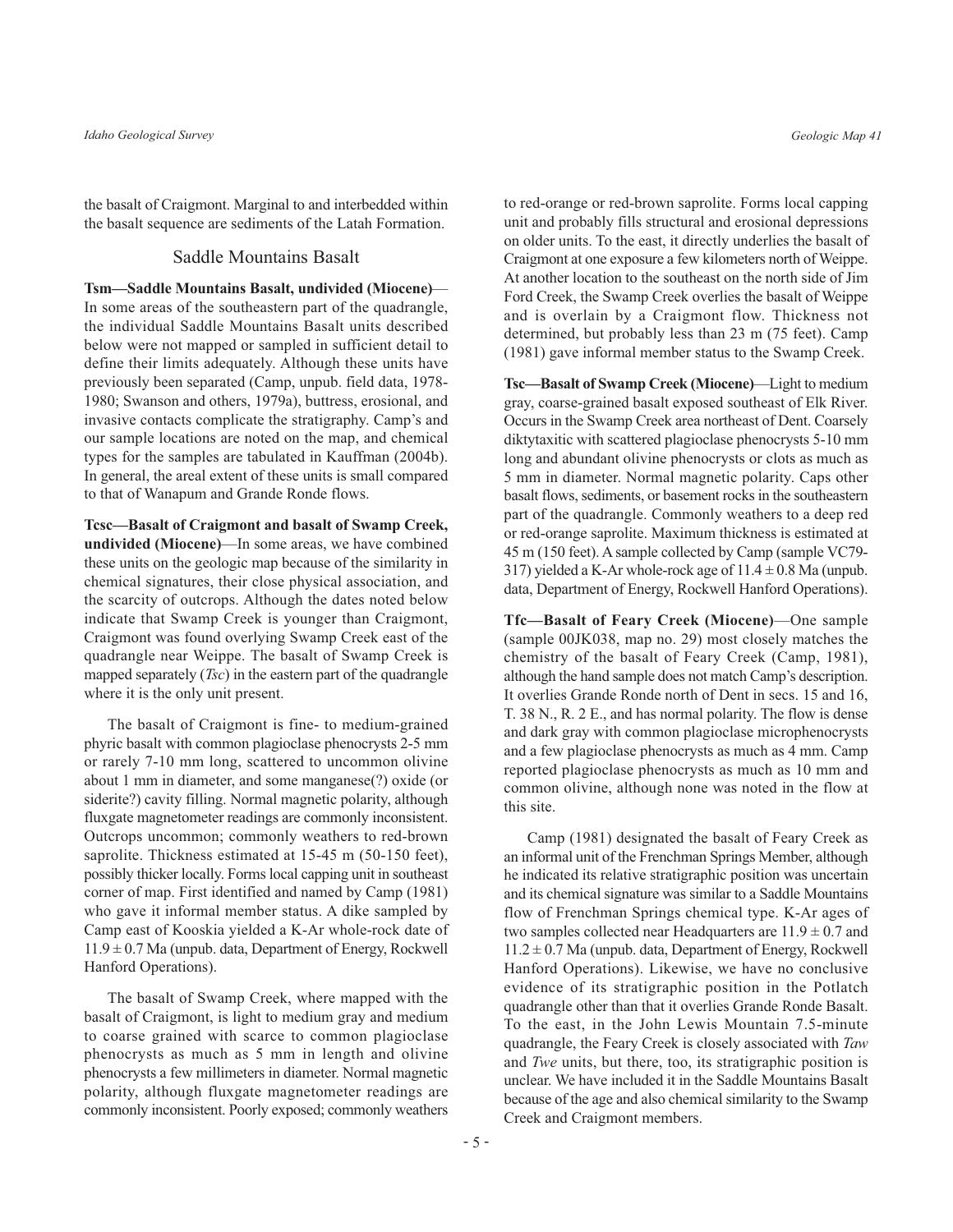the basalt of Craigmont. Marginal to and interbedded within the basalt sequence are sediments of the Latah Formation.

## Saddle Mountains Basalt

**Tsm—Saddle Mountains Basalt, undivided (Miocene)**—In some areas of the southeastern part of the quadrangle, the individual Saddle Mountains Basalt units described below were not mapped or sampled in sufficient detail to define their limits adequately. Although these units have previously been separated (Camp, unpub. field data, 1978-1980; Swanson and others, 1979a), buttress, erosional, and invasive contacts complicate the stratigraphy. Camp's and our sample locations are noted on the map, and chemical types for the samples are tabulated in Kauffman (2004b). In general, the areal extent of these units is small compared to that of Wanapum and Grande Ronde flows.

**Tcsc—Basalt of Craigmont and basalt of Swamp Creek, undivided (Miocene)**—In some areas, we have combined these units on the geologic map because of the similarity in chemical signatures, their close physical association, and the scarcity of outcrops. Although the dates noted below indicate that Swamp Creek is younger than Craigmont, Craigmont was found overlying Swamp Creek east of the quadrangle near Weippe. The basalt of Swamp Creek is mapped separately (*Tsc*) in the eastern part of the quadrangle where it is the only unit present.

The basalt of Craigmont is fine- to medium-grained phyric basalt with common plagioclase phenocrysts 2-5 mm or rarely 7-10 mm long, scattered to uncommon olivine about 1 mm in diameter, and some manganese(?) oxide (or siderite?) cavity filling. Normal magnetic polarity, although fluxgate magnetometer readings are commonly inconsistent. Outcrops uncommon; commonly weathers to red-brown saprolite. Thickness estimated at 15-45 m (50-150 feet), possibly thicker locally. Forms local capping unit in southeast corner of map. First identified and named by Camp (1981) who gave it informal member status. A dike sampled by Camp east of Kooskia yielded a K-Ar whole-rock date of $11.9 \pm 0.7$ Ma (unpub. data, Department of Energy, Rockwell Hanford Operations).

The basalt of Swamp Creek, where mapped with the basalt of Craigmont, is light to medium gray and medium to coarse grained with scarce to common plagioclase phenocrysts as much as 5 mm in length and olivine phenocrysts a few millimeters in diameter. Normal magnetic polarity, although fluxgate magnetometer readings are commonly inconsistent. Poorly exposed; commonly weathers to red-orange or red-brown saprolite. Forms local capping unit and probably fills structural and erosional depressions on older units. To the east, it directly underlies the basalt of Craigmont at one exposure a few kilometers north of Weippe. At another location to the southeast on the north side of Jim Ford Creek, the Swamp Creek overlies the basalt of Weippe and is overlain by a Craigmont flow. Thickness not determined, but probably less than 23 m (75 feet). Camp (1981) gave informal member status to the Swamp Creek.

**Tsc—Basalt of Swamp Creek (Miocene)**—Light to medium gray, coarse-grained basalt exposed southeast of Elk River. Occurs in the Swamp Creek area northeast of Dent. Coarsely diktytaxitic with scattered plagioclase phenocrysts 5-10 mm long and abundant olivine phenocrysts or clots as much as 5 mm in diameter. Normal magnetic polarity. Caps other basalt flows, sediments, or basement rocks in the southeastern part of the quadrangle. Commonly weathers to a deep red or red-orange saprolite. Maximum thickness is estimated at 45 m (150 feet). A sample collected by Camp (sample VC79-317) yielded a K-Ar whole-rock age of $11.4 \pm 0.8$ Ma (unpub. data, Department of Energy, Rockwell Hanford Operations).

**Tfc—Basalt of Feary Creek (Miocene)**—One sample (sample 00JK038, map no. 29) most closely matches the chemistry of the basalt of Feary Creek (Camp, 1981), although the hand sample does not match Camp's description. It overlies Grande Ronde north of Dent in secs. 15 and 16, T. 38 N., R. 2 E., and has normal polarity. The flow is dense and dark gray with common plagioclase microphenocrysts and a few plagioclase phenocrysts as much as 4 mm. Camp reported plagioclase phenocrysts as much as 10 mm and common olivine, although none was noted in the flow at this site.

Camp (1981) designated the basalt of Feary Creek as an informal unit of the Frenchman Springs Member, although he indicated its relative stratigraphic position was uncertain and its chemical signature was similar to a Saddle Mountains flow of Frenchman Springs chemical type. K-Ar ages of two samples collected near Headquarters are $11.9 \pm 0.7$ and $11.2 \pm 0.7$ Ma (unpub. data, Department of Energy, Rockwell Hanford Operations). Likewise, we have no conclusive evidence of its stratigraphic position in the Potlatch quadrangle other than that it overlies Grande Ronde Basalt. To the east, in the John Lewis Mountain 7.5-minute quadrangle, the Feary Creek is closely associated with *Taw* and *Twe* units, but there, too, its stratigraphic position is unclear. We have included it in the Saddle Mountains Basalt because of the age and also chemical similarity to the Swamp Creek and Craigmont members.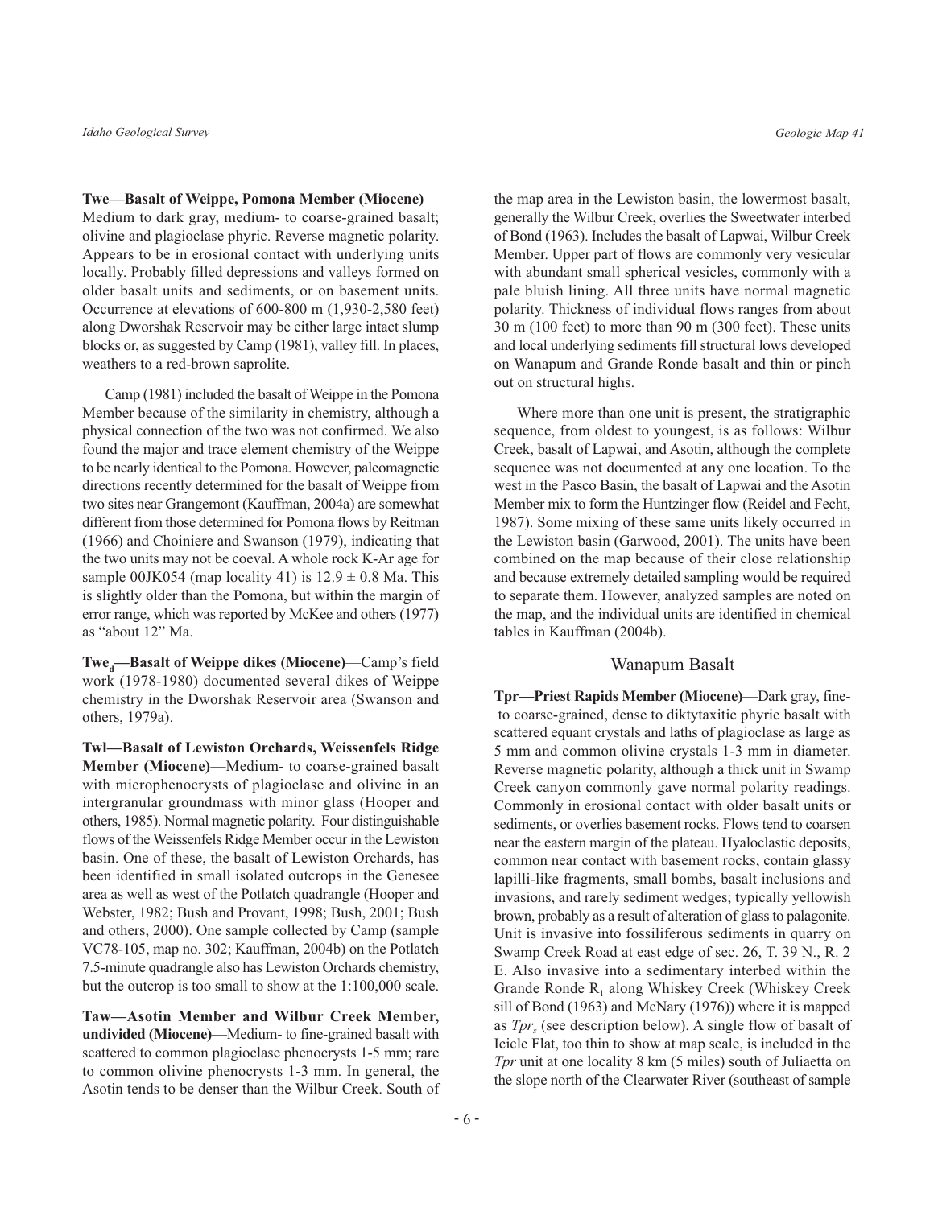**Twe—Basalt of Weippe, Pomona Member (Miocene)**—Medium to dark gray, medium- to coarse-grained basalt; olivine and plagioclase phyric. Reverse magnetic polarity. Appears to be in erosional contact with underlying units locally. Probably filled depressions and valleys formed on older basalt units and sediments, or on basement units. Occurrence at elevations of 600-800 m (1,930-2,580 feet) along Dworshak Reservoir may be either large intact slump blocks or, as suggested by Camp (1981), valley fill. In places, weathers to a red-brown saprolite.

Camp (1981) included the basalt of Weippe in the Pomona Member because of the similarity in chemistry, although a physical connection of the two was not confirmed. We also found the major and trace element chemistry of the Weippe to be nearly identical to the Pomona. However, paleomagnetic directions recently determined for the basalt of Weippe from two sites near Grangemont (Kauffman, 2004a) are somewhat different from those determined for Pomona flows by Reitman (1966) and Choiniere and Swanson (1979), indicating that the two units may not be coeval. A whole rock K-Ar age for sample 00JK054 (map locality 41) is $12.9 \pm 0.8$ Ma. This is slightly older than the Pomona, but within the margin of error range, which was reported by McKee and others (1977) as "about 12" Ma.

**$Twe_d$—Basalt of Weippe dikes (Miocene)**—Camp's field work (1978-1980) documented several dikes of Weippe chemistry in the Dworshak Reservoir area (Swanson and others, 1979a).

**Twl—Basalt of Lewiston Orchards, Weissenfels Ridge Member (Miocene)**—Medium- to coarse-grained basalt with microphenocrysts of plagioclase and olivine in an intergranular groundmass with minor glass (Hooper and others, 1985). Normal magnetic polarity. Four distinguishable flows of the Weissenfels Ridge Member occur in the Lewiston basin. One of these, the basalt of Lewiston Orchards, has been identified in small isolated outcrops in the Genesee area as well as west of the Potlatch quadrangle (Hooper and Webster, 1982; Bush and Provant, 1998; Bush, 2001; Bush and others, 2000). One sample collected by Camp (sample VC78-105, map no. 302; Kauffman, 2004b) on the Potlatch 7.5-minute quadrangle also has Lewiston Orchards chemistry, but the outcrop is too small to show at the 1:100,000 scale.

**Taw—Asotin Member and Wilbur Creek Member, undivided (Miocene)**—Medium- to fine-grained basalt with scattered to common plagioclase phenocrysts 1-5 mm; rare to common olivine phenocrysts 1-3 mm. In general, the Asotin tends to be denser than the Wilbur Creek. South of the map area in the Lewiston basin, the lowermost basalt, generally the Wilbur Creek, overlies the Sweetwater interbed of Bond (1963). Includes the basalt of Lapwai, Wilbur Creek Member. Upper part of flows are commonly very vesicular with abundant small spherical vesicles, commonly with a pale bluish lining. All three units have normal magnetic polarity. Thickness of individual flows ranges from about 30 m (100 feet) to more than 90 m (300 feet). These units and local underlying sediments fill structural lows developed on Wanapum and Grande Ronde basalt and thin or pinch out on structural highs.

Where more than one unit is present, the stratigraphic sequence, from oldest to youngest, is as follows: Wilbur Creek, basalt of Lapwai, and Asotin, although the complete sequence was not documented at any one location. To the west in the Pasco Basin, the basalt of Lapwai and the Asotin Member mix to form the Huntzinger flow (Reidel and Fecht, 1987). Some mixing of these same units likely occurred in the Lewiston basin (Garwood, 2001). The units have been combined on the map because of their close relationship and because extremely detailed sampling would be required to separate them. However, analyzed samples are noted on the map, and the individual units are identified in chemical tables in Kauffman (2004b).

## Wanapum Basalt

**Tpr—Priest Rapids Member (Miocene)**—Dark gray, fine- to coarse-grained, dense to diktytaxitic phyric basalt with scattered equant crystals and laths of plagioclase as large as 5 mm and common olivine crystals 1-3 mm in diameter. Reverse magnetic polarity, although a thick unit in Swamp Creek canyon commonly gave normal polarity readings. Commonly in erosional contact with older basalt units or sediments, or overlies basement rocks. Flows tend to coarsen near the eastern margin of the plateau. Hyaloclastic deposits, common near contact with basement rocks, contain glassy lapilli-like fragments, small bombs, basalt inclusions and invasions, and rarely sediment wedges; typically yellowish brown, probably as a result of alteration of glass to palagonite. Unit is invasive into fossiliferous sediments in quarry on Swamp Creek Road at east edge of sec. 26, T. 39 N., R. 2 E. Also invasive into a sedimentary interbed within the Grande Ronde $R_1$ along Whiskey Creek (Whiskey Creek sill of Bond (1963) and McNary (1976)) where it is mapped as $Tpr_s$ (see description below). A single flow of basalt of Icicle Flat, too thin to show at map scale, is included in the *Tpr* unit at one locality 8 km (5 miles) south of Juliaetta on the slope north of the Clearwater River (southeast of sample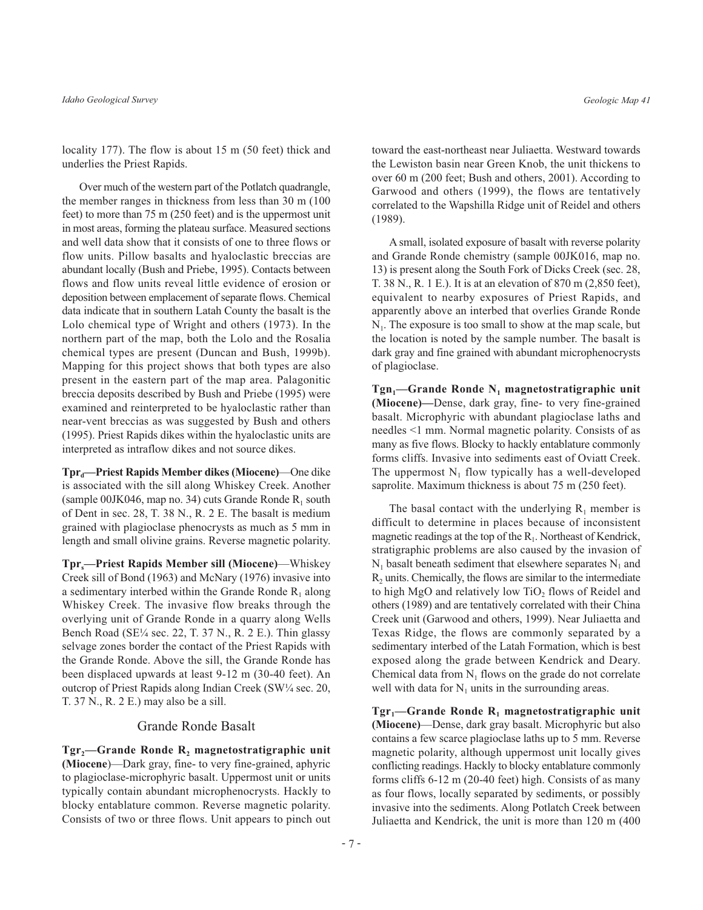locality 177). The flow is about 15 m (50 feet) thick and underlies the Priest Rapids.

Over much of the western part of the Potlatch quadrangle, the member ranges in thickness from less than 30 m (100 feet) to more than 75 m (250 feet) and is the uppermost unit in most areas, forming the plateau surface. Measured sections and well data show that it consists of one to three flows or flow units. Pillow basalts and hyaloclastic breccias are abundant locally (Bush and Priebe, 1995). Contacts between flows and flow units reveal little evidence of erosion or deposition between emplacement of separate flows. Chemical data indicate that in southern Latah County the basalt is the Lolo chemical type of Wright and others (1973). In the northern part of the map, both the Lolo and the Rosalia chemical types are present (Duncan and Bush, 1999b). Mapping for this project shows that both types are also present in the eastern part of the map area. Palagonitic breccia deposits described by Bush and Priebe (1995) were examined and reinterpreted to be hyaloclastic rather than near-vent breccias as was suggested by Bush and others (1995). Priest Rapids dikes within the hyaloclastic units are interpreted as intraflow dikes and not source dikes.

**$Tpr_d$—Priest Rapids Member dikes (Miocene)**—One dike is associated with the sill along Whiskey Creek. Another (sample 00JK046, map no. 34) cuts Grande Ronde $R_1$ south of Dent in sec. 28, T. 38 N., R. 2 E. The basalt is medium grained with plagioclase phenocrysts as much as 5 mm in length and small olivine grains. Reverse magnetic polarity.

**$Tpr_s$—Priest Rapids Member sill (Miocene)**—Whiskey Creek sill of Bond (1963) and McNary (1976) invasive into a sedimentary interbed within the Grande Ronde $R_1$ along Whiskey Creek. The invasive flow breaks through the overlying unit of Grande Ronde in a quarry along Wells Bench Road (SE¼ sec. 22, T. 37 N., R. 2 E.). Thin glassy selvage zones border the contact of the Priest Rapids with the Grande Ronde. Above the sill, the Grande Ronde has been displaced upwards at least 9-12 m (30-40 feet). An outcrop of Priest Rapids along Indian Creek (SW¼ sec. 20, T. 37 N., R. 2 E.) may also be a sill.

## Grande Ronde Basalt

**$Tgr_2$—Grande Ronde $R_2$ magnetostratigraphic unit (Miocene)**—Dark gray, fine- to very fine-grained, aphyric to plagioclase-microphyric basalt. Uppermost unit or units typically contain abundant microphenocrysts. Hackly to blocky entablature common. Reverse magnetic polarity. Consists of two or three flows. Unit appears to pinch out toward the east-northeast near Juliaetta. Westward towards the Lewiston basin near Green Knob, the unit thickens to over 60 m (200 feet; Bush and others, 2001). According to Garwood and others (1999), the flows are tentatively correlated to the Wapshilla Ridge unit of Reidel and others (1989).

A small, isolated exposure of basalt with reverse polarity and Grande Ronde chemistry (sample 00JK016, map no. 13) is present along the South Fork of Dicks Creek (sec. 28, T. 38 N., R. 1 E.). It is at an elevation of 870 m (2,850 feet), equivalent to nearby exposures of Priest Rapids, and apparently above an interbed that overlies Grande Ronde $N_1$. The exposure is too small to show at the map scale, but the location is noted by the sample number. The basalt is dark gray and fine grained with abundant microphenocrysts of plagioclase.

**$Tgn_1$—Grande Ronde $N_1$ magnetostratigraphic unit (Miocene)**—Dense, dark gray, fine- to very fine-grained basalt. Microphyric with abundant plagioclase laths and needles <1 mm. Normal magnetic polarity. Consists of as many as five flows. Blocky to hackly entablature commonly forms cliffs. Invasive into sediments east of Oviatt Creek. The uppermost $N_1$ flow typically has a well-developed saprolite. Maximum thickness is about 75 m (250 feet).

The basal contact with the underlying $R_1$ member is difficult to determine in places because of inconsistent magnetic readings at the top of the $R_1$. Northeast of Kendrick, stratigraphic problems are also caused by the invasion of $N_1$ basalt beneath sediment that elsewhere separates $N_1$ and $R_2$ units. Chemically, the flows are similar to the intermediate to high MgO and relatively low $TiO_2$ flows of Reidel and others (1989) and are tentatively correlated with their China Creek unit (Garwood and others, 1999). Near Juliaetta and Texas Ridge, the flows are commonly separated by a sedimentary interbed of the Latah Formation, which is best exposed along the grade between Kendrick and Deary. Chemical data from $N_1$ flows on the grade do not correlate well with data for $N_1$ units in the surrounding areas.

**$Tgr_1$—Grande Ronde $R_1$ magnetostratigraphic unit (Miocene)**—Dense, dark gray basalt. Microphyric but also contains a few scarce plagioclase laths up to 5 mm. Reverse magnetic polarity, although uppermost unit locally gives conflicting readings. Hackly to blocky entablature commonly forms cliffs 6-12 m (20-40 feet) high. Consists of as many as four flows, locally separated by sediments, or possibly invasive into the sediments. Along Potlatch Creek between Juliaetta and Kendrick, the unit is more than 120 m (400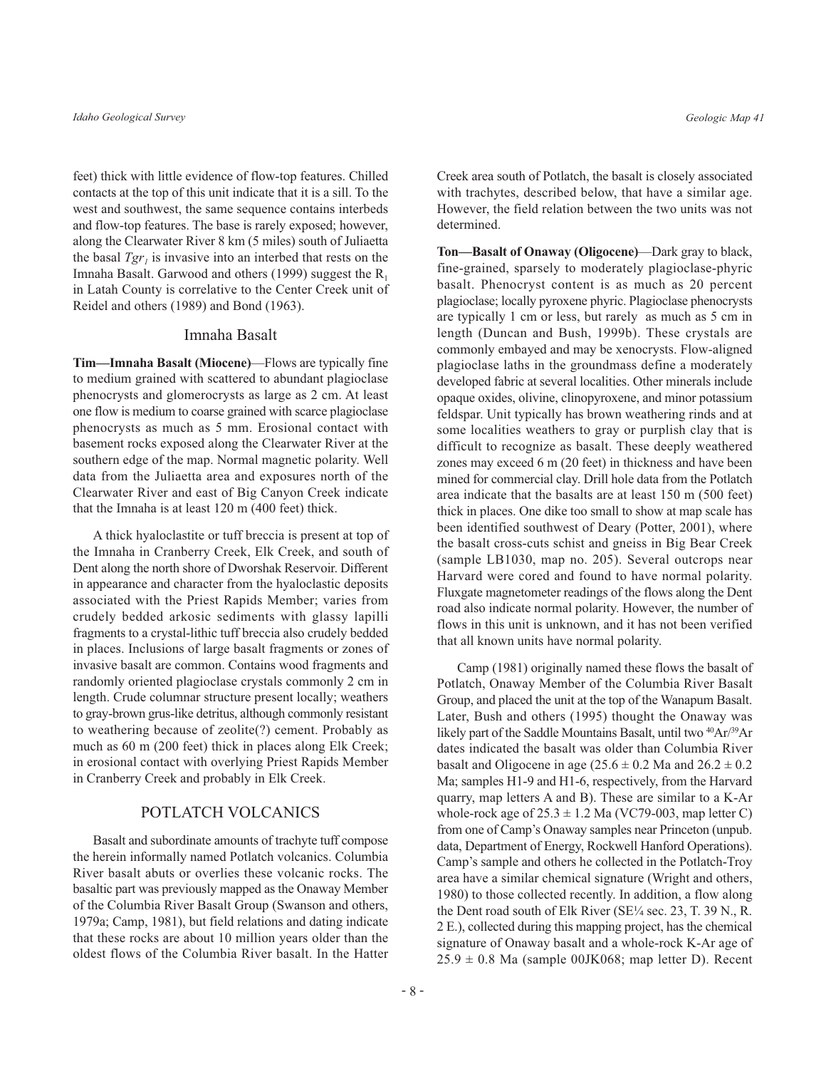feet) thick with little evidence of flow-top features. Chilled contacts at the top of this unit indicate that it is a sill. To the west and southwest, the same sequence contains interbeds and flow-top features. The base is rarely exposed; however, along the Clearwater River 8 km (5 miles) south of Juliaetta the basal $Tgr_1$ is invasive into an interbed that rests on the Imnaha Basalt. Garwood and others (1999) suggest the $R_1$ in Latah County is correlative to the Center Creek unit of Reidel and others (1989) and Bond (1963).

## Imnaha Basalt

**Tim—Imnaha Basalt (Miocene)**—Flows are typically fine to medium grained with scattered to abundant plagioclase phenocrysts and glomerocrysts as large as 2 cm. At least one flow is medium to coarse grained with scarce plagioclase phenocrysts as much as 5 mm. Erosional contact with basement rocks exposed along the Clearwater River at the southern edge of the map. Normal magnetic polarity. Well data from the Juliaetta area and exposures north of the Clearwater River and east of Big Canyon Creek indicate that the Imnaha is at least 120 m (400 feet) thick.

A thick hyaloclastite or tuff breccia is present at top of the Imnaha in Cranberry Creek, Elk Creek, and south of Dent along the north shore of Dworshak Reservoir. Different in appearance and character from the hyaloclastic deposits associated with the Priest Rapids Member; varies from crudely bedded arkosic sediments with glassy lapilli fragments to a crystal-lithic tuff breccia also crudely bedded in places. Inclusions of large basalt fragments or zones of invasive basalt are common. Contains wood fragments and randomly oriented plagioclase crystals commonly 2 cm in length. Crude columnar structure present locally; weathers to gray-brown grus-like detritus, although commonly resistant to weathering because of zeolite(?) cement. Probably as much as 60 m (200 feet) thick in places along Elk Creek; in erosional contact with overlying Priest Rapids Member in Cranberry Creek and probably in Elk Creek.

## POTLATCH VOLCANICS

Basalt and subordinate amounts of trachyte tuff compose the herein informally named Potlatch volcanics. Columbia River basalt abuts or overlies these volcanic rocks. The basaltic part was previously mapped as the Onaway Member of the Columbia River Basalt Group (Swanson and others, 1979a; Camp, 1981), but field relations and dating indicate that these rocks are about 10 million years older than the oldest flows of the Columbia River basalt. In the Hatter Creek area south of Potlatch, the basalt is closely associated with trachytes, described below, that have a similar age. However, the field relation between the two units was not determined.

**Ton—Basalt of Onaway (Oligocene)**—Dark gray to black, fine-grained, sparsely to moderately plagioclase-phyric basalt. Phenocryst content is as much as 20 percent plagioclase; locally pyroxene phyric. Plagioclase phenocrysts are typically 1 cm or less, but rarely as much as 5 cm in length (Duncan and Bush, 1999b). These crystals are commonly embayed and may be xenocrysts. Flow-aligned plagioclase laths in the groundmass define a moderately developed fabric at several localities. Other minerals include opaque oxides, olivine, clinopyroxene, and minor potassium feldspar. Unit typically has brown weathering rinds and at some localities weathers to gray or purplish clay that is difficult to recognize as basalt. These deeply weathered zones may exceed 6 m (20 feet) in thickness and have been mined for commercial clay. Drill hole data from the Potlatch area indicate that the basalts are at least 150 m (500 feet) thick in places. One dike too small to show at map scale has been identified southwest of Deary (Potter, 2001), where the basalt cross-cuts schist and gneiss in Big Bear Creek (sample LB1030, map no. 205). Several outcrops near Harvard were cored and found to have normal polarity. Fluxgate magnetometer readings of the flows along the Dent road also indicate normal polarity. However, the number of flows in this unit is unknown, and it has not been verified that all known units have normal polarity.

Camp (1981) originally named these flows the basalt of Potlatch, Onaway Member of the Columbia River Basalt Group, and placed the unit at the top of the Wanapum Basalt. Later, Bush and others (1995) thought the Onaway was likely part of the Saddle Mountains Basalt, until two $^{40}Ar/^{39}Ar$ dates indicated the basalt was older than Columbia River basalt and Oligocene in age ($25.6 \pm 0.2$ Ma and $26.2 \pm 0.2$ Ma; samples H1-9 and H1-6, respectively, from the Harvard quarry, map letters A and B). These are similar to a K-Ar whole-rock age of $25.3 \pm 1.2$ Ma (VC79-003, map letter C) from one of Camp's Onaway samples near Princeton (unpub. data, Department of Energy, Rockwell Hanford Operations). Camp's sample and others he collected in the Potlatch-Troy area have a similar chemical signature (Wright and others, 1980) to those collected recently. In addition, a flow along the Dent road south of Elk River (SE¼ sec. 23, T. 39 N., R. 2 E.), collected during this mapping project, has the chemical signature of Onaway basalt and a whole-rock K-Ar age of $25.9 \pm 0.8$ Ma (sample 00JK068; map letter D). Recent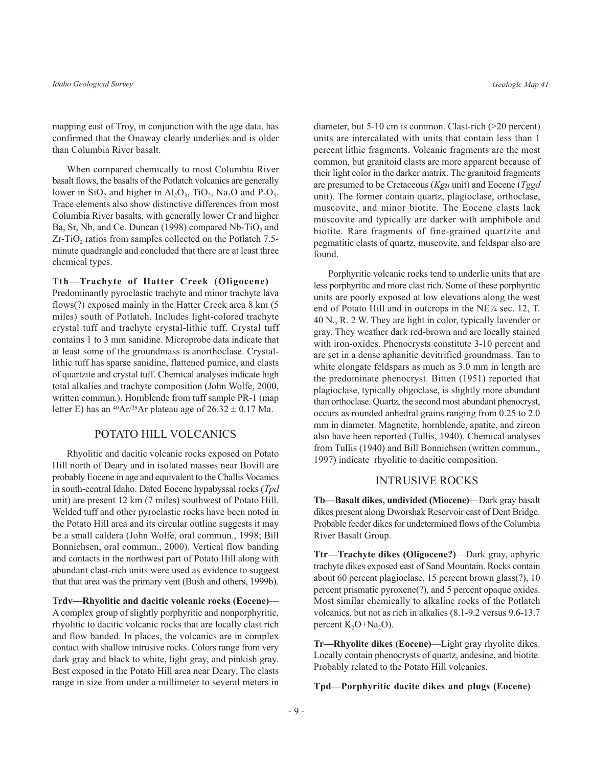mapping east of Troy, in conjunction with the age data, has confirmed that the Onaway clearly underlies and is older than Columbia River basalt.

When compared chemically to most Columbia River basalt flows, the basalts of the Potlatch volcanics are generally lower in $SiO_2$ and higher in $Al_2O_3$, $TiO_2$, $Na_2O$ and $P_2O_5$. Trace elements also show distinctive differences from most Columbia River basalts, with generally lower Cr and higher Ba, Sr, Nb, and Ce. Duncan (1998) compared Nb-$TiO_2$ and Zr-$TiO_2$ ratios from samples collected on the Potlatch 7.5-minute quadrangle and concluded that there are at least three chemical types.

**Tth—Trachyte of Hatter Creek (Oligocene)**—Predominantly pyroclastic trachyte and minor trachyte lava flows(?) exposed mainly in the Hatter Creek area 8 km (5 miles) south of Potlatch. Includes light-colored trachyte crystal tuff and trachyte crystal-lithic tuff. Crystal tuff contains 1 to 3 mm sanidine. Microprobe data indicate that at least some of the groundmass is anorthoclase. Crystal-lithic tuff has sparse sanidine, flattened pumice, and clasts of quartzite and crystal tuff. Chemical analyses indicate high total alkalies and trachyte composition (John Wolfe, 2000, written commun.). Hornblende from tuff sample PR-1 (map letter E) has an $^{40}Ar/^{39}Ar$ plateau age of $26.32 \pm 0.17$ Ma.

## POTATO HILL VOLCANICS

Rhyolitic and dacitic volcanic rocks exposed on Potato Hill north of Deary and in isolated masses near Bovill are probably Eocene in age and equivalent to the Challis Vocanics in south-central Idaho. Dated Eocene hypabyssal rocks (*Tpd* unit) are present 12 km (7 miles) southwest of Potato Hill. Welded tuff and other pyroclastic rocks have been noted in the Potato Hill area and its circular outline suggests it may be a small caldera (John Wolfe, oral commun., 1998; Bill Bonnichsen, oral commun., 2000). Vertical flow banding and contacts in the northwest part of Potato Hill along with abundant clast-rich units were used as evidence to suggest that that area was the primary vent (Bush and others, 1999b).

**Trdv—Rhyolitic and dacitic volcanic rocks (Eocene)**—A complex group of slightly porphyritic and nonporphyritic, rhyolitic to dacitic volcanic rocks that are locally clast rich and flow banded. In places, the volcanics are in complex contact with shallow intrusive rocks. Colors range from very dark gray and black to white, light gray, and pinkish gray. Best exposed in the Potato Hill area near Deary. The clasts range in size from under a millimeter to several meters in diameter, but 5-10 cm is common. Clast-rich (>20 percent) units are intercalated with units that contain less than 1 percent lithic fragments. Volcanic fragments are the most common, but granitoid clasts are more apparent because of their light color in the darker matrix. The granitoid fragments are presumed to be Cretaceous (*Kgu* unit) and Eocene (*Tggd* unit). The former contain quartz, plagioclase, orthoclase, muscovite, and minor biotite. The Eocene clasts lack muscovite and typically are darker with amphibole and biotite. Rare fragments of fine-grained quartzite and pegmatitic clasts of quartz, muscovite, and feldspar also are found.

Porphyritic volcanic rocks tend to underlie units that are less porphyritic and more clast rich. Some of these porphyritic units are poorly exposed at low elevations along the west end of Potato Hill and in outcrops in the NE¼ sec. 12, T. 40 N., R. 2 W. They are light in color, typically lavender or gray. They weather dark red-brown and are locally stained with iron-oxides. Phenocrysts constitute 3-10 percent and are set in a dense aphanitic devitrified groundmass. Tan to white elongate feldspars as much as 3.0 mm in length are the predominate phenocryst. Bitten (1951) reported that plagioclase, typically oligoclase, is slightly more abundant than orthoclase. Quartz, the second most abundant phenocryst, occurs as rounded anhedral grains ranging from 0.25 to 2.0 mm in diameter. Magnetite, hornblende, apatite, and zircon also have been reported (Tullis, 1940). Chemical analyses from Tullis (1940) and Bill Bonnichsen (written commun., 1997) indicate rhyolitic to dacitic composition.

## INTRUSIVE ROCKS

**Tb—Basalt dikes, undivided (Miocene)**—Dark gray basalt dikes present along Dworshak Reservoir east of Dent Bridge. Probable feeder dikes for undetermined flows of the Columbia River Basalt Group.

**Ttr—Trachyte dikes (Oligocene?)**—Dark gray, aphyric trachyte dikes exposed east of Sand Mountain. Rocks contain about 60 percent plagioclase, 15 percent brown glass(?), 10 percent prismatic pyroxene(?), and 5 percent opaque oxides. Most similar chemically to alkaline rocks of the Potlatch volcanics, but not as rich in alkalies (8.1-9.2 versus 9.6-13.7 percent $K_2O$+$Na_2O$).

**Tr—Rhyolite dikes (Eocene)**—Light gray rhyolite dikes. Locally contain phenocrysts of quartz, andesine, and biotite. Probably related to the Potato Hill volcanics.

**Tpd—Porphyritic dacite dikes and plugs (Eocene)**—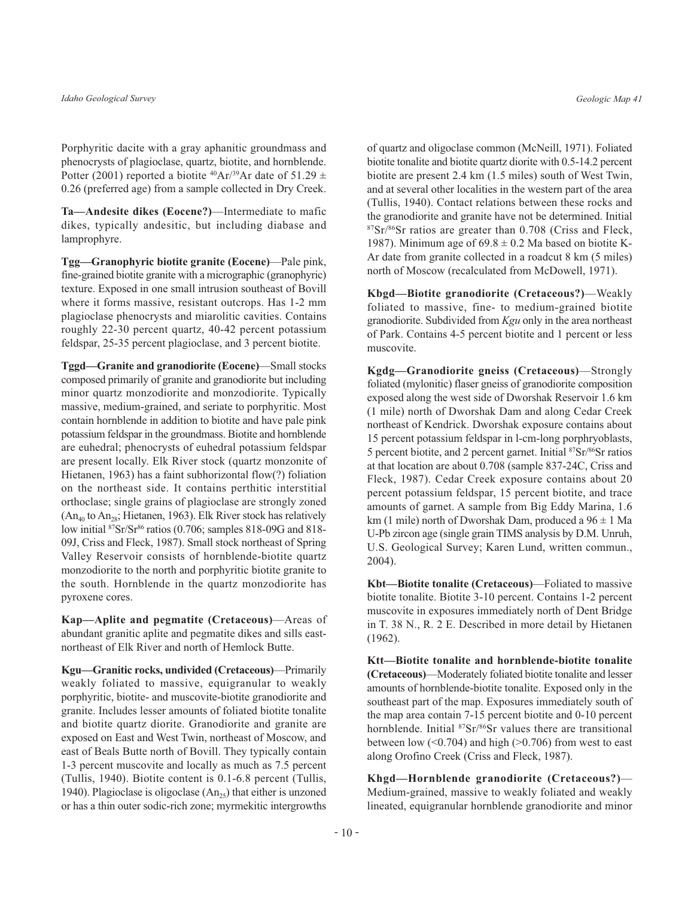Porphyritic dacite with a gray aphanitic groundmass and phenocrysts of plagioclase, quartz, biotite, and hornblende. Potter (2001) reported a biotite $^{40}Ar/^{39}Ar$ date of 51.29 ± 0.26 (preferred age) from a sample collected in Dry Creek.

**Ta—Andesite dikes (Eocene?)**—Intermediate to mafic dikes, typically andesitic, but including diabase and lamprophyre.

**Tgg—Granophyric biotite granite (Eocene)**—Pale pink, fine-grained biotite granite with a micrographic (granophyric) texture. Exposed in one small intrusion southeast of Bovill where it forms massive, resistant outcrops. Has 1-2 mm plagioclase phenocrysts and miarolitic cavities. Contains roughly 22-30 percent quartz, 40-42 percent potassium feldspar, 25-35 percent plagioclase, and 3 percent biotite.

**Tggd—Granite and granodiorite (Eocene)**—Small stocks composed primarily of granite and granodiorite but including minor quartz monzodiorite and monzodiorite. Typically massive, medium-grained, and seriate to porphyritic. Most contain hornblende in addition to biotite and have pale pink potassium feldspar in the groundmass. Biotite and hornblende are euhedral; phenocrysts of euhedral potassium feldspar are present locally. Elk River stock (quartz monzonite of Hietanen, 1963) has a faint subhorizontal flow(?) foliation on the northeast side. It contains perthitic interstitial orthoclase; single grains of plagioclase are strongly zoned ($An_{40}$ to $An_{28}$; Hietanen, 1963). Elk River stock has relatively low initial $^{87}Sr/Sr^{86}$ ratios (0.706; samples 818-09G and 818-09J, Criss and Fleck, 1987). Small stock northeast of Spring Valley Reservoir consists of hornblende-biotite quartz monzodiorite to the north and porphyritic biotite granite to the south. Hornblende in the quartz monzodiorite has pyroxene cores.

**Kap—Aplite and pegmatite (Cretaceous)**—Areas of abundant granitic aplite and pegmatite dikes and sills east-northeast of Elk River and north of Hemlock Butte.

**Kgu—Granitic rocks, undivided (Cretaceous)**—Primarily weakly foliated to massive, equigranular to weakly porphyritic, biotite- and muscovite-biotite granodiorite and granite. Includes lesser amounts of foliated biotite tonalite and biotite quartz diorite. Granodiorite and granite are exposed on East and West Twin, northeast of Moscow, and east of Beals Butte north of Bovill. They typically contain 1-3 percent muscovite and locally as much as 7.5 percent (Tullis, 1940). Biotite content is 0.1-6.8 percent (Tullis, 1940). Plagioclase is oligoclase ($An_{25}$) that either is unzoned or has a thin outer sodic-rich zone; myrmekitic intergrowths of quartz and oligoclase common (McNeill, 1971). Foliated biotite tonalite and biotite quartz diorite with 0.5-14.2 percent biotite are present 2.4 km (1.5 miles) south of West Twin, and at several other localities in the western part of the area (Tullis, 1940). Contact relations between these rocks and the granodiorite and granite have not be determined. Initial $^{87}Sr/^{86}Sr$ ratios are greater than 0.708 (Criss and Fleck, 1987). Minimum age of 69.8 ± 0.2 Ma based on biotite K-Ar date from granite collected in a roadcut 8 km (5 miles) north of Moscow (recalculated from McDowell, 1971).

**Kbgd—Biotite granodiorite (Cretaceous?)**—Weakly foliated to massive, fine- to medium-grained biotite granodiorite. Subdivided from *Kgu* only in the area northeast of Park. Contains 4-5 percent biotite and 1 percent or less muscovite.

**Kgdg—Granodiorite gneiss (Cretaceous)**—Strongly foliated (mylonitic) flaser gneiss of granodiorite composition exposed along the west side of Dworshak Reservoir 1.6 km (1 mile) north of Dworshak Dam and along Cedar Creek northeast of Kendrick. Dworshak exposure contains about 15 percent potassium feldspar in l-cm-long porphryoblasts, 5 percent biotite, and 2 percent garnet. Initial $^{87}Sr/^{86}Sr$ ratios at that location are about 0.708 (sample 837-24C, Criss and Fleck, 1987). Cedar Creek exposure contains about 20 percent potassium feldspar, 15 percent biotite, and trace amounts of garnet. A sample from Big Eddy Marina, 1.6 km (1 mile) north of Dworshak Dam, produced a 96 ± 1 Ma U-Pb zircon age (single grain TIMS analysis by D.M. Unruh, U.S. Geological Survey; Karen Lund, written commun., 2004).

**Kbt—Biotite tonalite (Cretaceous)**—Foliated to massive biotite tonalite. Biotite 3-10 percent. Contains 1-2 percent muscovite in exposures immediately north of Dent Bridge in T. 38 N., R. 2 E. Described in more detail by Hietanen (1962).

**Ktt—Biotite tonalite and hornblende-biotite tonalite (Cretaceous)**—Moderately foliated biotite tonalite and lesser amounts of hornblende-biotite tonalite. Exposed only in the southeast part of the map. Exposures immediately south of the map area contain 7-15 percent biotite and 0-10 percent hornblende. Initial $^{87}Sr/^{86}Sr$ values there are transitional between low (<0.704) and high (>0.706) from west to east along Orofino Creek (Criss and Fleck, 1987).

**Khgd—Hornblende granodiorite (Cretaceous?)**—Medium-grained, massive to weakly foliated and weakly lineated, equigranular hornblende granodiorite and minor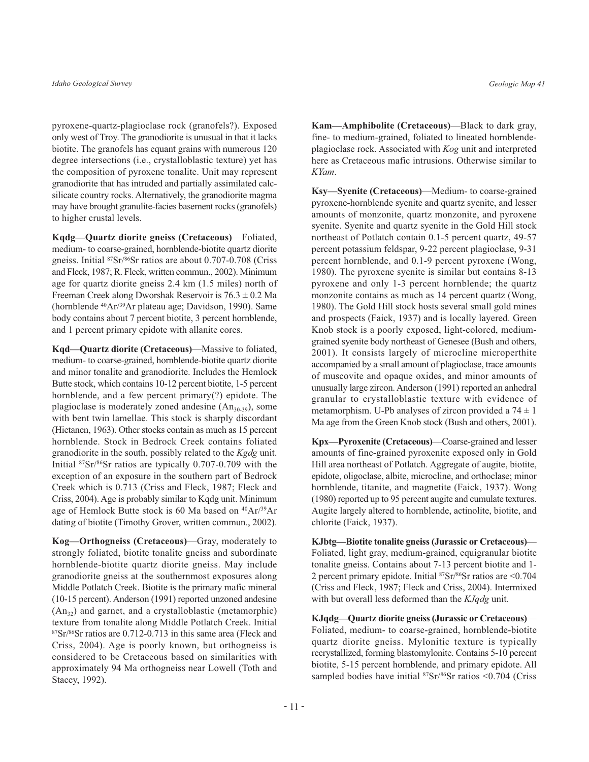pyroxene-quartz-plagioclase rock (granofels?). Exposed only west of Troy. The granodiorite is unusual in that it lacks biotite. The granofels has equant grains with numerous 120 degree intersections (i.e., crystalloblastic texture) yet has the composition of pyroxene tonalite. Unit may represent granodiorite that has intruded and partially assimilated calc-silicate country rocks. Alternatively, the granodiorite magma may have brought granulite-facies basement rocks (granofels) to higher crustal levels.

**Kqdg—Quartz diorite gneiss (Cretaceous)**—Foliated, medium- to coarse-grained, hornblende-biotite quartz diorite gneiss. Initial $^{87}Sr/^{86}Sr$ ratios are about 0.707-0.708 (Criss and Fleck, 1987; R. Fleck, written commun., 2002). Minimum age for quartz diorite gneiss 2.4 km (1.5 miles) north of Freeman Creek along Dworshak Reservoir is $76.3 \pm 0.2$ Ma (hornblende $^{40}Ar/^{39}Ar$ plateau age; Davidson, 1990). Same body contains about 7 percent biotite, 3 percent hornblende, and 1 percent primary epidote with allanite cores.

**Kqd—Quartz diorite (Cretaceous)**—Massive to foliated, medium- to coarse-grained, hornblende-biotite quartz diorite and minor tonalite and granodiorite. Includes the Hemlock Butte stock, which contains 10-12 percent biotite, 1-5 percent hornblende, and a few percent primary(?) epidote. The plagioclase is moderately zoned andesine ($An_{30-39}$), some with bent twin lamellae. This stock is sharply discordant (Hietanen, 1963). Other stocks contain as much as 15 percent hornblende. Stock in Bedrock Creek contains foliated granodiorite in the south, possibly related to the *Kgdg* unit. Initial $^{87}Sr/^{86}Sr$ ratios are typically 0.707-0.709 with the exception of an exposure in the southern part of Bedrock Creek which is 0.713 (Criss and Fleck, 1987; Fleck and Criss, 2004). Age is probably similar to Kqdg unit. Minimum age of Hemlock Butte stock is 60 Ma based on $^{40}Ar/^{39}Ar$ dating of biotite (Timothy Grover, written commun., 2002).

**Kog—Orthogneiss (Cretaceous)**—Gray, moderately to strongly foliated, biotite tonalite gneiss and subordinate hornblende-biotite quartz diorite gneiss. May include granodiorite gneiss at the southernmost exposures along Middle Potlatch Creek. Biotite is the primary mafic mineral (10-15 percent). Anderson (1991) reported unzoned andesine ($An_{32}$) and garnet, and a crystalloblastic (metamorphic) texture from tonalite along Middle Potlatch Creek. Initial $^{87}Sr/^{86}Sr$ ratios are 0.712-0.713 in this same area (Fleck and Criss, 2004). Age is poorly known, but orthogneiss is considered to be Cretaceous based on similarities with approximately 94 Ma orthogneiss near Lowell (Toth and Stacey, 1992).

**Kam—Amphibolite (Cretaceous)**—Black to dark gray, fine- to medium-grained, foliated to lineated hornblende-plagioclase rock. Associated with *Kog* unit and interpreted here as Cretaceous mafic intrusions. Otherwise similar to *KYam*.

**Ksy—Syenite (Cretaceous)**—Medium- to coarse-grained pyroxene-hornblende syenite and quartz syenite, and lesser amounts of monzonite, quartz monzonite, and pyroxene syenite. Syenite and quartz syenite in the Gold Hill stock northeast of Potlatch contain 0.1-5 percent quartz, 49-57 percent potassium feldspar, 9-22 percent plagioclase, 9-31 percent hornblende, and 0.1-9 percent pyroxene (Wong, 1980). The pyroxene syenite is similar but contains 8-13 pyroxene and only 1-3 percent hornblende; the quartz monzonite contains as much as 14 percent quartz (Wong, 1980). The Gold Hill stock hosts several small gold mines and prospects (Faick, 1937) and is locally layered. Green Knob stock is a poorly exposed, light-colored, medium-grained syenite body northeast of Genesee (Bush and others, 2001). It consists largely of microcline microperthite accompanied by a small amount of plagioclase, trace amounts of muscovite and opaque oxides, and minor amounts of unusually large zircon. Anderson (1991) reported an anhedral granular to crystalloblastic texture with evidence of metamorphism. U-Pb analyses of zircon provided a $74 \pm 1$ Ma age from the Green Knob stock (Bush and others, 2001).

**Kpx—Pyroxenite (Cretaceous)**—Coarse-grained and lesser amounts of fine-grained pyroxenite exposed only in Gold Hill area northeast of Potlatch. Aggregate of augite, biotite, epidote, oligoclase, albite, microcline, and orthoclase; minor hornblende, titanite, and magnetite (Faick, 1937). Wong (1980) reported up to 95 percent augite and cumulate textures. Augite largely altered to hornblende, actinolite, biotite, and chlorite (Faick, 1937).

**KJbtg—Biotite tonalite gneiss (Jurassic or Cretaceous)**—Foliated, light gray, medium-grained, equigranular biotite tonalite gneiss. Contains about 7-13 percent biotite and 1-2 percent primary epidote. Initial $^{87}Sr/^{86}Sr$ ratios are <0.704 (Criss and Fleck, 1987; Fleck and Criss, 2004). Intermixed with but overall less deformed than the *KJqdg* unit.

**KJqdg—Quartz diorite gneiss (Jurassic or Cretaceous)**—Foliated, medium- to coarse-grained, hornblende-biotite quartz diorite gneiss. Mylonitic texture is typically recrystallized, forming blastomylonite. Contains 5-10 percent biotite, 5-15 percent hornblende, and primary epidote. All sampled bodies have initial $^{87}Sr/^{86}Sr$ ratios <0.704 (Criss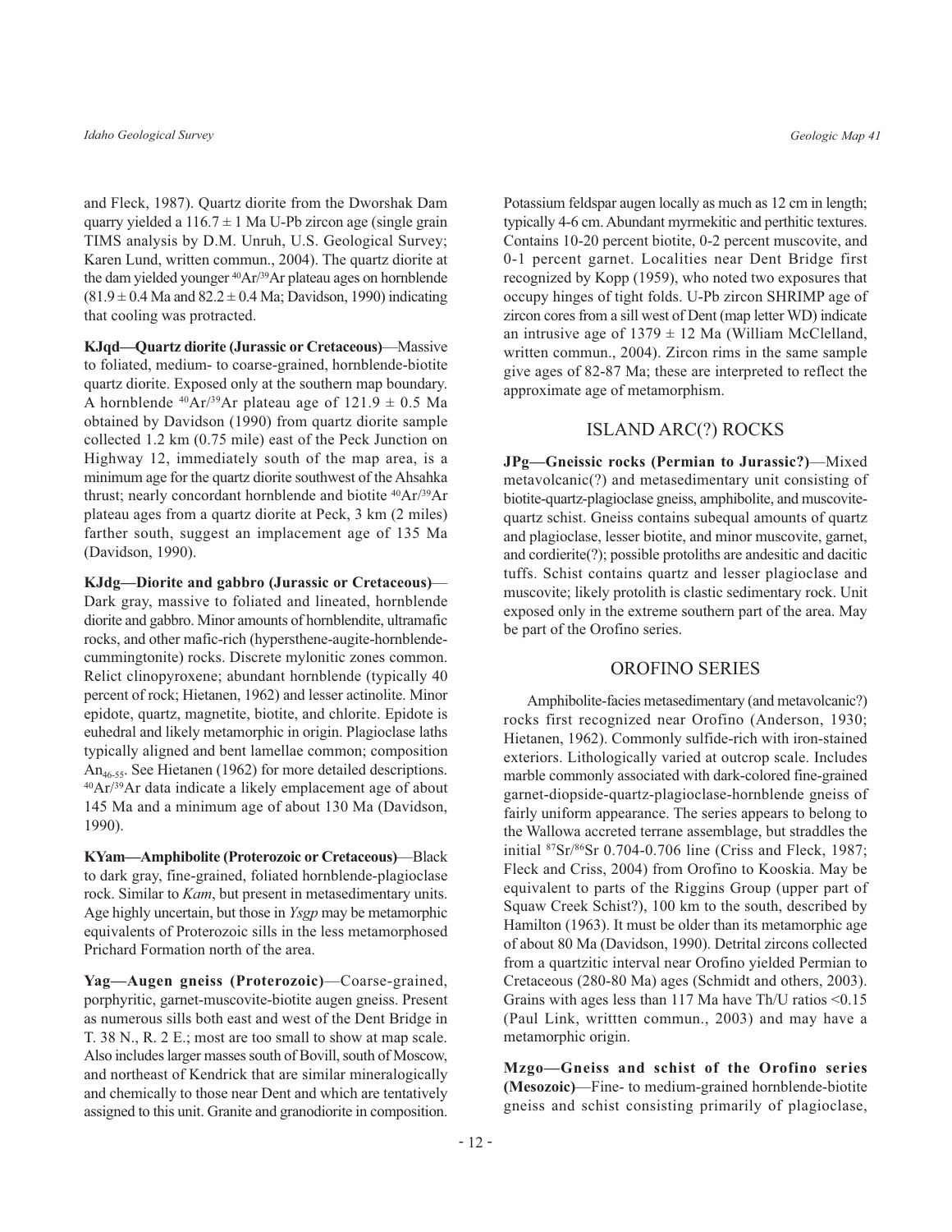and Fleck, 1987). Quartz diorite from the Dworshak Dam quarry yielded a 116.7 ± 1 Ma U-Pb zircon age (single grain TIMS analysis by D.M. Unruh, U.S. Geological Survey; Karen Lund, written commun., 2004). The quartz diorite at the dam yielded younger $^{40}Ar/^{39}Ar$ plateau ages on hornblende (81.9 ± 0.4 Ma and 82.2 ± 0.4 Ma; Davidson, 1990) indicating that cooling was protracted.

**KJqd—Quartz diorite (Jurassic or Cretaceous)**—Massive to foliated, medium- to coarse-grained, hornblende-biotite quartz diorite. Exposed only at the southern map boundary. A hornblende $^{40}Ar/^{39}Ar$ plateau age of 121.9 ± 0.5 Ma obtained by Davidson (1990) from quartz diorite sample collected 1.2 km (0.75 mile) east of the Peck Junction on Highway 12, immediately south of the map area, is a minimum age for the quartz diorite southwest of the Ahsahka thrust; nearly concordant hornblende and biotite $^{40}Ar/^{39}Ar$ plateau ages from a quartz diorite at Peck, 3 km (2 miles) farther south, suggest an implacement age of 135 Ma (Davidson, 1990).

**KJdg—Diorite and gabbro (Jurassic or Cretaceous)**—Dark gray, massive to foliated and lineated, hornblende diorite and gabbro. Minor amounts of hornblendite, ultramafic rocks, and other mafic-rich (hypersthene-augite-hornblende-cummingtonite) rocks. Discrete mylonitic zones common. Relict clinopyroxene; abundant hornblende (typically 40 percent of rock; Hietanen, 1962) and lesser actinolite. Minor epidote, quartz, magnetite, biotite, and chlorite. Epidote is euhedral and likely metamorphic in origin. Plagioclase laths typically aligned and bent lamellae common; composition $An_{46-55}$. See Hietanen (1962) for more detailed descriptions. $^{40}Ar/^{39}Ar$ data indicate a likely emplacement age of about 145 Ma and a minimum age of about 130 Ma (Davidson, 1990).

**KYam—Amphibolite (Proterozoic or Cretaceous)**—Black to dark gray, fine-grained, foliated hornblende-plagioclase rock. Similar to *Kam*, but present in metasedimentary units. Age highly uncertain, but those in *Ysgp* may be metamorphic equivalents of Proterozoic sills in the less metamorphosed Prichard Formation north of the area.

**Yag—Augen gneiss (Proterozoic)**—Coarse-grained, porphyritic, garnet-muscovite-biotite augen gneiss. Present as numerous sills both east and west of the Dent Bridge in T. 38 N., R. 2 E.; most are too small to show at map scale. Also includes larger masses south of Bovill, south of Moscow, and northeast of Kendrick that are similar mineralogically and chemically to those near Dent and which are tentatively assigned to this unit. Granite and granodiorite in composition. Potassium feldspar augen locally as much as 12 cm in length; typically 4-6 cm. Abundant myrmekitic and perthitic textures. Contains 10-20 percent biotite, 0-2 percent muscovite, and 0-1 percent garnet. Localities near Dent Bridge first recognized by Kopp (1959), who noted two exposures that occupy hinges of tight folds. U-Pb zircon SHRIMP age of zircon cores from a sill west of Dent (map letter WD) indicate an intrusive age of 1379 ± 12 Ma (William McClelland, written commun., 2004). Zircon rims in the same sample give ages of 82-87 Ma; these are interpreted to reflect the approximate age of metamorphism.

## ISLAND ARC(?) ROCKS

**JPg—Gneissic rocks (Permian to Jurassic?)**—Mixed metavolcanic(?) and metasedimentary unit consisting of biotite-quartz-plagioclase gneiss, amphibolite, and muscovite-quartz schist. Gneiss contains subequal amounts of quartz and plagioclase, lesser biotite, and minor muscovite, garnet, and cordierite(?); possible protoliths are andesitic and dacitic tuffs. Schist contains quartz and lesser plagioclase and muscovite; likely protolith is clastic sedimentary rock. Unit exposed only in the extreme southern part of the area. May be part of the Orofino series.

## OROFINO SERIES

Amphibolite-facies metasedimentary (and metavolcanic?) rocks first recognized near Orofino (Anderson, 1930; Hietanen, 1962). Commonly sulfide-rich with iron-stained exteriors. Lithologically varied at outcrop scale. Includes marble commonly associated with dark-colored fine-grained garnet-diopside-quartz-plagioclase-hornblende gneiss of fairly uniform appearance. The series appears to belong to the Wallowa accreted terrane assemblage, but straddles the initial $^{87}Sr/^{86}Sr$ 0.704-0.706 line (Criss and Fleck, 1987; Fleck and Criss, 2004) from Orofino to Kooskia. May be equivalent to parts of the Riggins Group (upper part of Squaw Creek Schist?), 100 km to the south, described by Hamilton (1963). It must be older than its metamorphic age of about 80 Ma (Davidson, 1990). Detrital zircons collected from a quartzitic interval near Orofino yielded Permian to Cretaceous (280-80 Ma) ages (Schmidt and others, 2003). Grains with ages less than 117 Ma have Th/U ratios <0.15 (Paul Link, writtten commun., 2003) and may have a metamorphic origin.

**Mzgo—Gneiss and schist of the Orofino series (Mesozoic)**—Fine- to medium-grained hornblende-biotite gneiss and schist consisting primarily of plagioclase,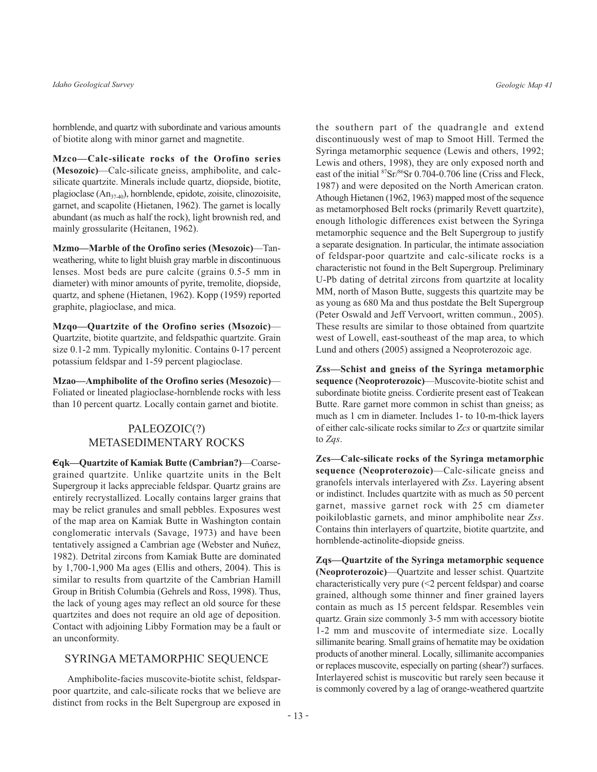hornblende, and quartz with subordinate and various amounts of biotite along with minor garnet and magnetite.

**Mzco—Calc-silicate rocks of the Orofino series (Mesozoic)**—Calc-silicate gneiss, amphibolite, and calc-silicate quartzite. Minerals include quartz, diopside, biotite, plagioclase ($An_{37-40}$), hornblende, epidote, zoisite, clinozoisite, garnet, and scapolite (Hietanen, 1962). The garnet is locally abundant (as much as half the rock), light brownish red, and mainly grossularite (Heitanen, 1962).

**Mzmo—Marble of the Orofino series (Mesozoic)**—Tan-weathering, white to light bluish gray marble in discontinuous lenses. Most beds are pure calcite (grains 0.5-5 mm in diameter) with minor amounts of pyrite, tremolite, diopside, quartz, and sphene (Hietanen, 1962). Kopp (1959) reported graphite, plagioclase, and mica.

**Mzqo—Quartzite of the Orofino series (Msozoic)**—Quartzite, biotite quartzite, and feldspathic quartzite. Grain size 0.1-2 mm. Typically mylonitic. Contains 0-17 percent potassium feldspar and 1-59 percent plagioclase.

**Mzao—Amphibolite of the Orofino series (Mesozoic)**—Foliated or lineated plagioclase-hornblende rocks with less than 10 percent quartz. Locally contain garnet and biotite.

## PALEOZOIC(?) METASEDIMENTARY ROCKS

**Ꞓqk—Quartzite of Kamiak Butte (Cambrian?)**—Coarse-grained quartzite. Unlike quartzite units in the Belt Supergroup it lacks appreciable feldspar. Quartz grains are entirely recrystallized. Locally contains larger grains that may be relict granules and small pebbles. Exposures west of the map area on Kamiak Butte in Washington contain conglomeratic intervals (Savage, 1973) and have been tentatively assigned a Cambrian age (Webster and Nuñez, 1982). Detrital zircons from Kamiak Butte are dominated by 1,700-1,900 Ma ages (Ellis and others, 2004). This is similar to results from quartzite of the Cambrian Hamill Group in British Columbia (Gehrels and Ross, 1998). Thus, the lack of young ages may reflect an old source for these quartzites and does not require an old age of deposition. Contact with adjoining Libby Formation may be a fault or an unconformity.

## SYRINGA METAMORPHIC SEQUENCE

Amphibolite-facies muscovite-biotite schist, feldspar-poor quartzite, and calc-silicate rocks that we believe are distinct from rocks in the Belt Supergroup are exposed in the southern part of the quadrangle and extend discontinuously west of map to Smoot Hill. Termed the Syringa metamorphic sequence (Lewis and others, 1992; Lewis and others, 1998), they are only exposed north and east of the initial $^{87}Sr/^{86}Sr$ 0.704-0.706 line (Criss and Fleck, 1987) and were deposited on the North American craton. Athough Hietanen (1962, 1963) mapped most of the sequence as metamorphosed Belt rocks (primarily Revett quartzite), enough lithologic differences exist between the Syringa metamorphic sequence and the Belt Supergroup to justify a separate designation. In particular, the intimate association of feldspar-poor quartzite and calc-silicate rocks is a characteristic not found in the Belt Supergroup. Preliminary U-Pb dating of detrital zircons from quartzite at locality MM, north of Mason Butte, suggests this quartzite may be as young as 680 Ma and thus postdate the Belt Supergroup (Peter Oswald and Jeff Vervoort, written commun., 2005). These results are similar to those obtained from quartzite west of Lowell, east-southeast of the map area, to which Lund and others (2005) assigned a Neoproterozoic age.

**Zss—Schist and gneiss of the Syringa metamorphic sequence (Neoproterozoic)**—Muscovite-biotite schist and subordinate biotite gneiss. Cordierite present east of Teakean Butte. Rare garnet more common in schist than gneiss; as much as 1 cm in diameter. Includes 1- to 10-m-thick layers of either calc-silicate rocks similar to *Zcs* or quartzite similar to *Zqs*.

**Zcs—Calc-silicate rocks of the Syringa metamorphic sequence (Neoproterozoic)**—Calc-silicate gneiss and granofels intervals interlayered with *Zss*. Layering absent or indistinct. Includes quartzite with as much as 50 percent garnet, massive garnet rock with 25 cm diameter poikiloblastic garnets, and minor amphibolite near *Zss*. Contains thin interlayers of quartzite, biotite quartzite, and hornblende-actinolite-diopside gneiss.

**Zqs—Quartzite of the Syringa metamorphic sequence (Neoproterozoic)**—Quartzite and lesser schist. Quartzite characteristically very pure (<2 percent feldspar) and coarse grained, although some thinner and finer grained layers contain as much as 15 percent feldspar. Resembles vein quartz. Grain size commonly 3-5 mm with accessory biotite 1-2 mm and muscovite of intermediate size. Locally sillimanite bearing. Small grains of hematite may be oxidation products of another mineral. Locally, sillimanite accompanies or replaces muscovite, especially on parting (shear?) surfaces. Interlayered schist is muscovitic but rarely seen because it is commonly covered by a lag of orange-weathered quartzite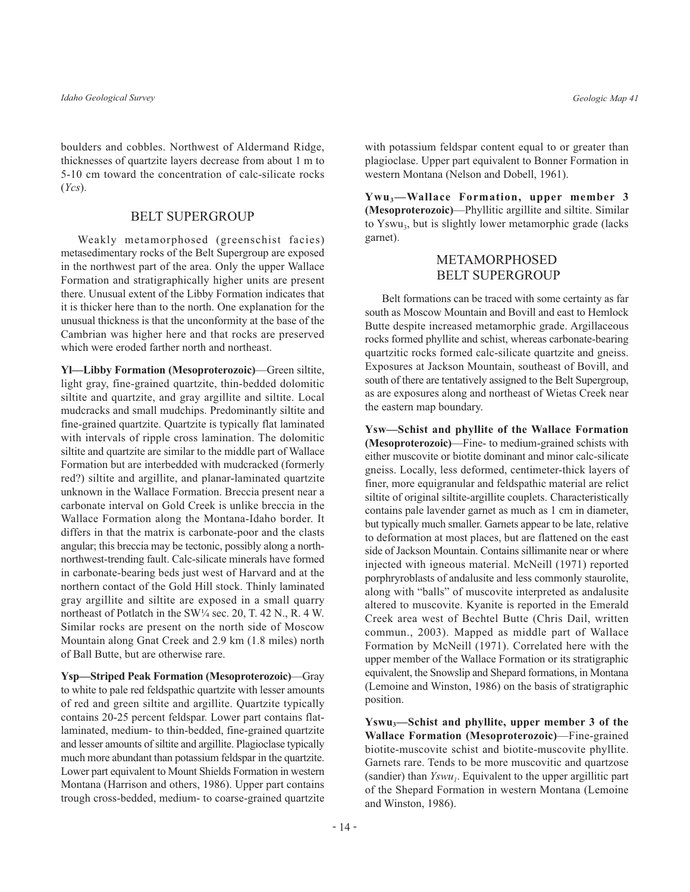boulders and cobbles. Northwest of Aldermand Ridge, thicknesses of quartzite layers decrease from about 1 m to 5-10 cm toward the concentration of calc-silicate rocks (*Ycs*).

## BELT SUPERGROUP

Weakly metamorphosed (greenschist facies) metasedimentary rocks of the Belt Supergroup are exposed in the northwest part of the area. Only the upper Wallace Formation and stratigraphically higher units are present there. Unusual extent of the Libby Formation indicates that it is thicker here than to the north. One explanation for the unusual thickness is that the unconformity at the base of the Cambrian was higher here and that rocks are preserved which were eroded farther north and northeast.

**Yl—Libby Formation (Mesoproterozoic)**—Green siltite, light gray, fine-grained quartzite, thin-bedded dolomitic siltite and quartzite, and gray argillite and siltite. Local mudcracks and small mudchips. Predominantly siltite and fine-grained quartzite. Quartzite is typically flat laminated with intervals of ripple cross lamination. The dolomitic siltite and quartzite are similar to the middle part of Wallace Formation but are interbedded with mudcracked (formerly red?) siltite and argillite, and planar-laminated quartzite unknown in the Wallace Formation. Breccia present near a carbonate interval on Gold Creek is unlike breccia in the Wallace Formation along the Montana-Idaho border. It differs in that the matrix is carbonate-poor and the clasts angular; this breccia may be tectonic, possibly along a north-northwest-trending fault. Calc-silicate minerals have formed in carbonate-bearing beds just west of Harvard and at the northern contact of the Gold Hill stock. Thinly laminated gray argillite and siltite are exposed in a small quarry northeast of Potlatch in the SW¼ sec. 20, T. 42 N., R. 4 W. Similar rocks are present on the north side of Moscow Mountain along Gnat Creek and 2.9 km (1.8 miles) north of Ball Butte, but are otherwise rare.

**Ysp—Striped Peak Formation (Mesoproterozoic)**—Gray to white to pale red feldspathic quartzite with lesser amounts of red and green siltite and argillite. Quartzite typically contains 20-25 percent feldspar. Lower part contains flat-laminated, medium- to thin-bedded, fine-grained quartzite and lesser amounts of siltite and argillite. Plagioclase typically much more abundant than potassium feldspar in the quartzite. Lower part equivalent to Mount Shields Formation in western Montana (Harrison and others, 1986). Upper part contains trough cross-bedded, medium- to coarse-grained quartzite with potassium feldspar content equal to or greater than plagioclase. Upper part equivalent to Bonner Formation in western Montana (Nelson and Dobell, 1961).

**$Ywu_3$—Wallace Formation, upper member 3 (Mesoproterozoic)**—Phyllitic argillite and siltite. Similar to $Yswu_3$, but is slightly lower metamorphic grade (lacks garnet).

## METAMORPHOSED BELT SUPERGROUP

Belt formations can be traced with some certainty as far south as Moscow Mountain and Bovill and east to Hemlock Butte despite increased metamorphic grade. Argillaceous rocks formed phyllite and schist, whereas carbonate-bearing quartzitic rocks formed calc-silicate quartzite and gneiss. Exposures at Jackson Mountain, southeast of Bovill, and south of there are tentatively assigned to the Belt Supergroup, as are exposures along and northeast of Wietas Creek near the eastern map boundary.

**Ysw—Schist and phyllite of the Wallace Formation (Mesoproterozoic)**—Fine- to medium-grained schists with either muscovite or biotite dominant and minor calc-silicate gneiss. Locally, less deformed, centimeter-thick layers of finer, more equigranular and feldspathic material are relict siltite of original siltite-argillite couplets. Characteristically contains pale lavender garnet as much as 1 cm in diameter, but typically much smaller. Garnets appear to be late, relative to deformation at most places, but are flattened on the east side of Jackson Mountain. Contains sillimanite near or where injected with igneous material. McNeill (1971) reported porphryroblasts of andalusite and less commonly staurolite, along with "balls" of muscovite interpreted as andalusite altered to muscovite. Kyanite is reported in the Emerald Creek area west of Bechtel Butte (Chris Dail, written commun., 2003). Mapped as middle part of Wallace Formation by McNeill (1971). Correlated here with the upper member of the Wallace Formation or its stratigraphic equivalent, the Snowslip and Shepard formations, in Montana (Lemoine and Winston, 1986) on the basis of stratigraphic position.

**$Yswu_3$—Schist and phyllite, upper member 3 of the Wallace Formation (Mesoproterozoic)**—Fine-grained biotite-muscovite schist and biotite-muscovite phyllite. Garnets rare. Tends to be more muscovitic and quartzose (sandier) than *$Yswu_1$*. Equivalent to the upper argillitic part of the Shepard Formation in western Montana (Lemoine and Winston, 1986).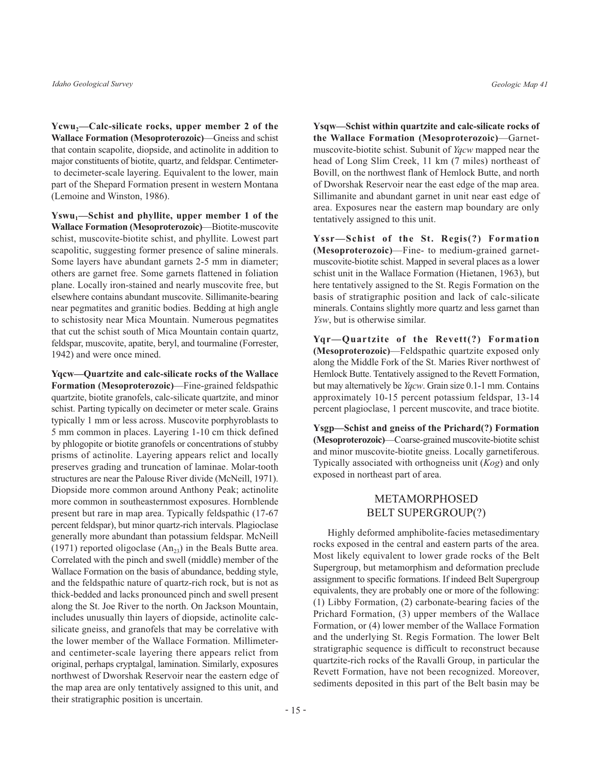**Ycwu$_2$—Calc-silicate rocks, upper member 2 of the Wallace Formation (Mesoproterozoic)**—Gneiss and schist that contain scapolite, diopside, and actinolite in addition to major constituents of biotite, quartz, and feldspar. Centimeter- to decimeter-scale layering. Equivalent to the lower, main part of the Shepard Formation present in western Montana (Lemoine and Winston, 1986).

**Yswu$_1$—Schist and phyllite, upper member 1 of the Wallace Formation (Mesoproterozoic)**—Biotite-muscovite schist, muscovite-biotite schist, and phyllite. Lowest part scapolitic, suggesting former presence of saline minerals. Some layers have abundant garnets 2-5 mm in diameter; others are garnet free. Some garnets flattened in foliation plane. Locally iron-stained and nearly muscovite free, but elsewhere contains abundant muscovite. Sillimanite-bearing near pegmatites and granitic bodies. Bedding at high angle to schistosity near Mica Mountain. Numerous pegmatites that cut the schist south of Mica Mountain contain quartz, feldspar, muscovite, apatite, beryl, and tourmaline (Forrester, 1942) and were once mined.

**Yqcw—Quartzite and calc-silicate rocks of the Wallace Formation (Mesoproterozoic)**—Fine-grained feldspathic quartzite, biotite granofels, calc-silicate quartzite, and minor schist. Parting typically on decimeter or meter scale. Grains typically 1 mm or less across. Muscovite porphyroblasts to 5 mm common in places. Layering 1-10 cm thick defined by phlogopite or biotite granofels or concentrations of stubby prisms of actinolite. Layering appears relict and locally preserves grading and truncation of laminae. Molar-tooth structures are near the Palouse River divide (McNeill, 1971). Diopside more common around Anthony Peak; actinolite more common in southeasternmost exposures. Hornblende present but rare in map area. Typically feldspathic (17-67 percent feldspar), but minor quartz-rich intervals. Plagioclase generally more abundant than potassium feldspar. McNeill (1971) reported oligoclase ($An_{23}$) in the Beals Butte area. Correlated with the pinch and swell (middle) member of the Wallace Formation on the basis of abundance, bedding style, and the feldspathic nature of quartz-rich rock, but is not as thick-bedded and lacks pronounced pinch and swell present along the St. Joe River to the north. On Jackson Mountain, includes unusually thin layers of diopside, actinolite calc-silicate gneiss, and granofels that may be correlative with the lower member of the Wallace Formation. Millimeter- and centimeter-scale layering there appears relict from original, perhaps cryptalgal, lamination. Similarly, exposures northwest of Dworshak Reservoir near the eastern edge of the map area are only tentatively assigned to this unit, and their stratigraphic position is uncertain.

**Ysqw—Schist within quartzite and calc-silicate rocks of the Wallace Formation (Mesoproterozoic)**—Garnet-muscovite-biotite schist. Subunit of *Yqcw* mapped near the head of Long Slim Creek, 11 km (7 miles) northeast of Bovill, on the northwest flank of Hemlock Butte, and north of Dworshak Reservoir near the east edge of the map area. Sillimanite and abundant garnet in unit near east edge of area. Exposures near the eastern map boundary are only tentatively assigned to this unit.

**Yssr—Schist of the St. Regis(?) Formation (Mesoproterozoic)**—Fine- to medium-grained garnet-muscovite-biotite schist. Mapped in several places as a lower schist unit in the Wallace Formation (Hietanen, 1963), but here tentatively assigned to the St. Regis Formation on the basis of stratigraphic position and lack of calc-silicate minerals. Contains slightly more quartz and less garnet than *Ysw*, but is otherwise similar.

**Yqr—Quartzite of the Revett(?) Formation (Mesoproterozoic)**—Feldspathic quartzite exposed only along the Middle Fork of the St. Maries River northwest of Hemlock Butte. Tentatively assigned to the Revett Formation, but may alternatively be *Yqcw*. Grain size 0.1-1 mm. Contains approximately 10-15 percent potassium feldspar, 13-14 percent plagioclase, 1 percent muscovite, and trace biotite.

**Ysgp—Schist and gneiss of the Prichard(?) Formation (Mesoproterozoic)**—Coarse-grained muscovite-biotite schist and minor muscovite-biotite gneiss. Locally garnetiferous. Typically associated with orthogneiss unit (*Kog*) and only exposed in northeast part of area.

## METAMORPHOSED BELT SUPERGROUP(?)

Highly deformed amphibolite-facies metasedimentary rocks exposed in the central and eastern parts of the area. Most likely equivalent to lower grade rocks of the Belt Supergroup, but metamorphism and deformation preclude assignment to specific formations. If indeed Belt Supergroup equivalents, they are probably one or more of the following: (1) Libby Formation, (2) carbonate-bearing facies of the Prichard Formation, (3) upper members of the Wallace Formation, or (4) lower member of the Wallace Formation and the underlying St. Regis Formation. The lower Belt stratigraphic sequence is difficult to reconstruct because quartzite-rich rocks of the Ravalli Group, in particular the Revett Formation, have not been recognized. Moreover, sediments deposited in this part of the Belt basin may be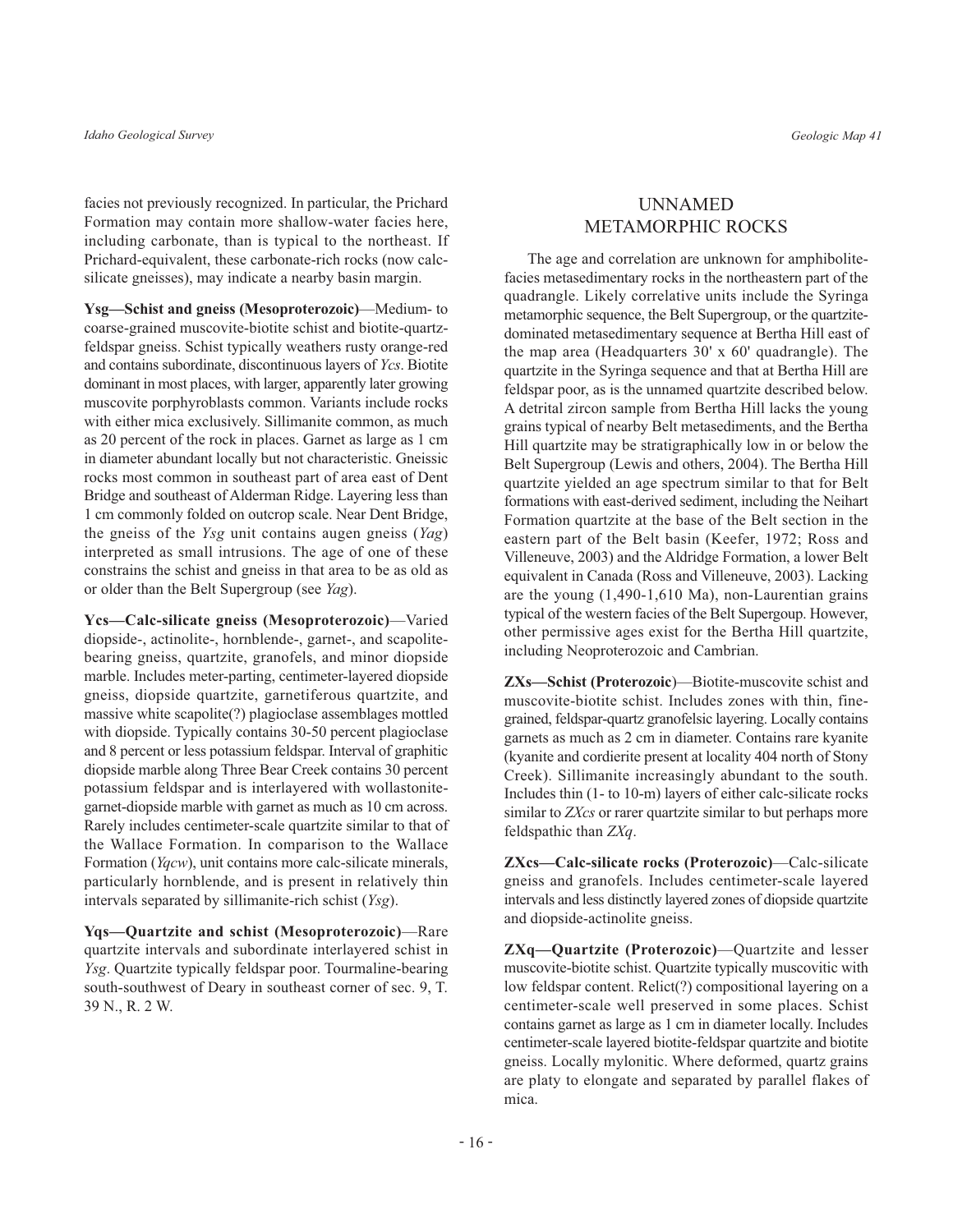facies not previously recognized. In particular, the Prichard Formation may contain more shallow-water facies here, including carbonate, than is typical to the northeast. If Prichard-equivalent, these carbonate-rich rocks (now calc-silicate gneisses), may indicate a nearby basin margin.

**Ysg—Schist and gneiss (Mesoproterozoic)**—Medium- to coarse-grained muscovite-biotite schist and biotite-quartz-feldspar gneiss. Schist typically weathers rusty orange-red and contains subordinate, discontinuous layers of *Ycs*. Biotite dominant in most places, with larger, apparently later growing muscovite porphyroblasts common. Variants include rocks with either mica exclusively. Sillimanite common, as much as 20 percent of the rock in places. Garnet as large as 1 cm in diameter abundant locally but not characteristic. Gneissic rocks most common in southeast part of area east of Dent Bridge and southeast of Alderman Ridge. Layering less than 1 cm commonly folded on outcrop scale. Near Dent Bridge, the gneiss of the *Ysg* unit contains augen gneiss (*Yag*) interpreted as small intrusions. The age of one of these constrains the schist and gneiss in that area to be as old as or older than the Belt Supergroup (see *Yag*).

**Ycs—Calc-silicate gneiss (Mesoproterozoic)**—Varied diopside-, actinolite-, hornblende-, garnet-, and scapolite-bearing gneiss, quartzite, granofels, and minor diopside marble. Includes meter-parting, centimeter-layered diopside gneiss, diopside quartzite, garnetiferous quartzite, and massive white scapolite(?) plagioclase assemblages mottled with diopside. Typically contains 30-50 percent plagioclase and 8 percent or less potassium feldspar. Interval of graphitic diopside marble along Three Bear Creek contains 30 percent potassium feldspar and is interlayered with wollastonite-garnet-diopside marble with garnet as much as 10 cm across. Rarely includes centimeter-scale quartzite similar to that of the Wallace Formation. In comparison to the Wallace Formation (*Yqcw*), unit contains more calc-silicate minerals, particularly hornblende, and is present in relatively thin intervals separated by sillimanite-rich schist (*Ysg*).

**Yqs—Quartzite and schist (Mesoproterozoic)**—Rare quartzite intervals and subordinate interlayered schist in *Ysg*. Quartzite typically feldspar poor. Tourmaline-bearing south-southwest of Deary in southeast corner of sec. 9, T. 39 N., R. 2 W.

## UNNAMED METAMORPHIC ROCKS

The age and correlation are unknown for amphibolite-facies metasedimentary rocks in the northeastern part of the quadrangle. Likely correlative units include the Syringa metamorphic sequence, the Belt Supergroup, or the quartzite-dominated metasedimentary sequence at Bertha Hill east of the map area (Headquarters 30' x 60' quadrangle). The quartzite in the Syringa sequence and that at Bertha Hill are feldspar poor, as is the unnamed quartzite described below. A detrital zircon sample from Bertha Hill lacks the young grains typical of nearby Belt metasediments, and the Bertha Hill quartzite may be stratigraphically low in or below the Belt Supergroup (Lewis and others, 2004). The Bertha Hill quartzite yielded an age spectrum similar to that for Belt formations with east-derived sediment, including the Neihart Formation quartzite at the base of the Belt section in the eastern part of the Belt basin (Keefer, 1972; Ross and Villeneuve, 2003) and the Aldridge Formation, a lower Belt equivalent in Canada (Ross and Villeneuve, 2003). Lacking are the young (1,490-1,610 Ma), non-Laurentian grains typical of the western facies of the Belt Supergoup. However, other permissive ages exist for the Bertha Hill quartzite, including Neoproterozoic and Cambrian.

**ZXs—Schist (Proterozoic)**—Biotite-muscovite schist and muscovite-biotite schist. Includes zones with thin, fine-grained, feldspar-quartz granofelsic layering. Locally contains garnets as much as 2 cm in diameter. Contains rare kyanite (kyanite and cordierite present at locality 404 north of Stony Creek). Sillimanite increasingly abundant to the south. Includes thin (1- to 10-m) layers of either calc-silicate rocks similar to *ZXcs* or rarer quartzite similar to but perhaps more feldspathic than *ZXq*.

**ZXcs—Calc-silicate rocks (Proterozoic)**—Calc-silicate gneiss and granofels. Includes centimeter-scale layered intervals and less distinctly layered zones of diopside quartzite and diopside-actinolite gneiss.

**ZXq—Quartzite (Proterozoic)**—Quartzite and lesser muscovite-biotite schist. Quartzite typically muscovitic with low feldspar content. Relict(?) compositional layering on a centimeter-scale well preserved in some places. Schist contains garnet as large as 1 cm in diameter locally. Includes centimeter-scale layered biotite-feldspar quartzite and biotite gneiss. Locally mylonitic. Where deformed, quartz grains are platy to elongate and separated by parallel flakes of mica.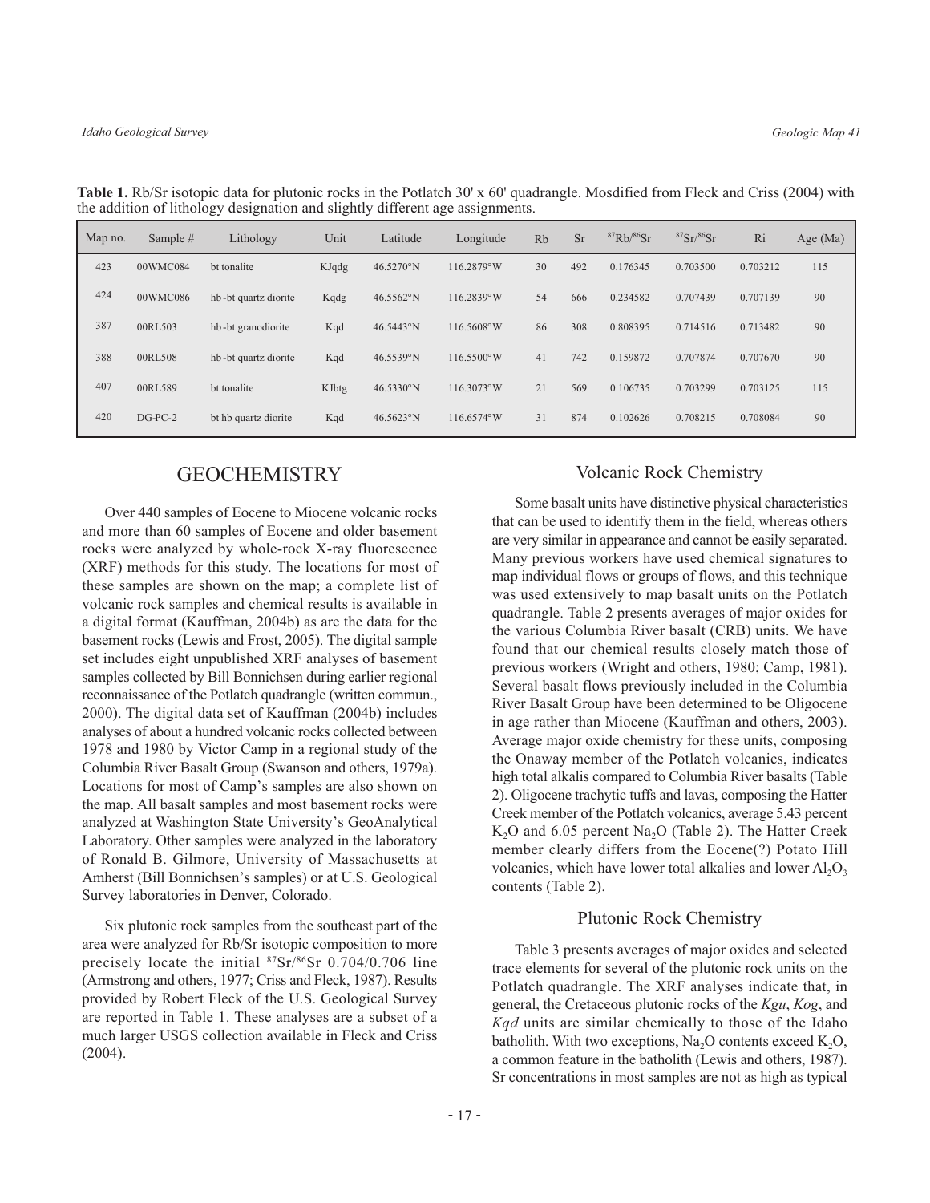**Table 1.** Rb/Sr isotopic data for plutonic rocks in the Potlatch 30' x 60' quadrangle. Mosdified from Fleck and Criss (2004) with the addition of lithology designation and slightly different age assignments.

| Map no. | Sample # | Lithology | Unit | Latitude | Longitude | Rb | Sr | $^{87}Rb/^{86}Sr$ | $^{87}Sr/^{86}Sr$ | Ri | Age (Ma) |
|---|---|---|---|---|---|---|---|---|---|---|---|
| 423 | 00WMC084 | bt tonalite | KJqdg | 46.5270°N | 116.2879°W | 30 | 492 | 0.176345 | 0.703500 | 0.703212 | 115 |
| 424 | 00WMC086 | hb-bt quartz diorite | Kqdg | 46.5562°N | 116.2839°W | 54 | 666 | 0.234582 | 0.707439 | 0.707139 | 90 |
| 387 | 00RL503 | hb-bt granodiorite | Kqd | 46.5443°N | 116.5608°W | 86 | 308 | 0.808395 | 0.714516 | 0.713482 | 90 |
| 388 | 00RL508 | hb-bt quartz diorite | Kqd | 46.5539°N | 116.5500°W | 41 | 742 | 0.159872 | 0.707874 | 0.707670 | 90 |
| 407 | 00RL589 | bt tonalite | KJbtg | 46.5330°N | 116.3073°W | 21 | 569 | 0.106735 | 0.703299 | 0.703125 | 115 |
| 420 | DG-PC-2 | bt hb quartz diorite | Kqd | 46.5623°N | 116.6574°W | 31 | 874 | 0.102626 | 0.708215 | 0.708084 | 90 |

# GEOCHEMISTRY

Over 440 samples of Eocene to Miocene volcanic rocks and more than 60 samples of Eocene and older basement rocks were analyzed by whole-rock X-ray fluorescence (XRF) methods for this study. The locations for most of these samples are shown on the map; a complete list of volcanic rock samples and chemical results is available in a digital format (Kauffman, 2004b) as are the data for the basement rocks (Lewis and Frost, 2005). The digital sample set includes eight unpublished XRF analyses of basement samples collected by Bill Bonnichsen during earlier regional reconnaissance of the Potlatch quadrangle (written commun., 2000). The digital data set of Kauffman (2004b) includes analyses of about a hundred volcanic rocks collected between 1978 and 1980 by Victor Camp in a regional study of the Columbia River Basalt Group (Swanson and others, 1979a). Locations for most of Camp's samples are also shown on the map. All basalt samples and most basement rocks were analyzed at Washington State University's GeoAnalytical Laboratory. Other samples were analyzed in the laboratory of Ronald B. Gilmore, University of Massachusetts at Amherst (Bill Bonnichsen's samples) or at U.S. Geological Survey laboratories in Denver, Colorado.

Six plutonic rock samples from the southeast part of the area were analyzed for Rb/Sr isotopic composition to more precisely locate the initial $^{87}Sr/^{86}Sr$ 0.704/0.706 line (Armstrong and others, 1977; Criss and Fleck, 1987). Results provided by Robert Fleck of the U.S. Geological Survey are reported in Table 1. These analyses are a subset of a much larger USGS collection available in Fleck and Criss (2004).

## Volcanic Rock Chemistry

Some basalt units have distinctive physical characteristics that can be used to identify them in the field, whereas others are very similar in appearance and cannot be easily separated. Many previous workers have used chemical signatures to map individual flows or groups of flows, and this technique was used extensively to map basalt units on the Potlatch quadrangle. Table 2 presents averages of major oxides for the various Columbia River basalt (CRB) units. We have found that our chemical results closely match those of previous workers (Wright and others, 1980; Camp, 1981). Several basalt flows previously included in the Columbia River Basalt Group have been determined to be Oligocene in age rather than Miocene (Kauffman and others, 2003). Average major oxide chemistry for these units, composing the Onaway member of the Potlatch volcanics, indicates high total alkalis compared to Columbia River basalts (Table 2). Oligocene trachytic tuffs and lavas, composing the Hatter Creek member of the Potlatch volcanics, average 5.43 percent $K_2O$ and 6.05 percent $Na_2O$ (Table 2). The Hatter Creek member clearly differs from the Eocene(?) Potato Hill volcanics, which have lower total alkalies and lower $Al_2O_3$ contents (Table 2).

## Plutonic Rock Chemistry

Table 3 presents averages of major oxides and selected trace elements for several of the plutonic rock units on the Potlatch quadrangle. The XRF analyses indicate that, in general, the Cretaceous plutonic rocks of the *Kgu*, *Kog*, and *Kqd* units are similar chemically to those of the Idaho batholith. With two exceptions, $Na_2O$ contents exceed $K_2O$, a common feature in the batholith (Lewis and others, 1987). Sr concentrations in most samples are not as high as typical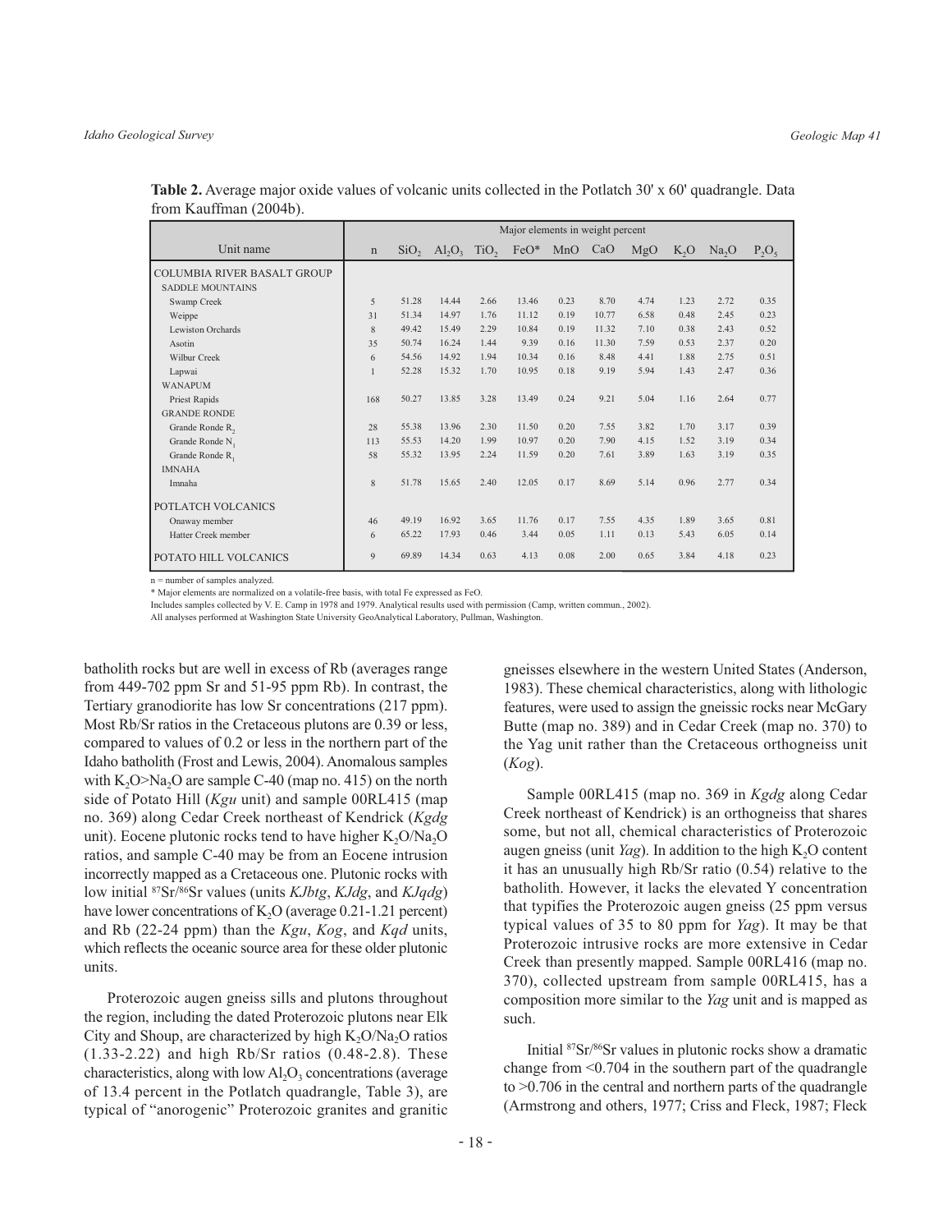**Table 2.** Average major oxide values of volcanic units collected in the Potlatch 30' x 60' quadrangle. Data from Kauffman (2004b).

| Unit name | n | $SiO_2$ | $Al_2O_3$ | $TiO_2$ | FeO* | MnO | CaO | MgO | $K_2O$ | $Na_2O$ | $P_2O_5$ |
|---|---|---|---|---|---|---|---|---|---|---|---|
| | Major elements in weight percent | | | | | | | | | | |
| COLUMBIA RIVER BASALT GROUP | | | | | | | | | | | |
| SADDLE MOUNTAINS | | | | | | | | | | | |
| Swamp Creek | 5 | 51.28 | 14.44 | 2.66 | 13.46 | 0.23 | 8.70 | 4.74 | 1.23 | 2.72 | 0.35 |
| Weippe | 31 | 51.34 | 14.97 | 1.76 | 11.12 | 0.19 | 10.77 | 6.58 | 0.48 | 2.45 | 0.23 |
| Lewiston Orchards | 8 | 49.42 | 15.49 | 2.29 | 10.84 | 0.19 | 11.32 | 7.10 | 0.38 | 2.43 | 0.52 |
| Asotin | 35 | 50.74 | 16.24 | 1.44 | 9.39 | 0.16 | 11.30 | 7.59 | 0.53 | 2.37 | 0.20 |
| Wilbur Creek | 6 | 54.56 | 14.92 | 1.94 | 10.34 | 0.16 | 8.48 | 4.41 | 1.88 | 2.75 | 0.51 |
| Lapwai | 1 | 52.28 | 15.32 | 1.70 | 10.95 | 0.18 | 9.19 | 5.94 | 1.43 | 2.47 | 0.36 |
| WANAPUM | | | | | | | | | | | |
| Priest Rapids | 168 | 50.27 | 13.85 | 3.28 | 13.49 | 0.24 | 9.21 | 5.04 | 1.16 | 2.64 | 0.77 |
| GRANDE RONDE | | | | | | | | | | | |
| Grande Ronde $R_2$ | 28 | 55.38 | 13.96 | 2.30 | 11.50 | 0.20 | 7.55 | 3.82 | 1.70 | 3.17 | 0.39 |
| Grande Ronde $N_1$ | 113 | 55.53 | 14.20 | 1.99 | 10.97 | 0.20 | 7.90 | 4.15 | 1.52 | 3.19 | 0.34 |
| Grande Ronde $R_1$ | 58 | 55.32 | 13.95 | 2.24 | 11.59 | 0.20 | 7.61 | 3.89 | 1.63 | 3.19 | 0.35 |
| IMNAHA | | | | | | | | | | | |
| Imnaha | 8 | 51.78 | 15.65 | 2.40 | 12.05 | 0.17 | 8.69 | 5.14 | 0.96 | 2.77 | 0.34 |
| POTLATCH VOLCANICS | | | | | | | | | | | |
| Onaway member | 46 | 49.19 | 16.92 | 3.65 | 11.76 | 0.17 | 7.55 | 4.35 | 1.89 | 3.65 | 0.81 |
| Hatter Creek member | 6 | 65.22 | 17.93 | 0.46 | 3.44 | 0.05 | 1.11 | 0.13 | 5.43 | 6.05 | 0.14 |
| POTATO HILL VOLCANICS | 9 | 69.89 | 14.34 | 0.63 | 4.13 | 0.08 | 2.00 | 0.65 | 3.84 | 4.18 | 0.23 |

n = number of samples analyzed.
* Major elements are normalized on a volatile-free basis, with total Fe expressed as FeO.
Includes samples collected by V. E. Camp in 1978 and 1979. Analytical results used with permission (Camp, written commun., 2002).
All analyses performed at Washington State University GeoAnalytical Laboratory, Pullman, Washington.

batholith rocks but are well in excess of Rb (averages range from 449-702 ppm Sr and 51-95 ppm Rb). In contrast, the Tertiary granodiorite has low Sr concentrations (217 ppm). Most Rb/Sr ratios in the Cretaceous plutons are 0.39 or less, compared to values of 0.2 or less in the northern part of the Idaho batholith (Frost and Lewis, 2004). Anomalous samples with $K_2O$>$Na_2O$ are sample C-40 (map no. 415) on the north side of Potato Hill (*Kgu* unit) and sample 00RL415 (map no. 369) along Cedar Creek northeast of Kendrick (*Kgdg* unit). Eocene plutonic rocks tend to have higher $K_2O/Na_2O$ ratios, and sample C-40 may be from an Eocene intrusion incorrectly mapped as a Cretaceous one. Plutonic rocks with low initial $^{87}Sr/^{86}Sr$ values (units *KJbtg*, *KJdg*, and *KJqdg*) have lower concentrations of $K_2O$ (average 0.21-1.21 percent) and Rb (22-24 ppm) than the *Kgu*, *Kog*, and *Kqd* units, which reflects the oceanic source area for these older plutonic units.

Proterozoic augen gneiss sills and plutons throughout the region, including the dated Proterozoic plutons near Elk City and Shoup, are characterized by high $K_2O/Na_2O$ ratios (1.33-2.22) and high Rb/Sr ratios (0.48-2.8). These characteristics, along with low $Al_2O_3$ concentrations (average of 13.4 percent in the Potlatch quadrangle, Table 3), are typical of "anorogenic" Proterozoic granites and granitic gneisses elsewhere in the western United States (Anderson, 1983). These chemical characteristics, along with lithologic features, were used to assign the gneissic rocks near McGary Butte (map no. 389) and in Cedar Creek (map no. 370) to the Yag unit rather than the Cretaceous orthogneiss unit (*Kog*).

Sample 00RL415 (map no. 369 in *Kgdg* along Cedar Creek northeast of Kendrick) is an orthogneiss that shares some, but not all, chemical characteristics of Proterozoic augen gneiss (unit *Yag*). In addition to the high $K_2O$ content it has an unusually high Rb/Sr ratio (0.54) relative to the batholith. However, it lacks the elevated Y concentration that typifies the Proterozoic augen gneiss (25 ppm versus typical values of 35 to 80 ppm for *Yag*). It may be that Proterozoic intrusive rocks are more extensive in Cedar Creek than presently mapped. Sample 00RL416 (map no. 370), collected upstream from sample 00RL415, has a composition more similar to the *Yag* unit and is mapped as such.

Initial $^{87}Sr/^{86}Sr$ values in plutonic rocks show a dramatic change from <0.704 in the southern part of the quadrangle to >0.706 in the central and northern parts of the quadrangle (Armstrong and others, 1977; Criss and Fleck, 1987; Fleck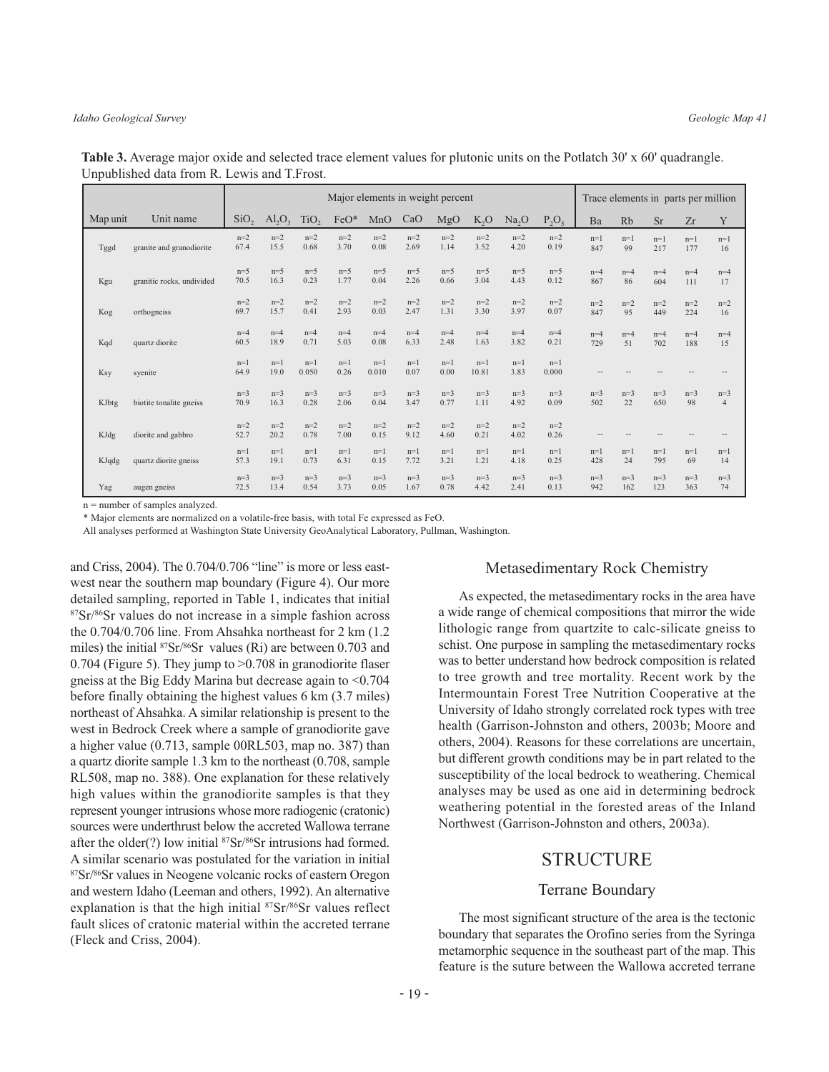**Table 3.** Average major oxide and selected trace element values for plutonic units on the Potlatch 30' x 60' quadrangle. Unpublished data from R. Lewis and T.Frost.

| | | Major elements in weight percent | | | | | | | | | | Trace elements in parts per million | | | | |
|---|---|---|---|---|---|---|---|---|---|---|---|---|---|---|---|---|
| Map unit | Unit name | $SiO_2$ | $Al_2O_3$ | $TiO_2$ | FeO* | MnO | CaO | MgO | $K_2O$ | $Na_2O$ | $P_2O_5$ | Ba | Rb | Sr | Zr | Y |
| Tggd | granite and granodiorite | n=2 67.4 | n=2 15.5 | n=2 0.68 | n=2 3.70 | n=2 0.08 | n=2 2.69 | n=2 1.14 | n=2 3.52 | n=2 4.20 | n=2 0.19 | n=1 847 | n=1 99 | n=1 217 | n=1 177 | n=1 16 |
| Kgu | granitic rocks, undivided | n=5 70.5 | n=5 16.3 | n=5 0.23 | n=5 1.77 | n=5 0.04 | n=5 2.26 | n=5 0.66 | n=5 3.04 | n=5 4.43 | n=5 0.12 | n=4 867 | n=4 86 | n=4 604 | n=4 111 | n=4 17 |
| Kog | orthogneiss | n=2 69.7 | n=2 15.7 | n=2 0.41 | n=2 2.93 | n=2 0.03 | n=2 2.47 | n=2 1.31 | n=2 3.30 | n=2 3.97 | n=2 0.07 | n=2 847 | n=2 95 | n=2 449 | n=2 224 | n=2 16 |
| Kqd | quartz diorite | n=4 60.5 | n=4 18.9 | n=4 0.71 | n=4 5.03 | n=4 0.08 | n=4 6.33 | n=4 2.48 | n=4 1.63 | n=4 3.82 | n=4 0.21 | n=4 729 | n=4 51 | n=4 702 | n=4 188 | n=4 15 |
| Ksy | syenite | n=1 64.9 | n=1 19.0 | n=1 0.050 | n=1 0.26 | n=1 0.010 | n=1 0.07 | n=1 0.00 | n=1 10.81 | n=1 3.83 | n=1 0.000 | -- | -- | -- | -- | -- |
| KJbtg | biotite tonalite gneiss | n=3 70.9 | n=3 16.3 | n=3 0.28 | n=3 2.06 | n=3 0.04 | n=3 3.47 | n=3 0.77 | n=3 1.11 | n=3 4.92 | n=3 0.09 | n=3 502 | n=3 22 | n=3 650 | n=3 98 | n=3 4 |
| KJdg | diorite and gabbro | n=2 52.7 | n=2 20.2 | n=2 0.78 | n=2 7.00 | n=2 0.15 | n=2 9.12 | n=2 4.60 | n=2 0.21 | n=2 4.02 | n=2 0.26 | -- | -- | -- | -- | -- |
| KJqdg | quartz diorite gneiss | n=1 57.3 | n=1 19.1 | n=1 0.73 | n=1 6.31 | n=1 0.15 | n=1 7.72 | n=1 3.21 | n=1 1.21 | n=1 4.18 | n=1 0.25 | n=1 428 | n=1 24 | n=1 795 | n=1 69 | n=1 14 |
| Yag | augen gneiss | n=3 72.5 | n=3 13.4 | n=3 0.54 | n=3 3.73 | n=3 0.05 | n=3 1.67 | n=3 0.78 | n=3 4.42 | n=3 2.41 | n=3 0.13 | n=3 942 | n=3 162 | n=3 123 | n=3 363 | n=3 74 |

n = number of samples analyzed.

* Major elements are normalized on a volatile-free basis, with total Fe expressed as FeO.

All analyses performed at Washington State University GeoAnalytical Laboratory, Pullman, Washington.

and Criss, 2004). The 0.704/0.706 "line" is more or less east-west near the southern map boundary (Figure 4). Our more detailed sampling, reported in Table 1, indicates that initial $^{87}Sr/^{86}Sr$ values do not increase in a simple fashion across the 0.704/0.706 line. From Ahsahka northeast for 2 km (1.2 miles) the initial $^{87}Sr/^{86}Sr$ values (Ri) are between 0.703 and 0.704 (Figure 5). They jump to >0.708 in granodiorite flaser gneiss at the Big Eddy Marina but decrease again to <0.704 before finally obtaining the highest values 6 km (3.7 miles) northeast of Ahsahka. A similar relationship is present to the west in Bedrock Creek where a sample of granodiorite gave a higher value (0.713, sample 00RL503, map no. 387) than a quartz diorite sample 1.3 km to the northeast (0.708, sample RL508, map no. 388). One explanation for these relatively high values within the granodiorite samples is that they represent younger intrusions whose more radiogenic (cratonic) sources were underthrust below the accreted Wallowa terrane after the older(?) low initial $^{87}Sr/^{86}Sr$ intrusions had formed. A similar scenario was postulated for the variation in initial $^{87}Sr/^{86}Sr$ values in Neogene volcanic rocks of eastern Oregon and western Idaho (Leeman and others, 1992). An alternative explanation is that the high initial $^{87}Sr/^{86}Sr$ values reflect fault slices of cratonic material within the accreted terrane (Fleck and Criss, 2004).

### Metasedimentary Rock Chemistry

As expected, the metasedimentary rocks in the area have a wide range of chemical compositions that mirror the wide lithologic range from quartzite to calc-silicate gneiss to schist. One purpose in sampling the metasedimentary rocks was to better understand how bedrock composition is related to tree growth and tree mortality. Recent work by the Intermountain Forest Tree Nutrition Cooperative at the University of Idaho strongly correlated rock types with tree health (Garrison-Johnston and others, 2003b; Moore and others, 2004). Reasons for these correlations are uncertain, but different growth conditions may be in part related to the susceptibility of the local bedrock to weathering. Chemical analyses may be used as one aid in determining bedrock weathering potential in the forested areas of the Inland Northwest (Garrison-Johnston and others, 2003a).

## STRUCTURE

### Terrane Boundary

The most significant structure of the area is the tectonic boundary that separates the Orofino series from the Syringa metamorphic sequence in the southeast part of the map. This feature is the suture between the Wallowa accreted terrane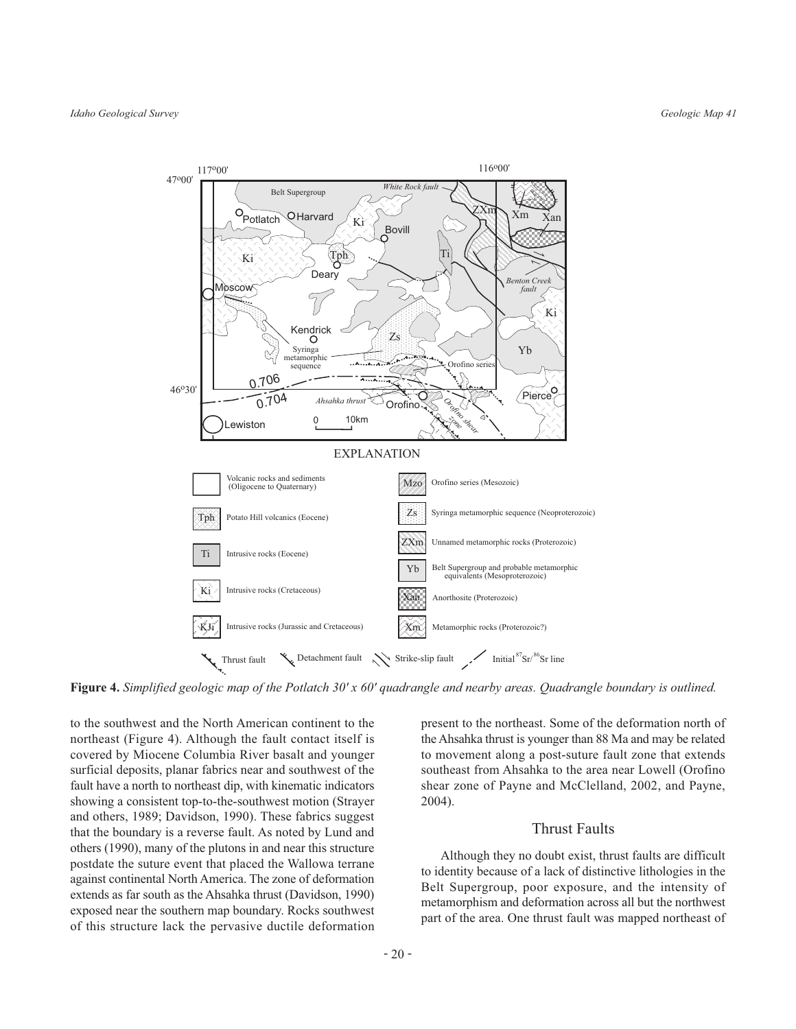**Figure 4.** *Simplified geologic map of the Potlatch 30′ x 60′ quadrangle and nearby areas. Quadrangle boundary is outlined.*

to the southwest and the North American continent to the northeast (Figure 4). Although the fault contact itself is covered by Miocene Columbia River basalt and younger surficial deposits, planar fabrics near and southwest of the fault have a north to northeast dip, with kinematic indicators showing a consistent top-to-the-southwest motion (Strayer and others, 1989; Davidson, 1990). These fabrics suggest that the boundary is a reverse fault. As noted by Lund and others (1990), many of the plutons in and near this structure postdate the suture event that placed the Wallowa terrane against continental North America. The zone of deformation extends as far south as the Ahsahka thrust (Davidson, 1990) exposed near the southern map boundary. Rocks southwest of this structure lack the pervasive ductile deformation present to the northeast. Some of the deformation north of the Ahsahka thrust is younger than 88 Ma and may be related to movement along a post-suture fault zone that extends southeast from Ahsahka to the area near Lowell (Orofino shear zone of Payne and McClelland, 2002, and Payne, 2004).

## Thrust Faults

Although they no doubt exist, thrust faults are difficult to identity because of a lack of distinctive lithologies in the Belt Supergroup, poor exposure, and the intensity of metamorphism and deformation across all but the northwest part of the area. One thrust fault was mapped northeast of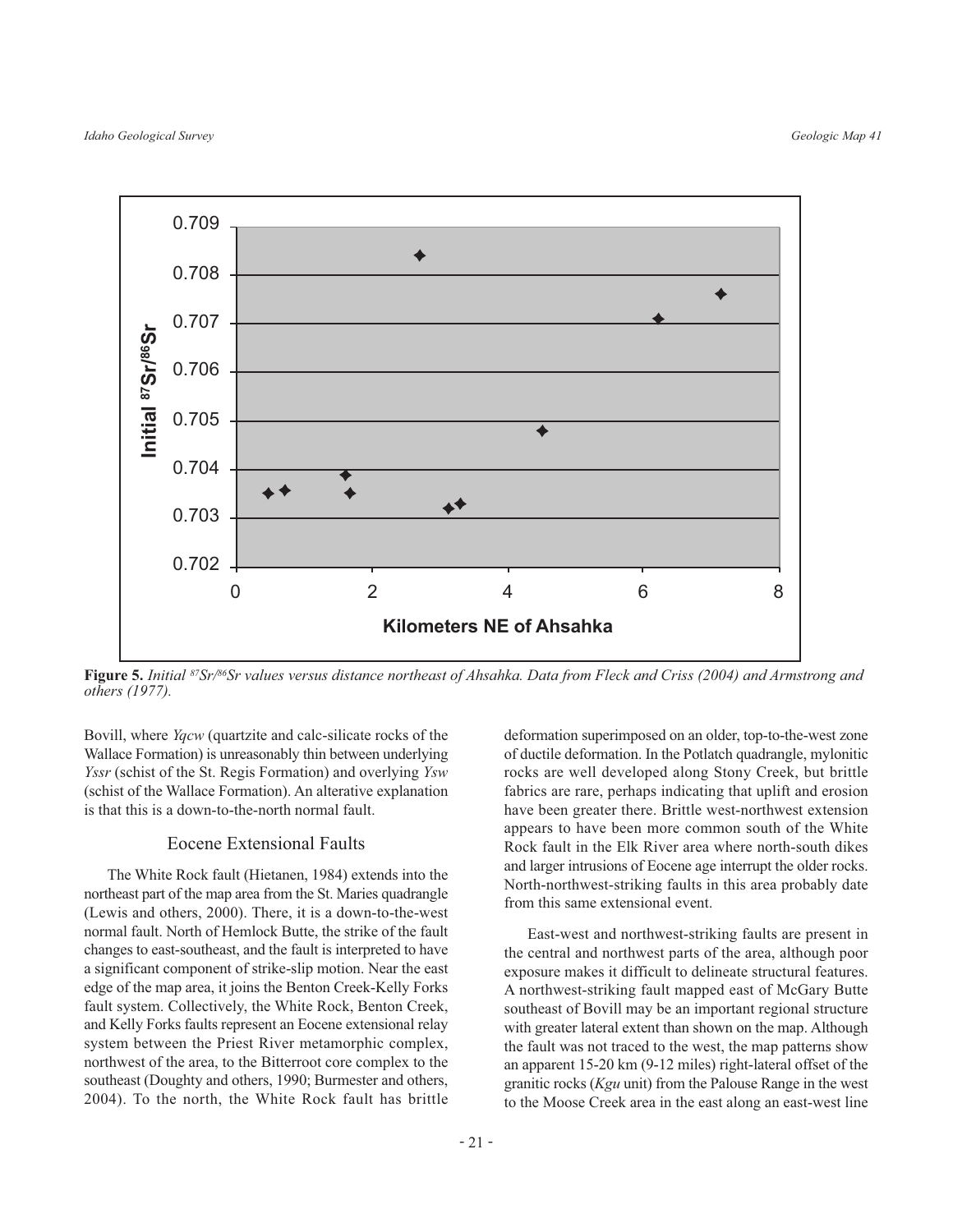**Figure 5.** *Initial $^{87}Sr/^{86}Sr$ values versus distance northeast of Ahsahka. Data from Fleck and Criss (2004) and Armstrong and others (1977).*

Bovill, where *Yqcw* (quartzite and calc-silicate rocks of the Wallace Formation) is unreasonably thin between underlying *Yssr* (schist of the St. Regis Formation) and overlying *Ysw* (schist of the Wallace Formation). An alterative explanation is that this is a down-to-the-north normal fault.

## Eocene Extensional Faults

The White Rock fault (Hietanen, 1984) extends into the northeast part of the map area from the St. Maries quadrangle (Lewis and others, 2000). There, it is a down-to-the-west normal fault. North of Hemlock Butte, the strike of the fault changes to east-southeast, and the fault is interpreted to have a significant component of strike-slip motion. Near the east edge of the map area, it joins the Benton Creek-Kelly Forks fault system. Collectively, the White Rock, Benton Creek, and Kelly Forks faults represent an Eocene extensional relay system between the Priest River metamorphic complex, northwest of the area, to the Bitterroot core complex to the southeast (Doughty and others, 1990; Burmester and others, 2004). To the north, the White Rock fault has brittle deformation superimposed on an older, top-to-the-west zone of ductile deformation. In the Potlatch quadrangle, mylonitic rocks are well developed along Stony Creek, but brittle fabrics are rare, perhaps indicating that uplift and erosion have been greater there. Brittle west-northwest extension appears to have been more common south of the White Rock fault in the Elk River area where north-south dikes and larger intrusions of Eocene age interrupt the older rocks. North-northwest-striking faults in this area probably date from this same extensional event.

East-west and northwest-striking faults are present in the central and northwest parts of the area, although poor exposure makes it difficult to delineate structural features. A northwest-striking fault mapped east of McGary Butte southeast of Bovill may be an important regional structure with greater lateral extent than shown on the map. Although the fault was not traced to the west, the map patterns show an apparent 15-20 km (9-12 miles) right-lateral offset of the granitic rocks (*Kgu* unit) from the Palouse Range in the west to the Moose Creek area in the east along an east-west line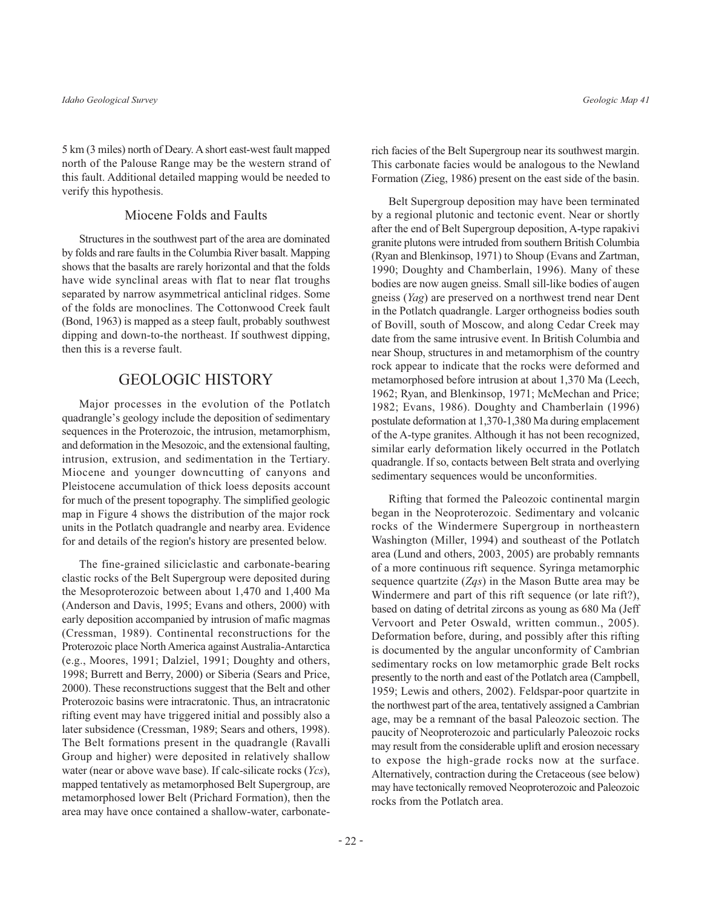5 km (3 miles) north of Deary. A short east-west fault mapped north of the Palouse Range may be the western strand of this fault. Additional detailed mapping would be needed to verify this hypothesis.

### Miocene Folds and Faults

Structures in the southwest part of the area are dominated by folds and rare faults in the Columbia River basalt. Mapping shows that the basalts are rarely horizontal and that the folds have wide synclinal areas with flat to near flat troughs separated by narrow asymmetrical anticlinal ridges. Some of the folds are monoclines. The Cottonwood Creek fault (Bond, 1963) is mapped as a steep fault, probably southwest dipping and down-to-the northeast. If southwest dipping, then this is a reverse fault.

## GEOLOGIC HISTORY

Major processes in the evolution of the Potlatch quadrangle's geology include the deposition of sedimentary sequences in the Proterozoic, the intrusion, metamorphism, and deformation in the Mesozoic, and the extensional faulting, intrusion, extrusion, and sedimentation in the Tertiary. Miocene and younger downcutting of canyons and Pleistocene accumulation of thick loess deposits account for much of the present topography. The simplified geologic map in Figure 4 shows the distribution of the major rock units in the Potlatch quadrangle and nearby area. Evidence for and details of the region's history are presented below.

The fine-grained siliciclastic and carbonate-bearing clastic rocks of the Belt Supergroup were deposited during the Mesoproterozoic between about 1,470 and 1,400 Ma (Anderson and Davis, 1995; Evans and others, 2000) with early deposition accompanied by intrusion of mafic magmas (Cressman, 1989). Continental reconstructions for the Proterozoic place North America against Australia-Antarctica (e.g., Moores, 1991; Dalziel, 1991; Doughty and others, 1998; Burrett and Berry, 2000) or Siberia (Sears and Price, 2000). These reconstructions suggest that the Belt and other Proterozoic basins were intracratonic. Thus, an intracratonic rifting event may have triggered initial and possibly also a later subsidence (Cressman, 1989; Sears and others, 1998). The Belt formations present in the quadrangle (Ravalli Group and higher) were deposited in relatively shallow water (near or above wave base). If calc-silicate rocks (*Ycs*), mapped tentatively as metamorphosed Belt Supergroup, are metamorphosed lower Belt (Prichard Formation), then the area may have once contained a shallow-water, carbonate-rich facies of the Belt Supergroup near its southwest margin. This carbonate facies would be analogous to the Newland Formation (Zieg, 1986) present on the east side of the basin.

Belt Supergroup deposition may have been terminated by a regional plutonic and tectonic event. Near or shortly after the end of Belt Supergroup deposition, A-type rapakivi granite plutons were intruded from southern British Columbia (Ryan and Blenkinsop, 1971) to Shoup (Evans and Zartman, 1990; Doughty and Chamberlain, 1996). Many of these bodies are now augen gneiss. Small sill-like bodies of augen gneiss (*Yag*) are preserved on a northwest trend near Dent in the Potlatch quadrangle. Larger orthogneiss bodies south of Bovill, south of Moscow, and along Cedar Creek may date from the same intrusive event. In British Columbia and near Shoup, structures in and metamorphism of the country rock appear to indicate that the rocks were deformed and metamorphosed before intrusion at about 1,370 Ma (Leech, 1962; Ryan, and Blenkinsop, 1971; McMechan and Price; 1982; Evans, 1986). Doughty and Chamberlain (1996) postulate deformation at 1,370-1,380 Ma during emplacement of the A-type granites. Although it has not been recognized, similar early deformation likely occurred in the Potlatch quadrangle. If so, contacts between Belt strata and overlying sedimentary sequences would be unconformities.

Rifting that formed the Paleozoic continental margin began in the Neoproterozoic. Sedimentary and volcanic rocks of the Windermere Supergroup in northeastern Washington (Miller, 1994) and southeast of the Potlatch area (Lund and others, 2003, 2005) are probably remnants of a more continuous rift sequence. Syringa metamorphic sequence quartzite (*Zqs*) in the Mason Butte area may be Windermere and part of this rift sequence (or late rift?), based on dating of detrital zircons as young as 680 Ma (Jeff Vervoort and Peter Oswald, written commun., 2005). Deformation before, during, and possibly after this rifting is documented by the angular unconformity of Cambrian sedimentary rocks on low metamorphic grade Belt rocks presently to the north and east of the Potlatch area (Campbell, 1959; Lewis and others, 2002). Feldspar-poor quartzite in the northwest part of the area, tentatively assigned a Cambrian age, may be a remnant of the basal Paleozoic section. The paucity of Neoproterozoic and particularly Paleozoic rocks may result from the considerable uplift and erosion necessary to expose the high-grade rocks now at the surface. Alternatively, contraction during the Cretaceous (see below) may have tectonically removed Neoproterozoic and Paleozoic rocks from the Potlatch area.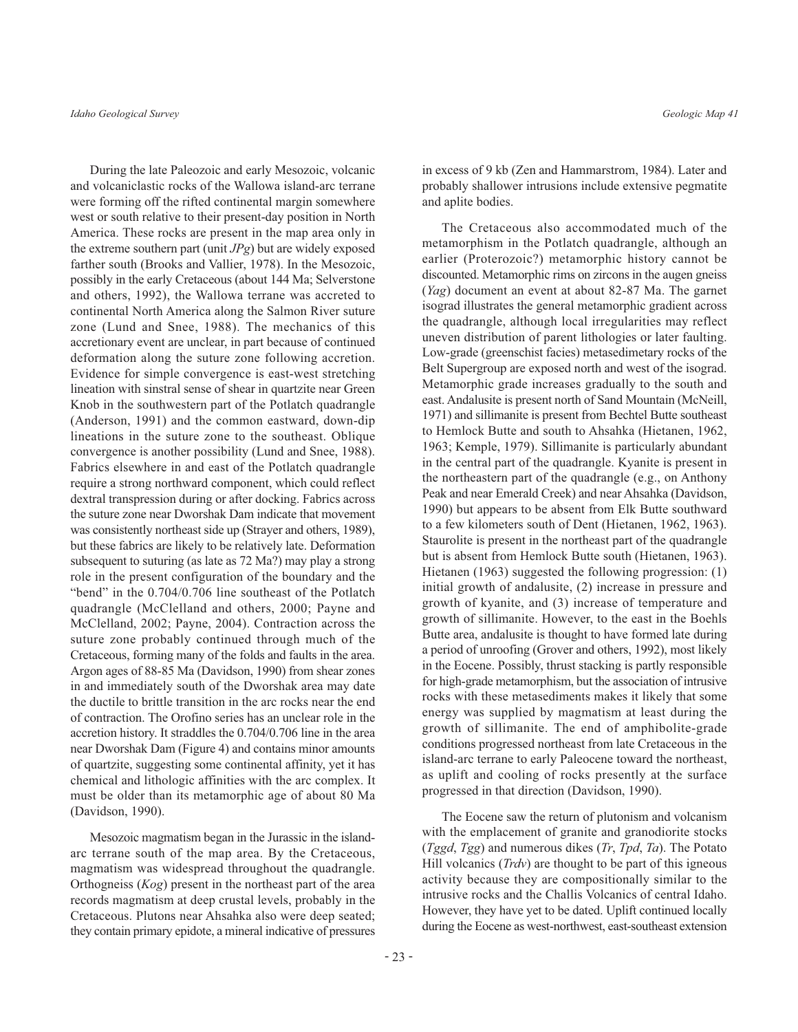During the late Paleozoic and early Mesozoic, volcanic and volcaniclastic rocks of the Wallowa island-arc terrane were forming off the rifted continental margin somewhere west or south relative to their present-day position in North America. These rocks are present in the map area only in the extreme southern part (unit *JPg*) but are widely exposed farther south (Brooks and Vallier, 1978). In the Mesozoic, possibly in the early Cretaceous (about 144 Ma; Selverstone and others, 1992), the Wallowa terrane was accreted to continental North America along the Salmon River suture zone (Lund and Snee, 1988). The mechanics of this accretionary event are unclear, in part because of continued deformation along the suture zone following accretion. Evidence for simple convergence is east-west stretching lineation with sinstral sense of shear in quartzite near Green Knob in the southwestern part of the Potlatch quadrangle (Anderson, 1991) and the common eastward, down-dip lineations in the suture zone to the southeast. Oblique convergence is another possibility (Lund and Snee, 1988). Fabrics elsewhere in and east of the Potlatch quadrangle require a strong northward component, which could reflect dextral transpression during or after docking. Fabrics across the suture zone near Dworshak Dam indicate that movement was consistently northeast side up (Strayer and others, 1989), but these fabrics are likely to be relatively late. Deformation subsequent to suturing (as late as 72 Ma?) may play a strong role in the present configuration of the boundary and the "bend" in the 0.704/0.706 line southeast of the Potlatch quadrangle (McClelland and others, 2000; Payne and McClelland, 2002; Payne, 2004). Contraction across the suture zone probably continued through much of the Cretaceous, forming many of the folds and faults in the area. Argon ages of 88-85 Ma (Davidson, 1990) from shear zones in and immediately south of the Dworshak area may date the ductile to brittle transition in the arc rocks near the end of contraction. The Orofino series has an unclear role in the accretion history. It straddles the 0.704/0.706 line in the area near Dworshak Dam (Figure 4) and contains minor amounts of quartzite, suggesting some continental affinity, yet it has chemical and lithologic affinities with the arc complex. It must be older than its metamorphic age of about 80 Ma (Davidson, 1990).

Mesozoic magmatism began in the Jurassic in the island-arc terrane south of the map area. By the Cretaceous, magmatism was widespread throughout the quadrangle. Orthogneiss (*Kog*) present in the northeast part of the area records magmatism at deep crustal levels, probably in the Cretaceous. Plutons near Ahsahka also were deep seated; they contain primary epidote, a mineral indicative of pressures in excess of 9 kb (Zen and Hammarstrom, 1984). Later and probably shallower intrusions include extensive pegmatite and aplite bodies.

The Cretaceous also accommodated much of the metamorphism in the Potlatch quadrangle, although an earlier (Proterozoic?) metamorphic history cannot be discounted. Metamorphic rims on zircons in the augen gneiss (*Yag*) document an event at about 82-87 Ma. The garnet isograd illustrates the general metamorphic gradient across the quadrangle, although local irregularities may reflect uneven distribution of parent lithologies or later faulting. Low-grade (greenschist facies) metasedimetary rocks of the Belt Supergroup are exposed north and west of the isograd. Metamorphic grade increases gradually to the south and east. Andalusite is present north of Sand Mountain (McNeill, 1971) and sillimanite is present from Bechtel Butte southeast to Hemlock Butte and south to Ahsahka (Hietanen, 1962, 1963; Kemple, 1979). Sillimanite is particularly abundant in the central part of the quadrangle. Kyanite is present in the northeastern part of the quadrangle (e.g., on Anthony Peak and near Emerald Creek) and near Ahsahka (Davidson, 1990) but appears to be absent from Elk Butte southward to a few kilometers south of Dent (Hietanen, 1962, 1963). Staurolite is present in the northeast part of the quadrangle but is absent from Hemlock Butte south (Hietanen, 1963). Hietanen (1963) suggested the following progression: (1) initial growth of andalusite, (2) increase in pressure and growth of kyanite, and (3) increase of temperature and growth of sillimanite. However, to the east in the Boehls Butte area, andalusite is thought to have formed late during a period of unroofing (Grover and others, 1992), most likely in the Eocene. Possibly, thrust stacking is partly responsible for high-grade metamorphism, but the association of intrusive rocks with these metasediments makes it likely that some energy was supplied by magmatism at least during the growth of sillimanite. The end of amphibolite-grade conditions progressed northeast from late Cretaceous in the island-arc terrane to early Paleocene toward the northeast, as uplift and cooling of rocks presently at the surface progressed in that direction (Davidson, 1990).

The Eocene saw the return of plutonism and volcanism with the emplacement of granite and granodiorite stocks (*Tggd*, *Tgg*) and numerous dikes (*Tr*, *Tpd*, *Ta*). The Potato Hill volcanics (*Trdv*) are thought to be part of this igneous activity because they are compositionally similar to the intrusive rocks and the Challis Volcanics of central Idaho. However, they have yet to be dated. Uplift continued locally during the Eocene as west-northwest, east-southeast extension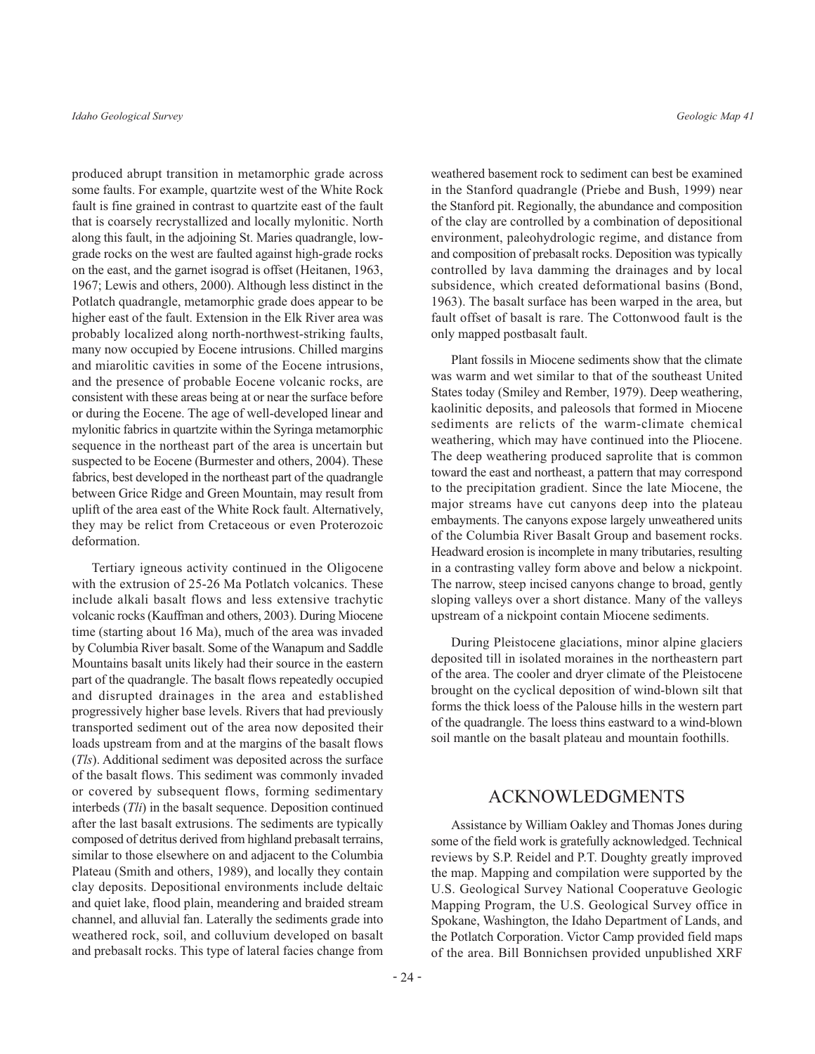produced abrupt transition in metamorphic grade across some faults. For example, quartzite west of the White Rock fault is fine grained in contrast to quartzite east of the fault that is coarsely recrystallized and locally mylonitic. North along this fault, in the adjoining St. Maries quadrangle, low-grade rocks on the west are faulted against high-grade rocks on the east, and the garnet isograd is offset (Heitanen, 1963, 1967; Lewis and others, 2000). Although less distinct in the Potlatch quadrangle, metamorphic grade does appear to be higher east of the fault. Extension in the Elk River area was probably localized along north-northwest-striking faults, many now occupied by Eocene intrusions. Chilled margins and miarolitic cavities in some of the Eocene intrusions, and the presence of probable Eocene volcanic rocks, are consistent with these areas being at or near the surface before or during the Eocene. The age of well-developed linear and mylonitic fabrics in quartzite within the Syringa metamorphic sequence in the northeast part of the area is uncertain but suspected to be Eocene (Burmester and others, 2004). These fabrics, best developed in the northeast part of the quadrangle between Grice Ridge and Green Mountain, may result from uplift of the area east of the White Rock fault. Alternatively, they may be relict from Cretaceous or even Proterozoic deformation.

Tertiary igneous activity continued in the Oligocene with the extrusion of 25-26 Ma Potlatch volcanics. These include alkali basalt flows and less extensive trachytic volcanic rocks (Kauffman and others, 2003). During Miocene time (starting about 16 Ma), much of the area was invaded by Columbia River basalt. Some of the Wanapum and Saddle Mountains basalt units likely had their source in the eastern part of the quadrangle. The basalt flows repeatedly occupied and disrupted drainages in the area and established progressively higher base levels. Rivers that had previously transported sediment out of the area now deposited their loads upstream from and at the margins of the basalt flows (*Tls*). Additional sediment was deposited across the surface of the basalt flows. This sediment was commonly invaded or covered by subsequent flows, forming sedimentary interbeds (*Tli*) in the basalt sequence. Deposition continued after the last basalt extrusions. The sediments are typically composed of detritus derived from highland prebasalt terrains, similar to those elsewhere on and adjacent to the Columbia Plateau (Smith and others, 1989), and locally they contain clay deposits. Depositional environments include deltaic and quiet lake, flood plain, meandering and braided stream channel, and alluvial fan. Laterally the sediments grade into weathered rock, soil, and colluvium developed on basalt and prebasalt rocks. This type of lateral facies change from weathered basement rock to sediment can best be examined in the Stanford quadrangle (Priebe and Bush, 1999) near the Stanford pit. Regionally, the abundance and composition of the clay are controlled by a combination of depositional environment, paleohydrologic regime, and distance from and composition of prebasalt rocks. Deposition was typically controlled by lava damming the drainages and by local subsidence, which created deformational basins (Bond, 1963). The basalt surface has been warped in the area, but fault offset of basalt is rare. The Cottonwood fault is the only mapped postbasalt fault.

Plant fossils in Miocene sediments show that the climate was warm and wet similar to that of the southeast United States today (Smiley and Rember, 1979). Deep weathering, kaolinitic deposits, and paleosols that formed in Miocene sediments are relicts of the warm-climate chemical weathering, which may have continued into the Pliocene. The deep weathering produced saprolite that is common toward the east and northeast, a pattern that may correspond to the precipitation gradient. Since the late Miocene, the major streams have cut canyons deep into the plateau embayments. The canyons expose largely unweathered units of the Columbia River Basalt Group and basement rocks. Headward erosion is incomplete in many tributaries, resulting in a contrasting valley form above and below a nickpoint. The narrow, steep incised canyons change to broad, gently sloping valleys over a short distance. Many of the valleys upstream of a nickpoint contain Miocene sediments.

During Pleistocene glaciations, minor alpine glaciers deposited till in isolated moraines in the northeastern part of the area. The cooler and dryer climate of the Pleistocene brought on the cyclical deposition of wind-blown silt that forms the thick loess of the Palouse hills in the western part of the quadrangle. The loess thins eastward to a wind-blown soil mantle on the basalt plateau and mountain foothills.

## ACKNOWLEDGMENTS

Assistance by William Oakley and Thomas Jones during some of the field work is gratefully acknowledged. Technical reviews by S.P. Reidel and P.T. Doughty greatly improved the map. Mapping and compilation were supported by the U.S. Geological Survey National Cooperatuve Geologic Mapping Program, the U.S. Geological Survey office in Spokane, Washington, the Idaho Department of Lands, and the Potlatch Corporation. Victor Camp provided field maps of the area. Bill Bonnichsen provided unpublished XRF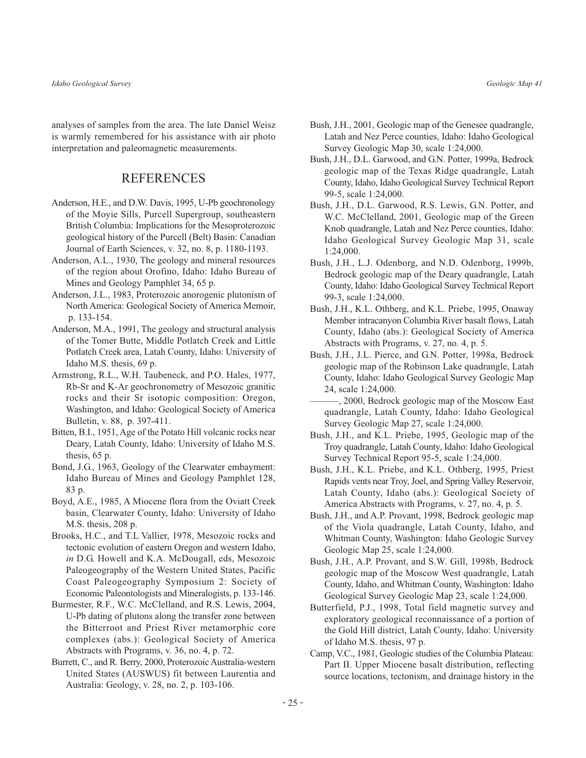analyses of samples from the area. The late Daniel Weisz is warmly remembered for his assistance with air photo interpretation and paleomagnetic measurements.

## REFERENCES

Anderson, H.E., and D.W. Davis, 1995, U-Pb geochronology of the Moyie Sills, Purcell Supergroup, southeastern British Columbia: Implications for the Mesoproterozoic geological history of the Purcell (Belt) Basin: Canadian Journal of Earth Sciences, v. 32, no. 8, p. 1180-1193.

Anderson, A.L., 1930, The geology and mineral resources of the region about Orofino, Idaho: Idaho Bureau of Mines and Geology Pamphlet 34, 65 p.

Anderson, J.L., 1983, Proterozoic anorogenic plutonism of North America: Geological Society of America Memoir, p. 133-154.

Anderson, M.A., 1991, The geology and structural analysis of the Tomer Butte, Middle Potlatch Creek and Little Potlatch Creek area, Latah County, Idaho: University of Idaho M.S. thesis, 69 p.

Armstrong, R.L., W.H. Taubeneck, and P.O. Hales, 1977, Rb-Sr and K-Ar geochronometry of Mesozoic granitic rocks and their Sr isotopic composition: Oregon, Washington, and Idaho: Geological Society of America Bulletin, v. 88, p. 397-411.

Bitten, B.I., 1951, Age of the Potato Hill volcanic rocks near Deary, Latah County, Idaho: University of Idaho M.S. thesis, 65 p.

Bond, J.G., 1963, Geology of the Clearwater embayment: Idaho Bureau of Mines and Geology Pamphlet 128, 83 p.

Boyd, A.E., 1985, A Miocene flora from the Oviatt Creek basin, Clearwater County, Idaho: University of Idaho M.S. thesis, 208 p.

Brooks, H.C., and T.L Vallier, 1978, Mesozoic rocks and tectonic evolution of eastern Oregon and western Idaho, *in* D.G. Howell and K.A. McDougall, eds, Mesozoic Paleogeography of the Western United States, Pacific Coast Paleogeography Symposium 2: Society of Economic Paleontologists and Mineralogists, p. 133-146.

Burmester, R.F., W.C. McClelland, and R.S. Lewis, 2004, U-Pb dating of plutons along the transfer zone between the Bitterroot and Priest River metamorphic core complexes (abs.): Geological Society of America Abstracts with Programs, v. 36, no. 4, p. 72.

Burrett, C., and R. Berry, 2000, Proterozoic Australia-western United States (AUSWUS) fit between Laurentia and Australia: Geology, v. 28, no. 2, p. 103-106.

Bush, J.H., 2001, Geologic map of the Genesee quadrangle, Latah and Nez Perce counties, Idaho: Idaho Geological Survey Geologic Map 30, scale 1:24,000.

Bush, J.H., D.L. Garwood, and G.N. Potter, 1999a, Bedrock geologic map of the Texas Ridge quadrangle, Latah County, Idaho, Idaho Geological Survey Technical Report 99-5, scale 1:24,000.

Bush, J.H., D.L. Garwood, R.S. Lewis, G.N. Potter, and W.C. McClelland, 2001, Geologic map of the Green Knob quadrangle, Latah and Nez Perce counties, Idaho: Idaho Geological Survey Geologic Map 31, scale 1:24,000.

Bush, J.H., L.J. Odenborg, and N.D. Odenborg, 1999b, Bedrock geologic map of the Deary quadrangle, Latah County, Idaho: Idaho Geological Survey Technical Report 99-3, scale 1:24,000.

Bush, J.H., K.L. Othberg, and K.L. Priebe, 1995, Onaway Member intracanyon Columbia River basalt flows, Latah County, Idaho (abs.): Geological Society of America Abstracts with Programs, v. 27, no. 4, p. 5.

Bush, J.H., J.L. Pierce, and G.N. Potter, 1998a, Bedrock geologic map of the Robinson Lake quadrangle, Latah County, Idaho: Idaho Geological Survey Geologic Map 24, scale 1:24,000.

———, 2000, Bedrock geologic map of the Moscow East quadrangle, Latah County, Idaho: Idaho Geological Survey Geologic Map 27, scale 1:24,000.

Bush, J.H., and K.L. Priebe, 1995, Geologic map of the Troy quadrangle, Latah County, Idaho: Idaho Geological Survey Technical Report 95-5, scale 1:24,000.

Bush, J.H., K.L. Priebe, and K.L. Othberg, 1995, Priest Rapids vents near Troy, Joel, and Spring Valley Reservoir, Latah County, Idaho (abs.): Geological Society of America Abstracts with Programs, v. 27, no. 4, p. 5.

Bush, J.H., and A.P. Provant, 1998, Bedrock geologic map of the Viola quadrangle, Latah County, Idaho, and Whitman County, Washington: Idaho Geologic Survey Geologic Map 25, scale 1:24,000.

Bush, J.H., A.P. Provant, and S.W. Gill, 1998b, Bedrock geologic map of the Moscow West quadrangle, Latah County, Idaho, and Whitman County, Washington: Idaho Geological Survey Geologic Map 23, scale 1:24,000.

Butterfield, P.J., 1998, Total field magnetic survey and exploratory geological reconnaissance of a portion of the Gold Hill district, Latah County, Idaho: University of Idaho M.S. thesis, 97 p.

Camp, V.C., 1981, Geologic studies of the Columbia Plateau: Part II. Upper Miocene basalt distribution, reflecting source locations, tectonism, and drainage history in the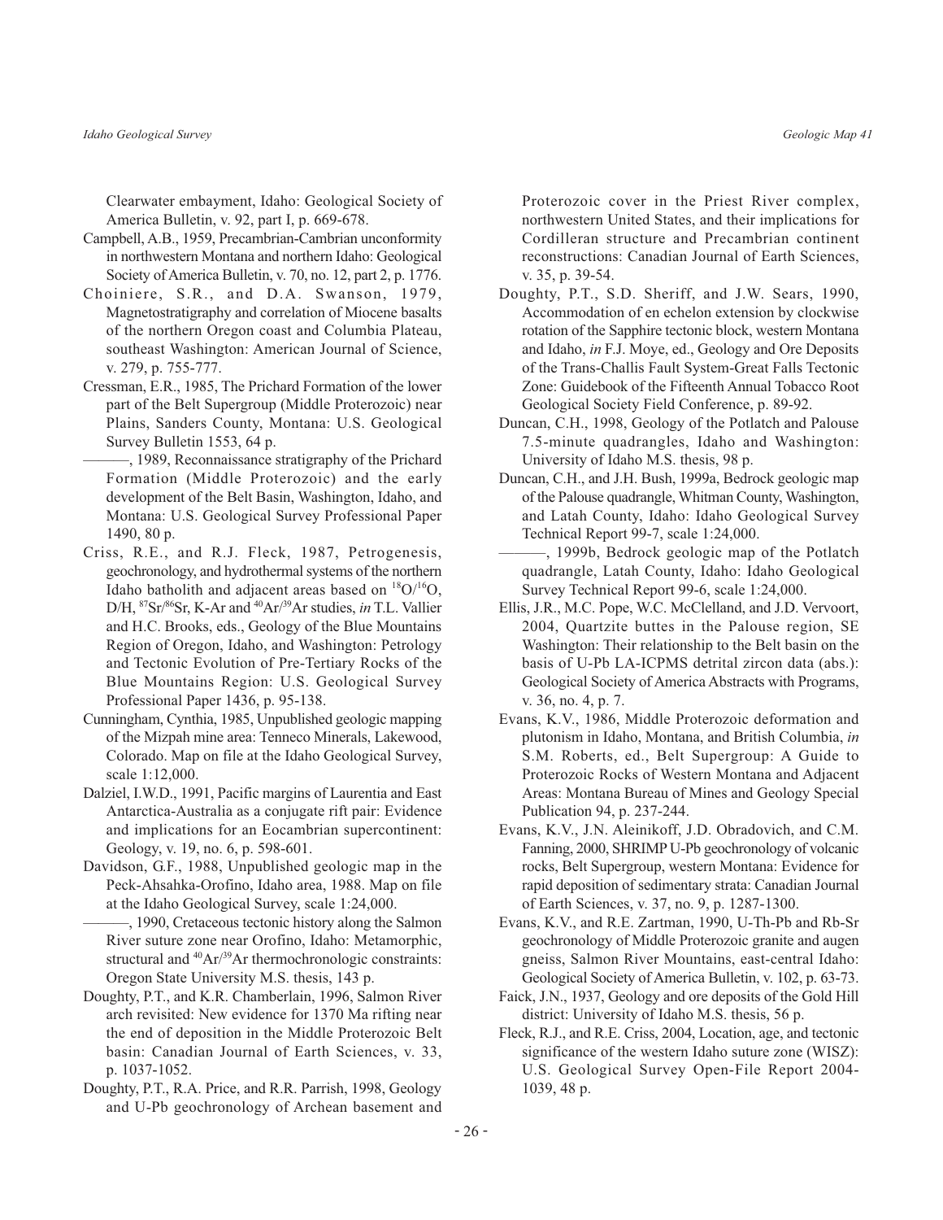Clearwater embayment, Idaho: Geological Society of America Bulletin, v. 92, part I, p. 669-678.

Campbell, A.B., 1959, Precambrian-Cambrian unconformity in northwestern Montana and northern Idaho: Geological Society of America Bulletin, v. 70, no. 12, part 2, p. 1776.

Choiniere, S.R., and D.A. Swanson, 1979, Magnetostratigraphy and correlation of Miocene basalts of the northern Oregon coast and Columbia Plateau, southeast Washington: American Journal of Science, v. 279, p. 755-777.

Cressman, E.R., 1985, The Prichard Formation of the lower part of the Belt Supergroup (Middle Proterozoic) near Plains, Sanders County, Montana: U.S. Geological Survey Bulletin 1553, 64 p.

———, 1989, Reconnaissance stratigraphy of the Prichard Formation (Middle Proterozoic) and the early development of the Belt Basin, Washington, Idaho, and Montana: U.S. Geological Survey Professional Paper 1490, 80 p.

Criss, R.E., and R.J. Fleck, 1987, Petrogenesis, geochronology, and hydrothermal systems of the northern Idaho batholith and adjacent areas based on $^{18}O/^{16}O$, D/H, $^{87}Sr/^{86}Sr$, K-Ar and $^{40}Ar/^{39}Ar$ studies, *in* T.L. Vallier and H.C. Brooks, eds., Geology of the Blue Mountains Region of Oregon, Idaho, and Washington: Petrology and Tectonic Evolution of Pre-Tertiary Rocks of the Blue Mountains Region: U.S. Geological Survey Professional Paper 1436, p. 95-138.

Cunningham, Cynthia, 1985, Unpublished geologic mapping of the Mizpah mine area: Tenneco Minerals, Lakewood, Colorado. Map on file at the Idaho Geological Survey, scale 1:12,000.

Dalziel, I.W.D., 1991, Pacific margins of Laurentia and East Antarctica-Australia as a conjugate rift pair: Evidence and implications for an Eocambrian supercontinent: Geology, v. 19, no. 6, p. 598-601.

Davidson, G.F., 1988, Unpublished geologic map in the Peck-Ahsahka-Orofino, Idaho area, 1988. Map on file at the Idaho Geological Survey, scale 1:24,000.

———, 1990, Cretaceous tectonic history along the Salmon River suture zone near Orofino, Idaho: Metamorphic, structural and $^{40}Ar/^{39}Ar$ thermochronologic constraints: Oregon State University M.S. thesis, 143 p.

Doughty, P.T., and K.R. Chamberlain, 1996, Salmon River arch revisited: New evidence for 1370 Ma rifting near the end of deposition in the Middle Proterozoic Belt basin: Canadian Journal of Earth Sciences, v. 33, p. 1037-1052.

Doughty, P.T., R.A. Price, and R.R. Parrish, 1998, Geology and U-Pb geochronology of Archean basement and Proterozoic cover in the Priest River complex, northwestern United States, and their implications for Cordilleran structure and Precambrian continent reconstructions: Canadian Journal of Earth Sciences, v. 35, p. 39-54.

Doughty, P.T., S.D. Sheriff, and J.W. Sears, 1990, Accommodation of en echelon extension by clockwise rotation of the Sapphire tectonic block, western Montana and Idaho, *in* F.J. Moye, ed., Geology and Ore Deposits of the Trans-Challis Fault System-Great Falls Tectonic Zone: Guidebook of the Fifteenth Annual Tobacco Root Geological Society Field Conference, p. 89-92.

Duncan, C.H., 1998, Geology of the Potlatch and Palouse 7.5-minute quadrangles, Idaho and Washington: University of Idaho M.S. thesis, 98 p.

Duncan, C.H., and J.H. Bush, 1999a, Bedrock geologic map of the Palouse quadrangle, Whitman County, Washington, and Latah County, Idaho: Idaho Geological Survey Technical Report 99-7, scale 1:24,000.

———, 1999b, Bedrock geologic map of the Potlatch quadrangle, Latah County, Idaho: Idaho Geological Survey Technical Report 99-6, scale 1:24,000.

Ellis, J.R., M.C. Pope, W.C. McClelland, and J.D. Vervoort, 2004, Quartzite buttes in the Palouse region, SE Washington: Their relationship to the Belt basin on the basis of U-Pb LA-ICPMS detrital zircon data (abs.): Geological Society of America Abstracts with Programs, v. 36, no. 4, p. 7.

Evans, K.V., 1986, Middle Proterozoic deformation and plutonism in Idaho, Montana, and British Columbia, *in* S.M. Roberts, ed., Belt Supergroup: A Guide to Proterozoic Rocks of Western Montana and Adjacent Areas: Montana Bureau of Mines and Geology Special Publication 94, p. 237-244.

Evans, K.V., J.N. Aleinikoff, J.D. Obradovich, and C.M. Fanning, 2000, SHRIMP U-Pb geochronology of volcanic rocks, Belt Supergroup, western Montana: Evidence for rapid deposition of sedimentary strata: Canadian Journal of Earth Sciences, v. 37, no. 9, p. 1287-1300.

Evans, K.V., and R.E. Zartman, 1990, U-Th-Pb and Rb-Sr geochronology of Middle Proterozoic granite and augen gneiss, Salmon River Mountains, east-central Idaho: Geological Society of America Bulletin, v. 102, p. 63-73.

Faick, J.N., 1937, Geology and ore deposits of the Gold Hill district: University of Idaho M.S. thesis, 56 p.

Fleck, R.J., and R.E. Criss, 2004, Location, age, and tectonic significance of the western Idaho suture zone (WISZ): U.S. Geological Survey Open-File Report 2004-1039, 48 p.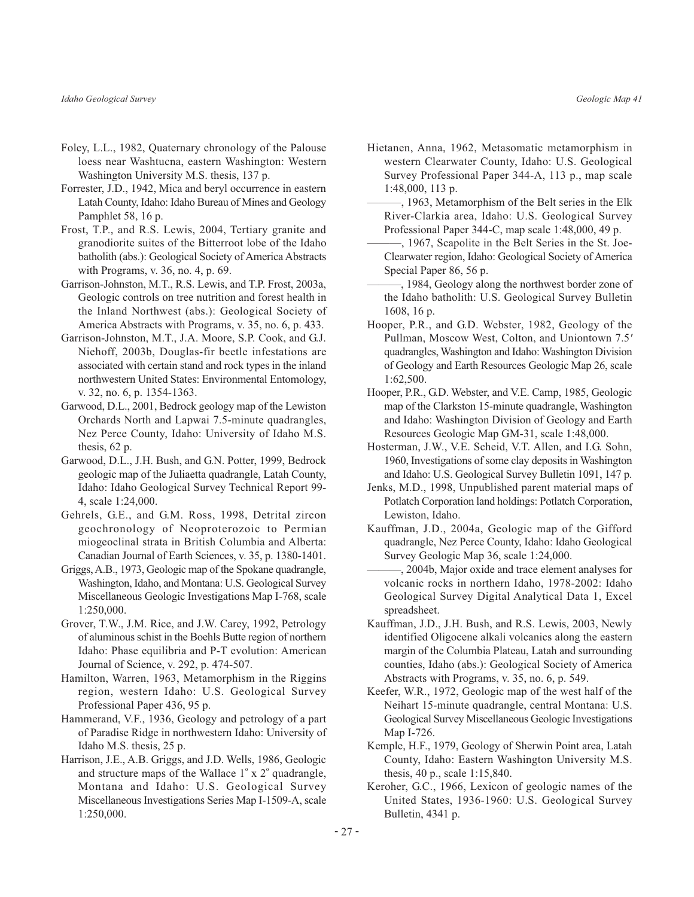Foley, L.L., 1982, Quaternary chronology of the Palouse loess near Washtucna, eastern Washington: Western Washington University M.S. thesis, 137 p.

Forrester, J.D., 1942, Mica and beryl occurrence in eastern Latah County, Idaho: Idaho Bureau of Mines and Geology Pamphlet 58, 16 p.

Frost, T.P., and R.S. Lewis, 2004, Tertiary granite and granodiorite suites of the Bitterroot lobe of the Idaho batholith (abs.): Geological Society of America Abstracts with Programs, v. 36, no. 4, p. 69.

Garrison-Johnston, M.T., R.S. Lewis, and T.P. Frost, 2003a, Geologic controls on tree nutrition and forest health in the Inland Northwest (abs.): Geological Society of America Abstracts with Programs, v. 35, no. 6, p. 433.

Garrison-Johnston, M.T., J.A. Moore, S.P. Cook, and G.J. Niehoff, 2003b, Douglas-fir beetle infestations are associated with certain stand and rock types in the inland northwestern United States: Environmental Entomology, v. 32, no. 6, p. 1354-1363.

Garwood, D.L., 2001, Bedrock geology map of the Lewiston Orchards North and Lapwai 7.5-minute quadrangles, Nez Perce County, Idaho: University of Idaho M.S. thesis, 62 p.

Garwood, D.L., J.H. Bush, and G.N. Potter, 1999, Bedrock geologic map of the Juliaetta quadrangle, Latah County, Idaho: Idaho Geological Survey Technical Report 99-4, scale 1:24,000.

Gehrels, G.E., and G.M. Ross, 1998, Detrital zircon geochronology of Neoproterozoic to Permian miogeoclinal strata in British Columbia and Alberta: Canadian Journal of Earth Sciences, v. 35, p. 1380-1401.

Griggs, A.B., 1973, Geologic map of the Spokane quadrangle, Washington, Idaho, and Montana: U.S. Geological Survey Miscellaneous Geologic Investigations Map I-768, scale 1:250,000.

Grover, T.W., J.M. Rice, and J.W. Carey, 1992, Petrology of aluminous schist in the Boehls Butte region of northern Idaho: Phase equilibria and P-T evolution: American Journal of Science, v. 292, p. 474-507.

Hamilton, Warren, 1963, Metamorphism in the Riggins region, western Idaho: U.S. Geological Survey Professional Paper 436, 95 p.

Hammerand, V.F., 1936, Geology and petrology of a part of Paradise Ridge in northwestern Idaho: University of Idaho M.S. thesis, 25 p.

Harrison, J.E., A.B. Griggs, and J.D. Wells, 1986, Geologic and structure maps of the Wallace 1° x 2° quadrangle, Montana and Idaho: U.S. Geological Survey Miscellaneous Investigations Series Map I-1509-A, scale 1:250,000.

Hietanen, Anna, 1962, Metasomatic metamorphism in western Clearwater County, Idaho: U.S. Geological Survey Professional Paper 344-A, 113 p., map scale 1:48,000, 113 p.

———, 1963, Metamorphism of the Belt series in the Elk River-Clarkia area, Idaho: U.S. Geological Survey Professional Paper 344-C, map scale 1:48,000, 49 p.

———, 1967, Scapolite in the Belt Series in the St. Joe-Clearwater region, Idaho: Geological Society of America Special Paper 86, 56 p.

———, 1984, Geology along the northwest border zone of the Idaho batholith: U.S. Geological Survey Bulletin 1608, 16 p.

Hooper, P.R., and G.D. Webster, 1982, Geology of the Pullman, Moscow West, Colton, and Uniontown 7.5′ quadrangles, Washington and Idaho: Washington Division of Geology and Earth Resources Geologic Map 26, scale 1:62,500.

Hooper, P.R., G.D. Webster, and V.E. Camp, 1985, Geologic map of the Clarkston 15-minute quadrangle, Washington and Idaho: Washington Division of Geology and Earth Resources Geologic Map GM-31, scale 1:48,000.

Hosterman, J.W., V.E. Scheid, V.T. Allen, and I.G. Sohn, 1960, Investigations of some clay deposits in Washington and Idaho: U.S. Geological Survey Bulletin 1091, 147 p.

Jenks, M.D., 1998, Unpublished parent material maps of Potlatch Corporation land holdings: Potlatch Corporation, Lewiston, Idaho.

Kauffman, J.D., 2004a, Geologic map of the Gifford quadrangle, Nez Perce County, Idaho: Idaho Geological Survey Geologic Map 36, scale 1:24,000.

———, 2004b, Major oxide and trace element analyses for volcanic rocks in northern Idaho, 1978-2002: Idaho Geological Survey Digital Analytical Data 1, Excel spreadsheet.

Kauffman, J.D., J.H. Bush, and R.S. Lewis, 2003, Newly identified Oligocene alkali volcanics along the eastern margin of the Columbia Plateau, Latah and surrounding counties, Idaho (abs.): Geological Society of America Abstracts with Programs, v. 35, no. 6, p. 549.

Keefer, W.R., 1972, Geologic map of the west half of the Neihart 15-minute quadrangle, central Montana: U.S. Geological Survey Miscellaneous Geologic Investigations Map I-726.

Kemple, H.F., 1979, Geology of Sherwin Point area, Latah County, Idaho: Eastern Washington University M.S. thesis, 40 p., scale 1:15,840.

Keroher, G.C., 1966, Lexicon of geologic names of the United States, 1936-1960: U.S. Geological Survey Bulletin, 4341 p.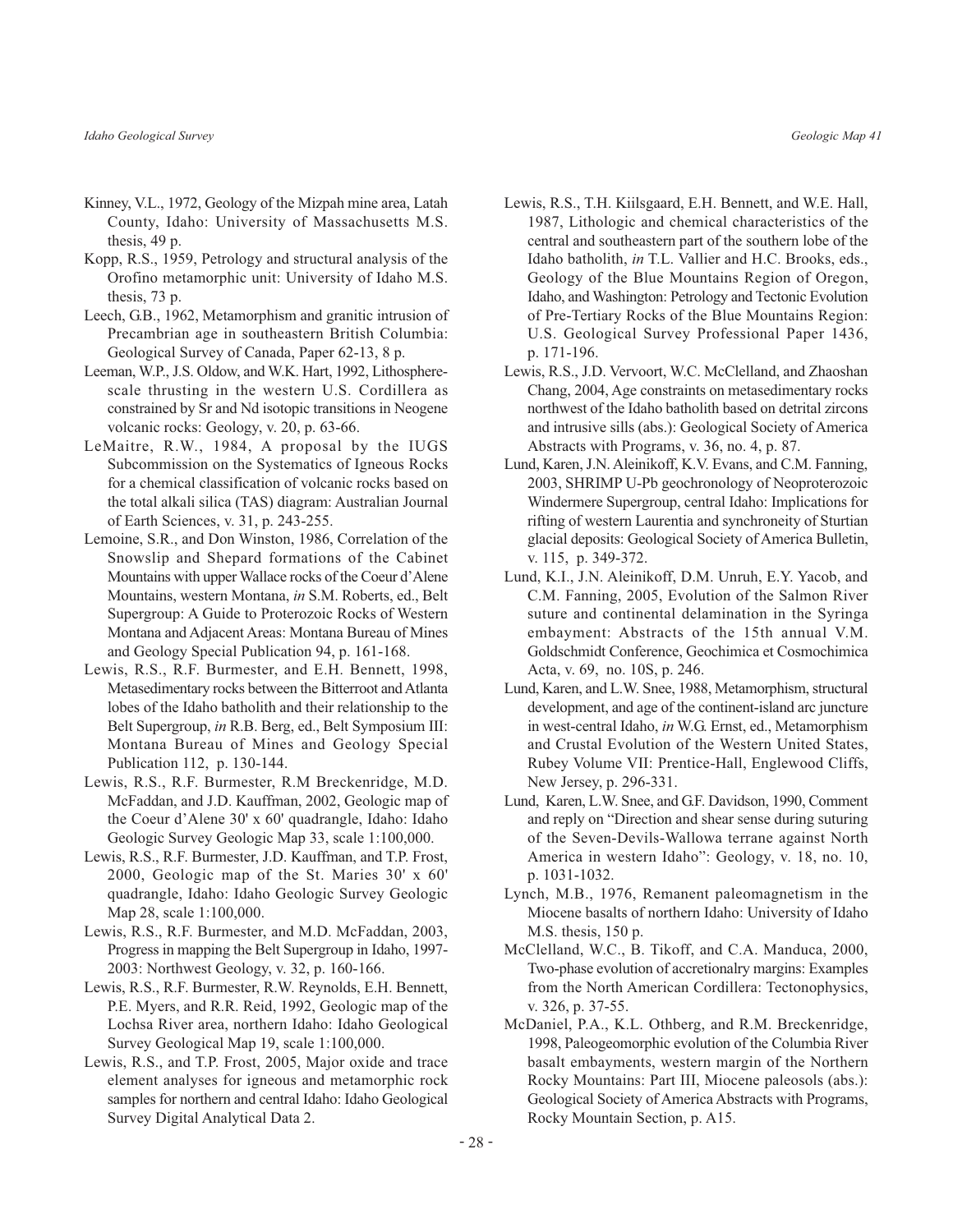Kinney, V.L., 1972, Geology of the Mizpah mine area, Latah County, Idaho: University of Massachusetts M.S. thesis, 49 p.

Kopp, R.S., 1959, Petrology and structural analysis of the Orofino metamorphic unit: University of Idaho M.S. thesis, 73 p.

Leech, G.B., 1962, Metamorphism and granitic intrusion of Precambrian age in southeastern British Columbia: Geological Survey of Canada, Paper 62-13, 8 p.

Leeman, W.P., J.S. Oldow, and W.K. Hart, 1992, Lithosphere-scale thrusting in the western U.S. Cordillera as constrained by Sr and Nd isotopic transitions in Neogene volcanic rocks: Geology, v. 20, p. 63-66.

LeMaitre, R.W., 1984, A proposal by the IUGS Subcommission on the Systematics of Igneous Rocks for a chemical classification of volcanic rocks based on the total alkali silica (TAS) diagram: Australian Journal of Earth Sciences, v. 31, p. 243-255.

Lemoine, S.R., and Don Winston, 1986, Correlation of the Snowslip and Shepard formations of the Cabinet Mountains with upper Wallace rocks of the Coeur d'Alene Mountains, western Montana, *in* S.M. Roberts, ed., Belt Supergroup: A Guide to Proterozoic Rocks of Western Montana and Adjacent Areas: Montana Bureau of Mines and Geology Special Publication 94, p. 161-168.

Lewis, R.S., R.F. Burmester, and E.H. Bennett, 1998, Metasedimentary rocks between the Bitterroot and Atlanta lobes of the Idaho batholith and their relationship to the Belt Supergroup, *in* R.B. Berg, ed., Belt Symposium III: Montana Bureau of Mines and Geology Special Publication 112, p. 130-144.

Lewis, R.S., R.F. Burmester, R.M Breckenridge, M.D. McFaddan, and J.D. Kauffman, 2002, Geologic map of the Coeur d'Alene 30' x 60' quadrangle, Idaho: Idaho Geologic Survey Geologic Map 33, scale 1:100,000.

Lewis, R.S., R.F. Burmester, J.D. Kauffman, and T.P. Frost, 2000, Geologic map of the St. Maries 30' x 60' quadrangle, Idaho: Idaho Geologic Survey Geologic Map 28, scale 1:100,000.

Lewis, R.S., R.F. Burmester, and M.D. McFaddan, 2003, Progress in mapping the Belt Supergroup in Idaho, 1997-2003: Northwest Geology, v. 32, p. 160-166.

Lewis, R.S., R.F. Burmester, R.W. Reynolds, E.H. Bennett, P.E. Myers, and R.R. Reid, 1992, Geologic map of the Lochsa River area, northern Idaho: Idaho Geological Survey Geological Map 19, scale 1:100,000.

Lewis, R.S., and T.P. Frost, 2005, Major oxide and trace element analyses for igneous and metamorphic rock samples for northern and central Idaho: Idaho Geological Survey Digital Analytical Data 2.

Lewis, R.S., T.H. Kiilsgaard, E.H. Bennett, and W.E. Hall, 1987, Lithologic and chemical characteristics of the central and southeastern part of the southern lobe of the Idaho batholith, *in* T.L. Vallier and H.C. Brooks, eds., Geology of the Blue Mountains Region of Oregon, Idaho, and Washington: Petrology and Tectonic Evolution of Pre-Tertiary Rocks of the Blue Mountains Region: U.S. Geological Survey Professional Paper 1436, p. 171-196.

Lewis, R.S., J.D. Vervoort, W.C. McClelland, and Zhaoshan Chang, 2004, Age constraints on metasedimentary rocks northwest of the Idaho batholith based on detrital zircons and intrusive sills (abs.): Geological Society of America Abstracts with Programs, v. 36, no. 4, p. 87.

Lund, Karen, J.N. Aleinikoff, K.V. Evans, and C.M. Fanning, 2003, SHRIMP U-Pb geochronology of Neoproterozoic Windermere Supergroup, central Idaho: Implications for rifting of western Laurentia and synchroneity of Sturtian glacial deposits: Geological Society of America Bulletin, v. 115, p. 349-372.

Lund, K.I., J.N. Aleinikoff, D.M. Unruh, E.Y. Yacob, and C.M. Fanning, 2005, Evolution of the Salmon River suture and continental delamination in the Syringa embayment: Abstracts of the 15th annual V.M. Goldschmidt Conference, Geochimica et Cosmochimica Acta, v. 69, no. 10S, p. 246.

Lund, Karen, and L.W. Snee, 1988, Metamorphism, structural development, and age of the continent-island arc juncture in west-central Idaho, *in* W.G. Ernst, ed., Metamorphism and Crustal Evolution of the Western United States, Rubey Volume VII: Prentice-Hall, Englewood Cliffs, New Jersey, p. 296-331.

Lund, Karen, L.W. Snee, and G.F. Davidson, 1990, Comment and reply on "Direction and shear sense during suturing of the Seven-Devils-Wallowa terrane against North America in western Idaho": Geology, v. 18, no. 10, p. 1031-1032.

Lynch, M.B., 1976, Remanent paleomagnetism in the Miocene basalts of northern Idaho: University of Idaho M.S. thesis, 150 p.

McClelland, W.C., B. Tikoff, and C.A. Manduca, 2000, Two-phase evolution of accretionalry margins: Examples from the North American Cordillera: Tectonophysics, v. 326, p. 37-55.

McDaniel, P.A., K.L. Othberg, and R.M. Breckenridge, 1998, Paleogeomorphic evolution of the Columbia River basalt embayments, western margin of the Northern Rocky Mountains: Part III, Miocene paleosols (abs.): Geological Society of America Abstracts with Programs, Rocky Mountain Section, p. A15.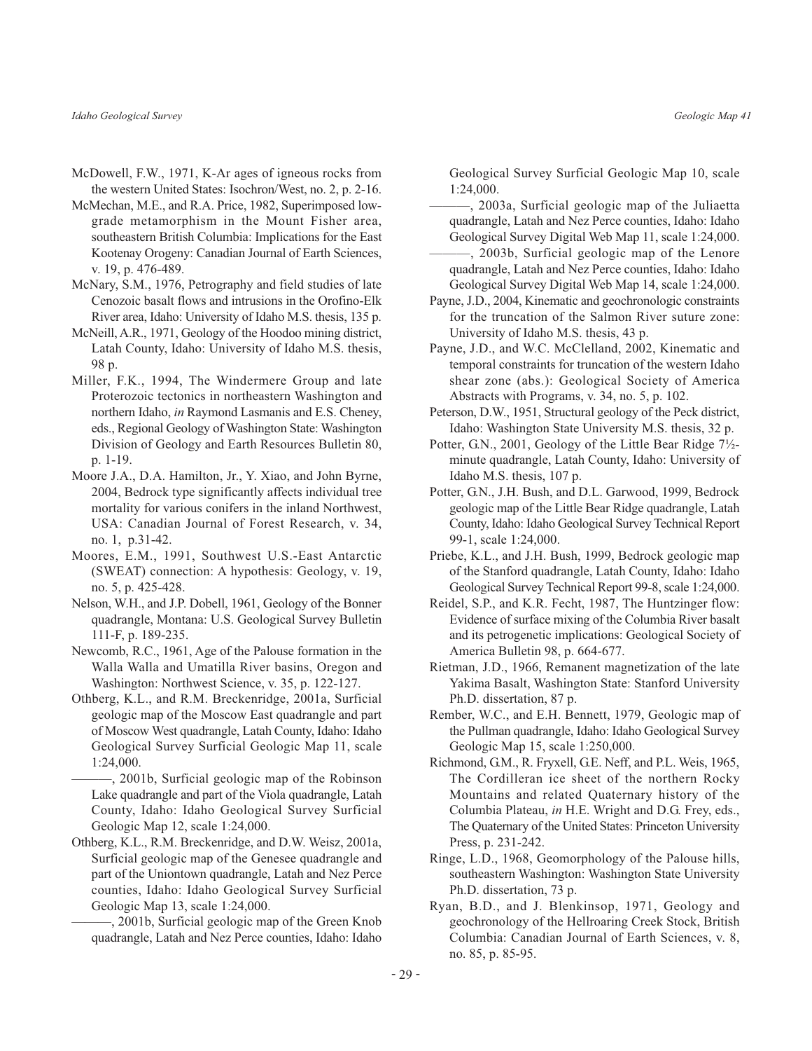McDowell, F.W., 1971, K-Ar ages of igneous rocks from the western United States: Isochron/West, no. 2, p. 2-16.

McMechan, M.E., and R.A. Price, 1982, Superimposed low-grade metamorphism in the Mount Fisher area, southeastern British Columbia: Implications for the East Kootenay Orogeny: Canadian Journal of Earth Sciences, v. 19, p. 476-489.

McNary, S.M., 1976, Petrography and field studies of late Cenozoic basalt flows and intrusions in the Orofino-Elk River area, Idaho: University of Idaho M.S. thesis, 135 p.

McNeill, A.R., 1971, Geology of the Hoodoo mining district, Latah County, Idaho: University of Idaho M.S. thesis, 98 p.

Miller, F.K., 1994, The Windermere Group and late Proterozoic tectonics in northeastern Washington and northern Idaho, *in* Raymond Lasmanis and E.S. Cheney, eds., Regional Geology of Washington State: Washington Division of Geology and Earth Resources Bulletin 80, p. 1-19.

Moore J.A., D.A. Hamilton, Jr., Y. Xiao, and John Byrne, 2004, Bedrock type significantly affects individual tree mortality for various conifers in the inland Northwest, USA: Canadian Journal of Forest Research, v. 34, no. 1, p.31-42.

Moores, E.M., 1991, Southwest U.S.-East Antarctic (SWEAT) connection: A hypothesis: Geology, v. 19, no. 5, p. 425-428.

Nelson, W.H., and J.P. Dobell, 1961, Geology of the Bonner quadrangle, Montana: U.S. Geological Survey Bulletin 111-F, p. 189-235.

Newcomb, R.C., 1961, Age of the Palouse formation in the Walla Walla and Umatilla River basins, Oregon and Washington: Northwest Science, v. 35, p. 122-127.

Othberg, K.L., and R.M. Breckenridge, 2001a, Surficial geologic map of the Moscow East quadrangle and part of Moscow West quadrangle, Latah County, Idaho: Idaho Geological Survey Surficial Geologic Map 11, scale 1:24,000.

———, 2001b, Surficial geologic map of the Robinson Lake quadrangle and part of the Viola quadrangle, Latah County, Idaho: Idaho Geological Survey Surficial Geologic Map 12, scale 1:24,000.

Othberg, K.L., R.M. Breckenridge, and D.W. Weisz, 2001a, Surficial geologic map of the Genesee quadrangle and part of the Uniontown quadrangle, Latah and Nez Perce counties, Idaho: Idaho Geological Survey Surficial Geologic Map 13, scale 1:24,000.

———, 2001b, Surficial geologic map of the Green Knob quadrangle, Latah and Nez Perce counties, Idaho: Idaho Geological Survey Surficial Geologic Map 10, scale 1:24,000.

———, 2003a, Surficial geologic map of the Juliaetta quadrangle, Latah and Nez Perce counties, Idaho: Idaho Geological Survey Digital Web Map 11, scale 1:24,000.

———, 2003b, Surficial geologic map of the Lenore quadrangle, Latah and Nez Perce counties, Idaho: Idaho Geological Survey Digital Web Map 14, scale 1:24,000.

Payne, J.D., 2004, Kinematic and geochronologic constraints for the truncation of the Salmon River suture zone: University of Idaho M.S. thesis, 43 p.

Payne, J.D., and W.C. McClelland, 2002, Kinematic and temporal constraints for truncation of the western Idaho shear zone (abs.): Geological Society of America Abstracts with Programs, v. 34, no. 5, p. 102.

Peterson, D.W., 1951, Structural geology of the Peck district, Idaho: Washington State University M.S. thesis, 32 p.

Potter, G.N., 2001, Geology of the Little Bear Ridge 7½-minute quadrangle, Latah County, Idaho: University of Idaho M.S. thesis, 107 p.

Potter, G.N., J.H. Bush, and D.L. Garwood, 1999, Bedrock geologic map of the Little Bear Ridge quadrangle, Latah County, Idaho: Idaho Geological Survey Technical Report 99-1, scale 1:24,000.

Priebe, K.L., and J.H. Bush, 1999, Bedrock geologic map of the Stanford quadrangle, Latah County, Idaho: Idaho Geological Survey Technical Report 99-8, scale 1:24,000.

Reidel, S.P., and K.R. Fecht, 1987, The Huntzinger flow: Evidence of surface mixing of the Columbia River basalt and its petrogenetic implications: Geological Society of America Bulletin 98, p. 664-677.

Rietman, J.D., 1966, Remanent magnetization of the late Yakima Basalt, Washington State: Stanford University Ph.D. dissertation, 87 p.

Rember, W.C., and E.H. Bennett, 1979, Geologic map of the Pullman quadrangle, Idaho: Idaho Geological Survey Geologic Map 15, scale 1:250,000.

Richmond, G.M., R. Fryxell, G.E. Neff, and P.L. Weis, 1965, The Cordilleran ice sheet of the northern Rocky Mountains and related Quaternary history of the Columbia Plateau, *in* H.E. Wright and D.G. Frey, eds., The Quaternary of the United States: Princeton University Press, p. 231-242.

Ringe, L.D., 1968, Geomorphology of the Palouse hills, southeastern Washington: Washington State University Ph.D. dissertation, 73 p.

Ryan, B.D., and J. Blenkinsop, 1971, Geology and geochronology of the Hellroaring Creek Stock, British Columbia: Canadian Journal of Earth Sciences, v. 8, no. 85, p. 85-95.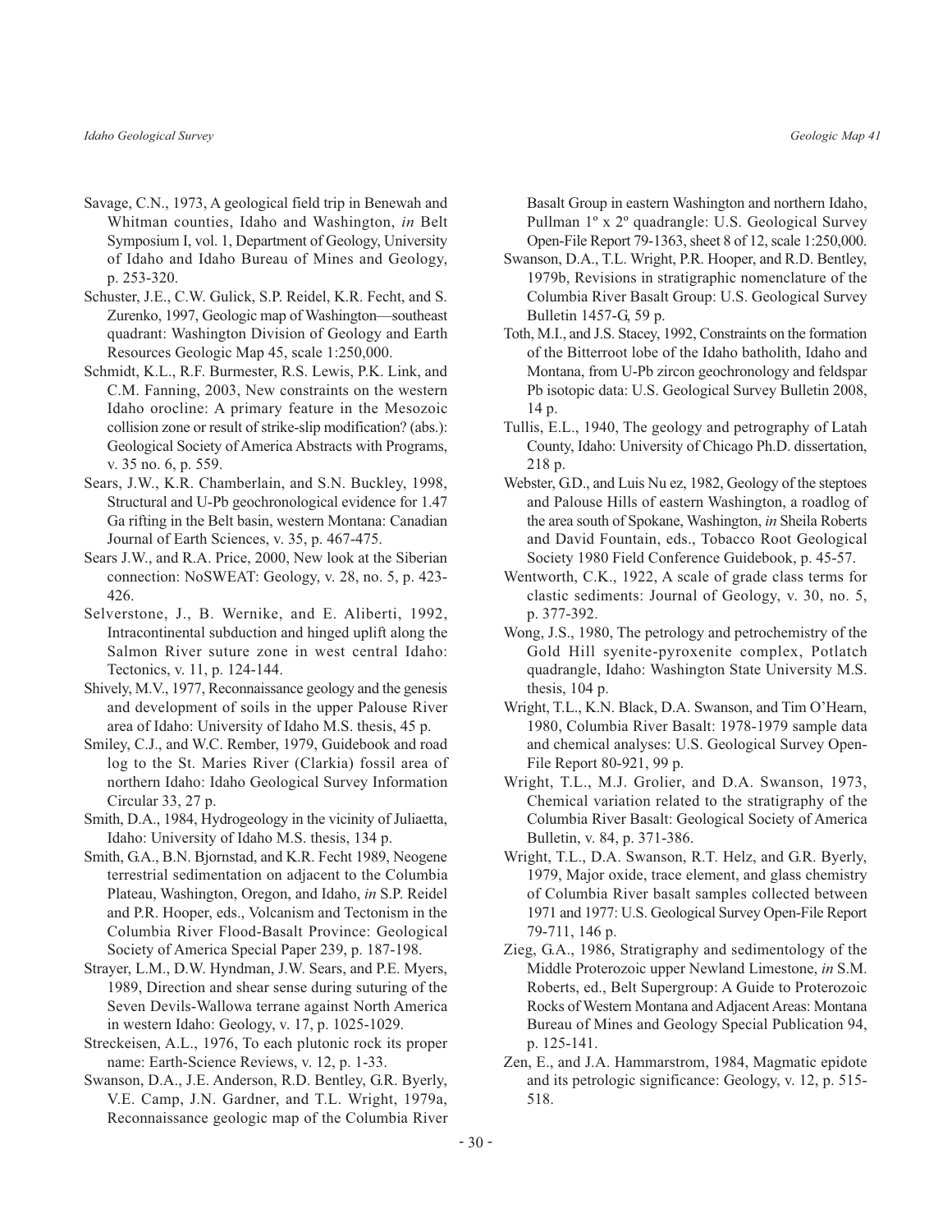Savage, C.N., 1973, A geological field trip in Benewah and Whitman counties, Idaho and Washington, *in* Belt Symposium I, vol. 1, Department of Geology, University of Idaho and Idaho Bureau of Mines and Geology, p. 253-320.

Schuster, J.E., C.W. Gulick, S.P. Reidel, K.R. Fecht, and S. Zurenko, 1997, Geologic map of Washington—southeast quadrant: Washington Division of Geology and Earth Resources Geologic Map 45, scale 1:250,000.

Schmidt, K.L., R.F. Burmester, R.S. Lewis, P.K. Link, and C.M. Fanning, 2003, New constraints on the western Idaho orocline: A primary feature in the Mesozoic collision zone or result of strike-slip modification? (abs.): Geological Society of America Abstracts with Programs, v. 35 no. 6, p. 559.

Sears, J.W., K.R. Chamberlain, and S.N. Buckley, 1998, Structural and U-Pb geochronological evidence for 1.47 Ga rifting in the Belt basin, western Montana: Canadian Journal of Earth Sciences, v. 35, p. 467-475.

Sears J.W., and R.A. Price, 2000, New look at the Siberian connection: NoSWEAT: Geology, v. 28, no. 5, p. 423-426.

Selverstone, J., B. Wernike, and E. Aliberti, 1992, Intracontinental subduction and hinged uplift along the Salmon River suture zone in west central Idaho: Tectonics, v. 11, p. 124-144.

Shively, M.V., 1977, Reconnaissance geology and the genesis and development of soils in the upper Palouse River area of Idaho: University of Idaho M.S. thesis, 45 p.

Smiley, C.J., and W.C. Rember, 1979, Guidebook and road log to the St. Maries River (Clarkia) fossil area of northern Idaho: Idaho Geological Survey Information Circular 33, 27 p.

Smith, D.A., 1984, Hydrogeology in the vicinity of Juliaetta, Idaho: University of Idaho M.S. thesis, 134 p.

Smith, G.A., B.N. Bjornstad, and K.R. Fecht 1989, Neogene terrestrial sedimentation on adjacent to the Columbia Plateau, Washington, Oregon, and Idaho, *in* S.P. Reidel and P.R. Hooper, eds., Volcanism and Tectonism in the Columbia River Flood-Basalt Province: Geological Society of America Special Paper 239, p. 187-198.

Strayer, L.M., D.W. Hyndman, J.W. Sears, and P.E. Myers, 1989, Direction and shear sense during suturing of the Seven Devils-Wallowa terrane against North America in western Idaho: Geology, v. 17, p. 1025-1029.

Streckeisen, A.L., 1976, To each plutonic rock its proper name: Earth-Science Reviews, v. 12, p. 1-33.

Swanson, D.A., J.E. Anderson, R.D. Bentley, G.R. Byerly, V.E. Camp, J.N. Gardner, and T.L. Wright, 1979a, Reconnaissance geologic map of the Columbia River Basalt Group in eastern Washington and northern Idaho, Pullman 1º x 2º quadrangle: U.S. Geological Survey Open-File Report 79-1363, sheet 8 of 12, scale 1:250,000.

Swanson, D.A., T.L. Wright, P.R. Hooper, and R.D. Bentley, 1979b, Revisions in stratigraphic nomenclature of the Columbia River Basalt Group: U.S. Geological Survey Bulletin 1457-G, 59 p.

Toth, M.I., and J.S. Stacey, 1992, Constraints on the formation of the Bitterroot lobe of the Idaho batholith, Idaho and Montana, from U-Pb zircon geochronology and feldspar Pb isotopic data: U.S. Geological Survey Bulletin 2008, 14 p.

Tullis, E.L., 1940, The geology and petrography of Latah County, Idaho: University of Chicago Ph.D. dissertation, 218 p.

Webster, G.D., and Luis Nu ez, 1982, Geology of the steptoes and Palouse Hills of eastern Washington, a roadlog of the area south of Spokane, Washington, *in* Sheila Roberts and David Fountain, eds., Tobacco Root Geological Society 1980 Field Conference Guidebook, p. 45-57.

Wentworth, C.K., 1922, A scale of grade class terms for clastic sediments: Journal of Geology, v. 30, no. 5, p. 377-392.

Wong, J.S., 1980, The petrology and petrochemistry of the Gold Hill syenite-pyroxenite complex, Potlatch quadrangle, Idaho: Washington State University M.S. thesis, 104 p.

Wright, T.L., K.N. Black, D.A. Swanson, and Tim O'Hearn, 1980, Columbia River Basalt: 1978-1979 sample data and chemical analyses: U.S. Geological Survey Open-File Report 80-921, 99 p.

Wright, T.L., M.J. Grolier, and D.A. Swanson, 1973, Chemical variation related to the stratigraphy of the Columbia River Basalt: Geological Society of America Bulletin, v. 84, p. 371-386.

Wright, T.L., D.A. Swanson, R.T. Helz, and G.R. Byerly, 1979, Major oxide, trace element, and glass chemistry of Columbia River basalt samples collected between 1971 and 1977: U.S. Geological Survey Open-File Report 79-711, 146 p.

Zieg, G.A., 1986, Stratigraphy and sedimentology of the Middle Proterozoic upper Newland Limestone, *in* S.M. Roberts, ed., Belt Supergroup: A Guide to Proterozoic Rocks of Western Montana and Adjacent Areas: Montana Bureau of Mines and Geology Special Publication 94, p. 125-141.

Zen, E., and J.A. Hammarstrom, 1984, Magmatic epidote and its petrologic significance: Geology, v. 12, p. 515-518.